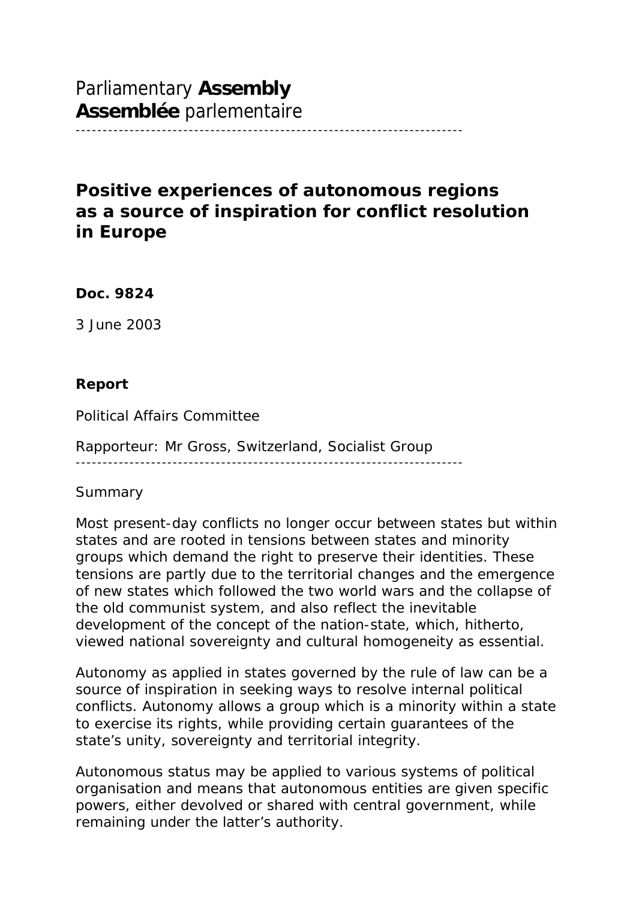Parliamentary **Assembly**
**Assemblée** parlementaire

---

# Positive experiences of autonomous regions as a source of inspiration for conflict resolution in Europe

**Doc. 9824**

3 June 2003

**Report**

Political Affairs Committee

Rapporteur: Mr Gross, Switzerland, Socialist Group

---

Summary

Most present-day conflicts no longer occur between states but within states and are rooted in tensions between states and minority groups which demand the right to preserve their identities. These tensions are partly due to the territorial changes and the emergence of new states which followed the two world wars and the collapse of the old communist system, and also reflect the inevitable development of the concept of the nation-state, which, hitherto, viewed national sovereignty and cultural homogeneity as essential.

Autonomy as applied in states governed by the rule of law can be a source of inspiration in seeking ways to resolve internal political conflicts. Autonomy allows a group which is a minority within a state to exercise its rights, while providing certain guarantees of the state's unity, sovereignty and territorial integrity.

Autonomous status may be applied to various systems of political organisation and means that autonomous entities are given specific powers, either devolved or shared with central government, while remaining under the latter's authority.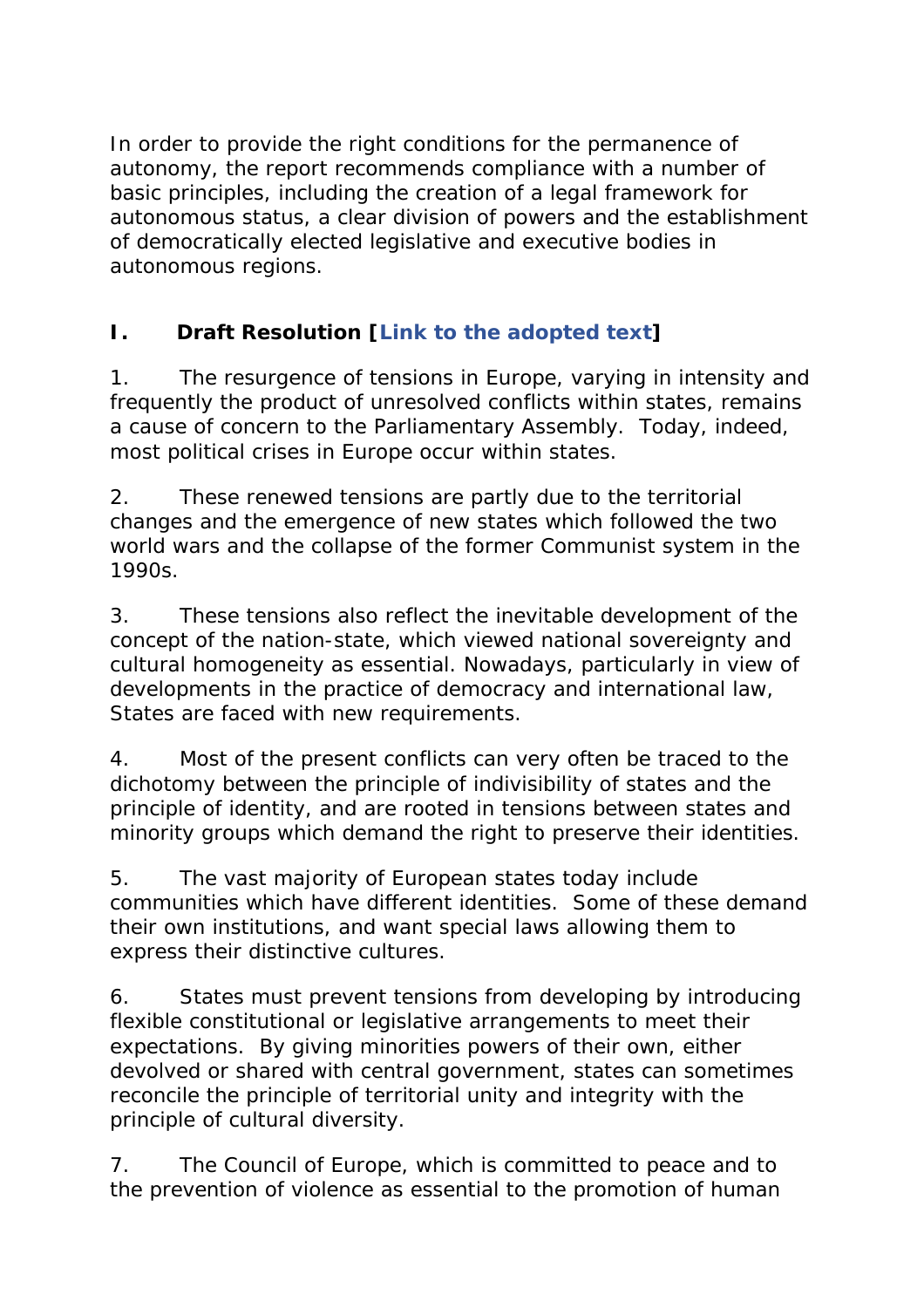In order to provide the right conditions for the permanence of autonomy, the report recommends compliance with a number of basic principles, including the creation of a legal framework for autonomous status, a clear division of powers and the establishment of democratically elected legislative and executive bodies in autonomous regions.

## I. Draft Resolution [Link to the adopted text]

1. The resurgence of tensions in Europe, varying in intensity and frequently the product of unresolved conflicts within states, remains a cause of concern to the Parliamentary Assembly. Today, indeed, most political crises in Europe occur within states.

2. These renewed tensions are partly due to the territorial changes and the emergence of new states which followed the two world wars and the collapse of the former Communist system in the 1990s.

3. These tensions also reflect the inevitable development of the concept of the nation-state, which viewed national sovereignty and cultural homogeneity as essential. Nowadays, particularly in view of developments in the practice of democracy and international law, States are faced with new requirements.

4. Most of the present conflicts can very often be traced to the dichotomy between the principle of indivisibility of states and the principle of identity, and are rooted in tensions between states and minority groups which demand the right to preserve their identities.

5. The vast majority of European states today include communities which have different identities. Some of these demand their own institutions, and want special laws allowing them to express their distinctive cultures.

6. States must prevent tensions from developing by introducing flexible constitutional or legislative arrangements to meet their expectations. By giving minorities powers of their own, either devolved or shared with central government, states can sometimes reconcile the principle of territorial unity and integrity with the principle of cultural diversity.

7. The Council of Europe, which is committed to peace and to the prevention of violence as essential to the promotion of human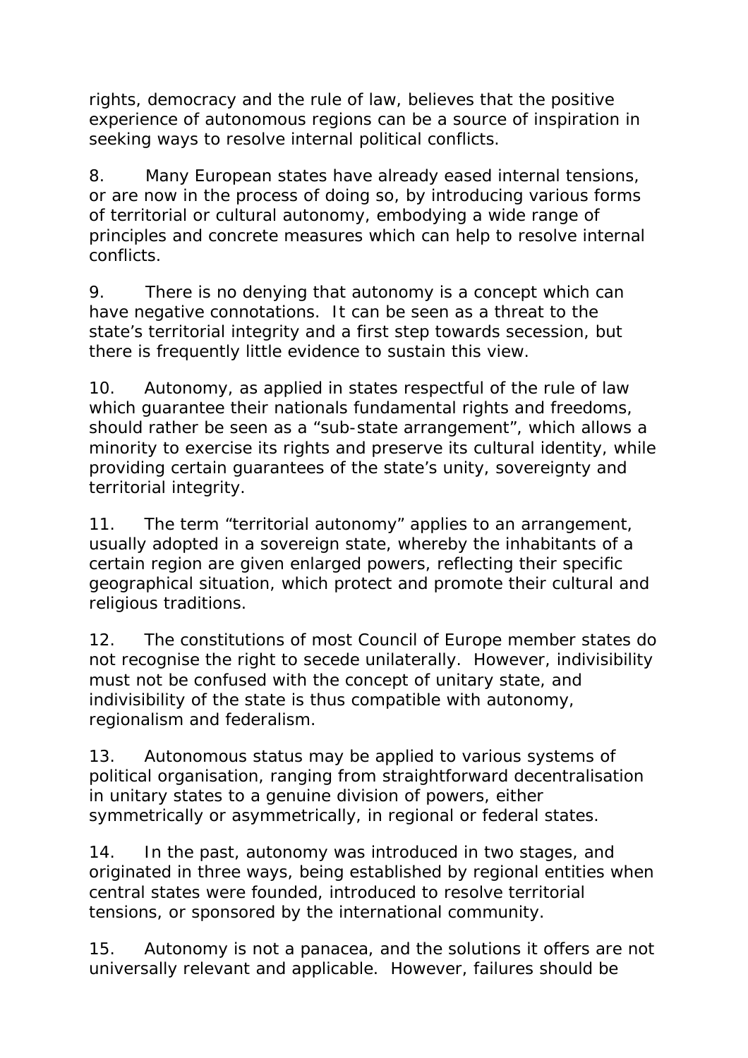rights, democracy and the rule of law, believes that the positive experience of autonomous regions can be a source of inspiration in seeking ways to resolve internal political conflicts.

8. Many European states have already eased internal tensions, or are now in the process of doing so, by introducing various forms of territorial or cultural autonomy, embodying a wide range of principles and concrete measures which can help to resolve internal conflicts.

9. There is no denying that autonomy is a concept which can have negative connotations. It can be seen as a threat to the state's territorial integrity and a first step towards secession, but there is frequently little evidence to sustain this view.

10. Autonomy, as applied in states respectful of the rule of law which guarantee their nationals fundamental rights and freedoms, should rather be seen as a "sub-state arrangement", which allows a minority to exercise its rights and preserve its cultural identity, while providing certain guarantees of the state's unity, sovereignty and territorial integrity.

11. The term "territorial autonomy" applies to an arrangement, usually adopted in a sovereign state, whereby the inhabitants of a certain region are given enlarged powers, reflecting their specific geographical situation, which protect and promote their cultural and religious traditions.

12. The constitutions of most Council of Europe member states do not recognise the right to secede unilaterally. However, indivisibility must not be confused with the concept of unitary state, and indivisibility of the state is thus compatible with autonomy, regionalism and federalism.

13. Autonomous status may be applied to various systems of political organisation, ranging from straightforward decentralisation in unitary states to a genuine division of powers, either symmetrically or asymmetrically, in regional or federal states.

14. In the past, autonomy was introduced in two stages, and originated in three ways, being established by regional entities when central states were founded, introduced to resolve territorial tensions, or sponsored by the international community.

15. Autonomy is not a panacea, and the solutions it offers are not universally relevant and applicable. However, failures should be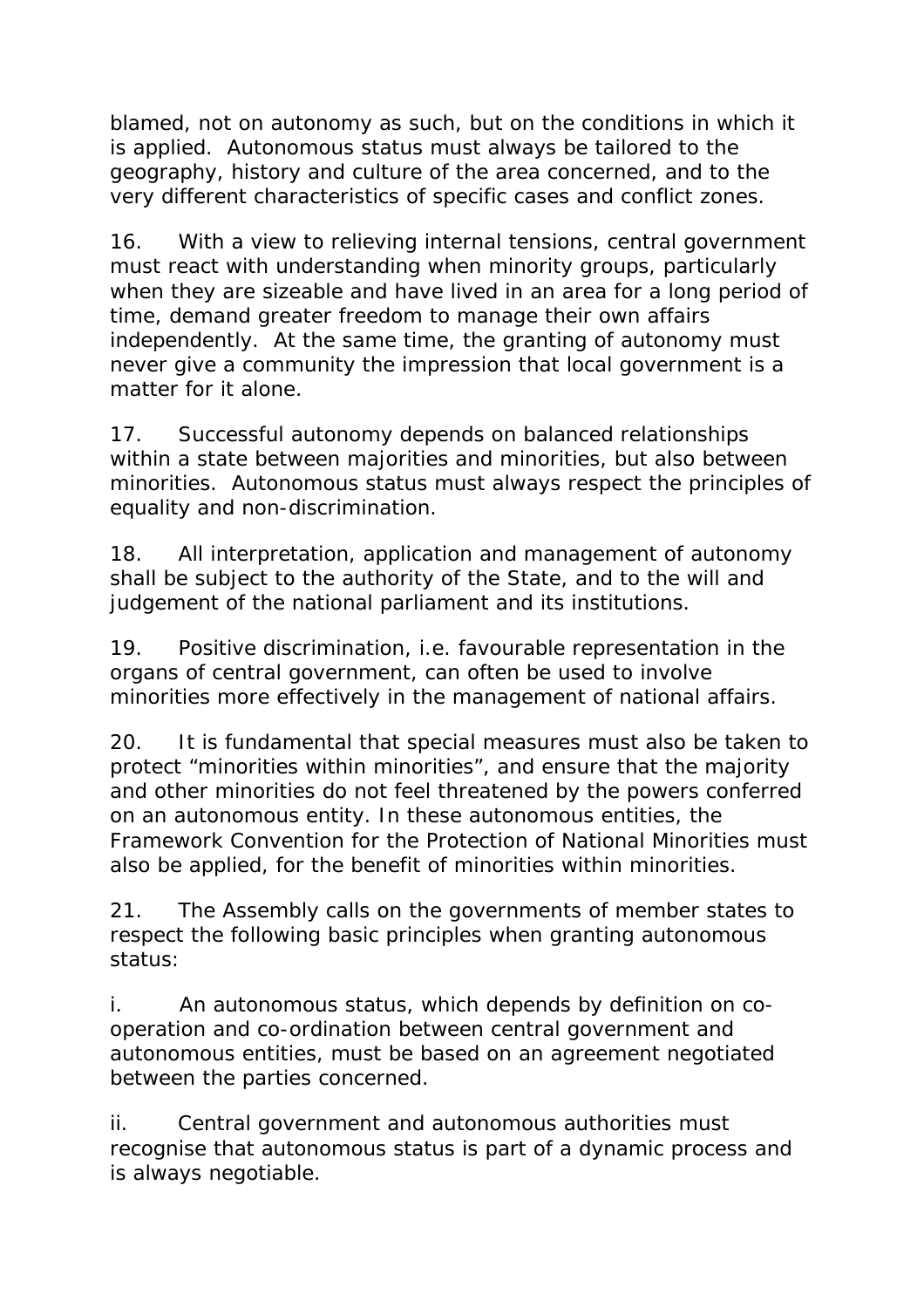blamed, not on autonomy as such, but on the conditions in which it is applied. Autonomous status must always be tailored to the geography, history and culture of the area concerned, and to the very different characteristics of specific cases and conflict zones.

16. With a view to relieving internal tensions, central government must react with understanding when minority groups, particularly when they are sizeable and have lived in an area for a long period of time, demand greater freedom to manage their own affairs independently. At the same time, the granting of autonomy must never give a community the impression that local government is a matter for it alone.

17. Successful autonomy depends on balanced relationships within a state between majorities and minorities, but also between minorities. Autonomous status must always respect the principles of equality and non-discrimination.

18. All interpretation, application and management of autonomy shall be subject to the authority of the State, and to the will and judgement of the national parliament and its institutions.

19. Positive discrimination, i.e. favourable representation in the organs of central government, can often be used to involve minorities more effectively in the management of national affairs.

20. It is fundamental that special measures must also be taken to protect "minorities within minorities", and ensure that the majority and other minorities do not feel threatened by the powers conferred on an autonomous entity. In these autonomous entities, the Framework Convention for the Protection of National Minorities must also be applied, for the benefit of minorities within minorities.

21. The Assembly calls on the governments of member states to respect the following basic principles when granting autonomous status:

i. An autonomous status, which depends by definition on co-operation and co-ordination between central government and autonomous entities, must be based on an agreement negotiated between the parties concerned.

ii. Central government and autonomous authorities must recognise that autonomous status is part of a dynamic process and is always negotiable.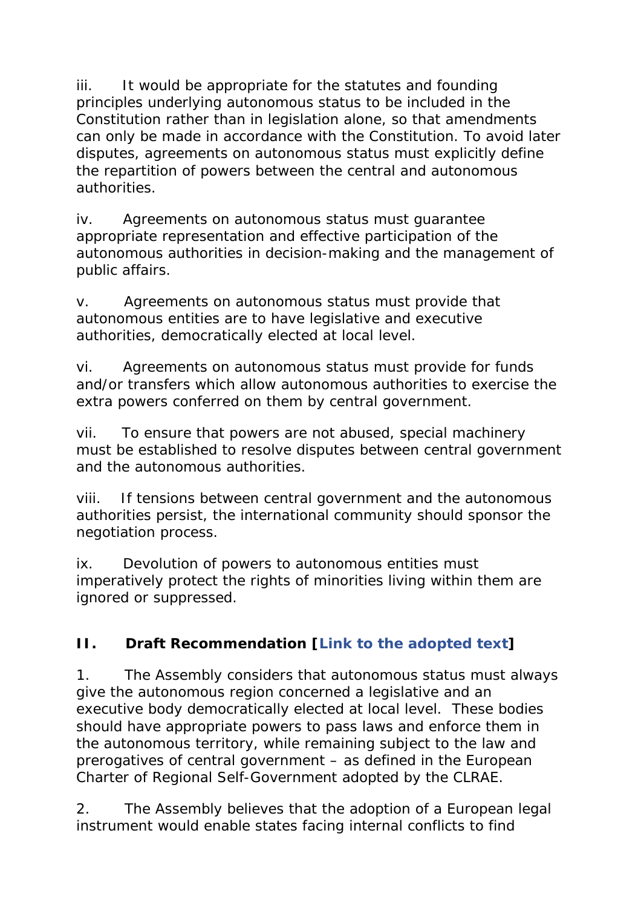iii. It would be appropriate for the statutes and founding principles underlying autonomous status to be included in the Constitution rather than in legislation alone, so that amendments can only be made in accordance with the Constitution. To avoid later disputes, agreements on autonomous status must explicitly define the repartition of powers between the central and autonomous authorities.

iv. Agreements on autonomous status must guarantee appropriate representation and effective participation of the autonomous authorities in decision-making and the management of public affairs.

v. Agreements on autonomous status must provide that autonomous entities are to have legislative and executive authorities, democratically elected at local level.

vi. Agreements on autonomous status must provide for funds and/or transfers which allow autonomous authorities to exercise the extra powers conferred on them by central government.

vii. To ensure that powers are not abused, special machinery must be established to resolve disputes between central government and the autonomous authorities.

viii. If tensions between central government and the autonomous authorities persist, the international community should sponsor the negotiation process.

ix. Devolution of powers to autonomous entities must imperatively protect the rights of minorities living within them are ignored or suppressed.

## II. Draft Recommendation [Link to the adopted text]

1. The Assembly considers that autonomous status must always give the autonomous region concerned a legislative and an executive body democratically elected at local level. These bodies should have appropriate powers to pass laws and enforce them in the autonomous territory, while remaining subject to the law and prerogatives of central government – as defined in the European Charter of Regional Self-Government adopted by the CLRAE.

2. The Assembly believes that the adoption of a European legal instrument would enable states facing internal conflicts to find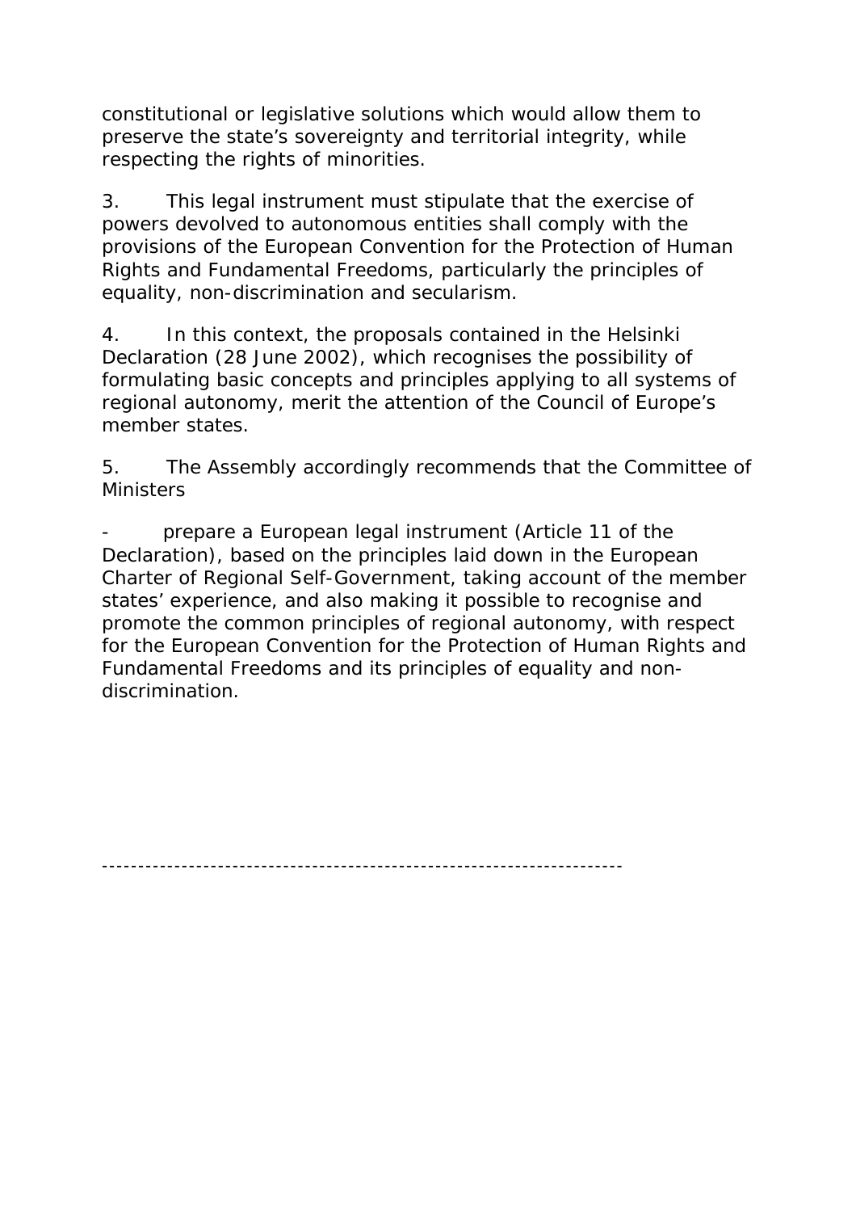constitutional or legislative solutions which would allow them to preserve the state's sovereignty and territorial integrity, while respecting the rights of minorities.

3. This legal instrument must stipulate that the exercise of powers devolved to autonomous entities shall comply with the provisions of the European Convention for the Protection of Human Rights and Fundamental Freedoms, particularly the principles of equality, non-discrimination and secularism.

4. In this context, the proposals contained in the Helsinki Declaration (28 June 2002), which recognises the possibility of formulating basic concepts and principles applying to all systems of regional autonomy, merit the attention of the Council of Europe's member states.

5. The Assembly accordingly recommends that the Committee of Ministers

- prepare a European legal instrument (Article 11 of the Declaration), based on the principles laid down in the European Charter of Regional Self-Government, taking account of the member states' experience, and also making it possible to recognise and promote the common principles of regional autonomy, with respect for the European Convention for the Protection of Human Rights and Fundamental Freedoms and its principles of equality and non-discrimination.

---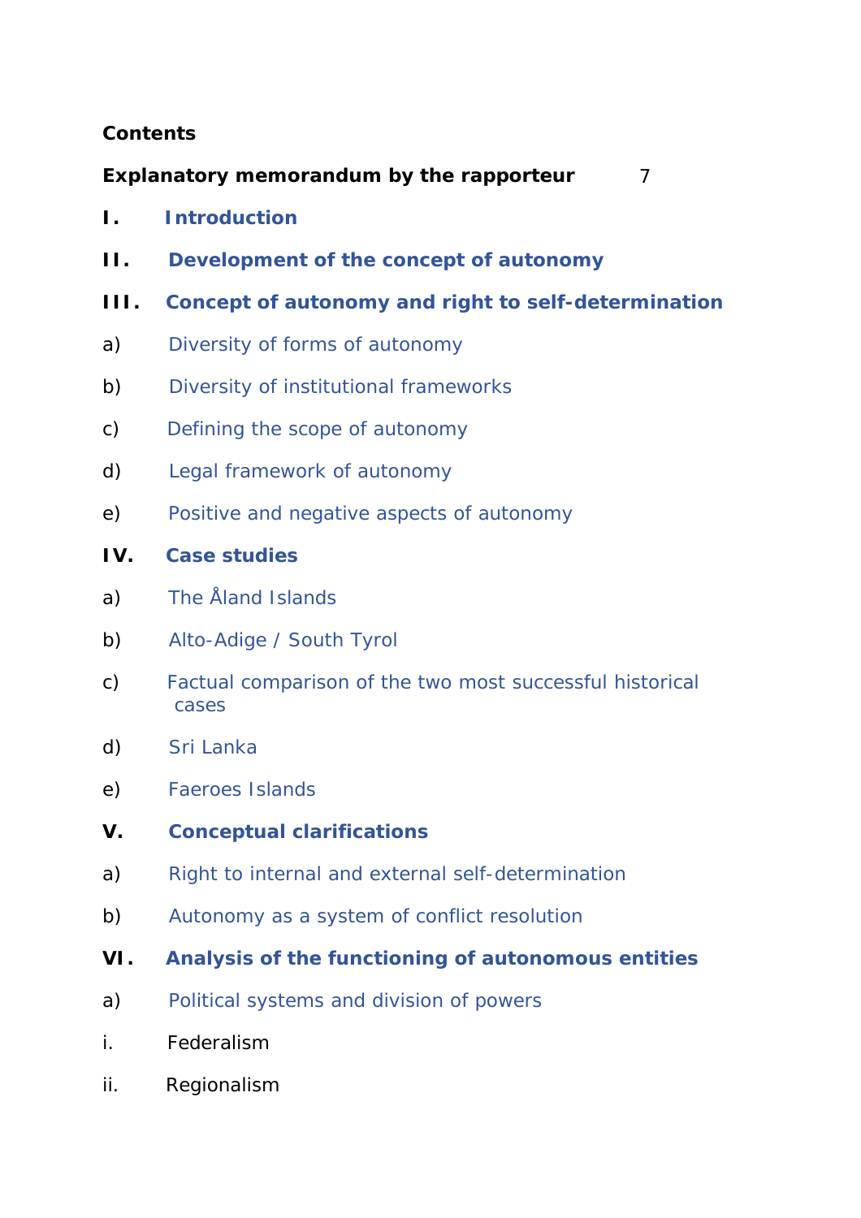**Contents**

**Explanatory memorandum by the rapporteur** 7

**I. Introduction**

**II. Development of the concept of autonomy**

**III. Concept of autonomy and right to self-determination**

a) Diversity of forms of autonomy

b) Diversity of institutional frameworks

c) Defining the scope of autonomy

d) Legal framework of autonomy

e) Positive and negative aspects of autonomy

**IV. Case studies**

a) The Åland Islands

b) Alto-Adige / South Tyrol

c) Factual comparison of the two most successful historical cases

d) Sri Lanka

e) Faeroes Islands

**V. Conceptual clarifications**

a) Right to internal and external self-determination

b) Autonomy as a system of conflict resolution

**VI. Analysis of the functioning of autonomous entities**

a) Political systems and division of powers

i. Federalism

ii. Regionalism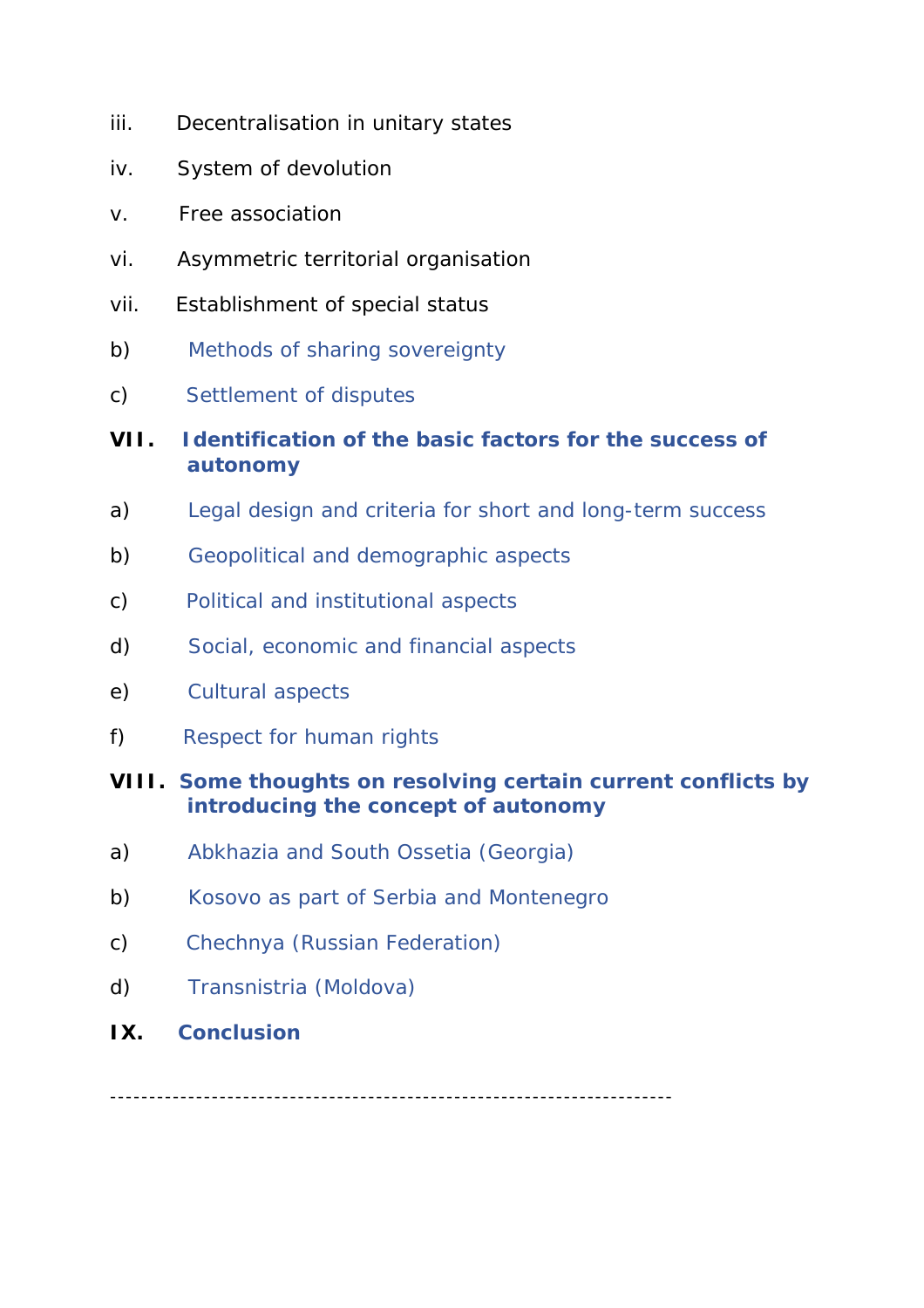iii. Decentralisation in unitary states

iv. System of devolution

v. Free association

vi. Asymmetric territorial organisation

vii. Establishment of special status

b) Methods of sharing sovereignty

c) Settlement of disputes

**VII. Identification of the basic factors for the success of autonomy**

a) Legal design and criteria for short and long-term success

b) Geopolitical and demographic aspects

c) Political and institutional aspects

d) Social, economic and financial aspects

e) Cultural aspects

f) Respect for human rights

**VIII. Some thoughts on resolving certain current conflicts by introducing the concept of autonomy**

a) Abkhazia and South Ossetia (Georgia)

b) Kosovo as part of Serbia and Montenegro

c) Chechnya (Russian Federation)

d) Transnistria (Moldova)

**IX. Conclusion**

---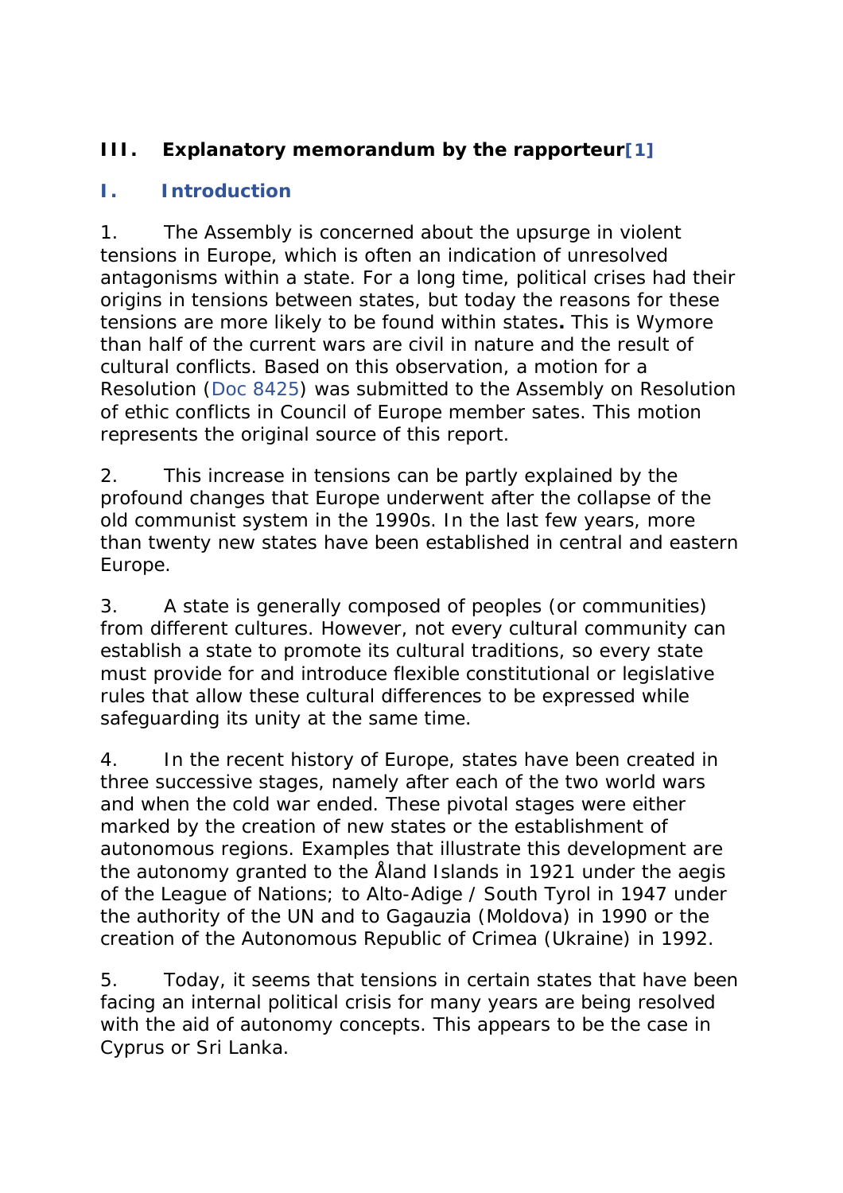## III. Explanatory memorandum by the rapporteur[1]

### I. Introduction

1. The Assembly is concerned about the upsurge in violent tensions in Europe, which is often an indication of unresolved antagonisms within a state. For a long time, political crises had their origins in tensions between states, but today the reasons for these tensions are more likely to be found within states**.** This is Wymore than half of the current wars are civil in nature and the result of cultural conflicts. Based on this observation, a motion for a Resolution (Doc 8425) was submitted to the Assembly on Resolution of ethic conflicts in Council of Europe member sates. This motion represents the original source of this report.

2. This increase in tensions can be partly explained by the profound changes that Europe underwent after the collapse of the old communist system in the 1990s. In the last few years, more than twenty new states have been established in central and eastern Europe.

3. A state is generally composed of peoples (or communities) from different cultures. However, not every cultural community can establish a state to promote its cultural traditions, so every state must provide for and introduce flexible constitutional or legislative rules that allow these cultural differences to be expressed while safeguarding its unity at the same time.

4. In the recent history of Europe, states have been created in three successive stages, namely after each of the two world wars and when the cold war ended. These pivotal stages were either marked by the creation of new states or the establishment of autonomous regions. Examples that illustrate this development are the autonomy granted to the Åland Islands in 1921 under the aegis of the League of Nations; to Alto-Adige / South Tyrol in 1947 under the authority of the UN and to Gagauzia (Moldova) in 1990 or the creation of the Autonomous Republic of Crimea (Ukraine) in 1992.

5. Today, it seems that tensions in certain states that have been facing an internal political crisis for many years are being resolved with the aid of autonomy concepts. This appears to be the case in Cyprus or Sri Lanka.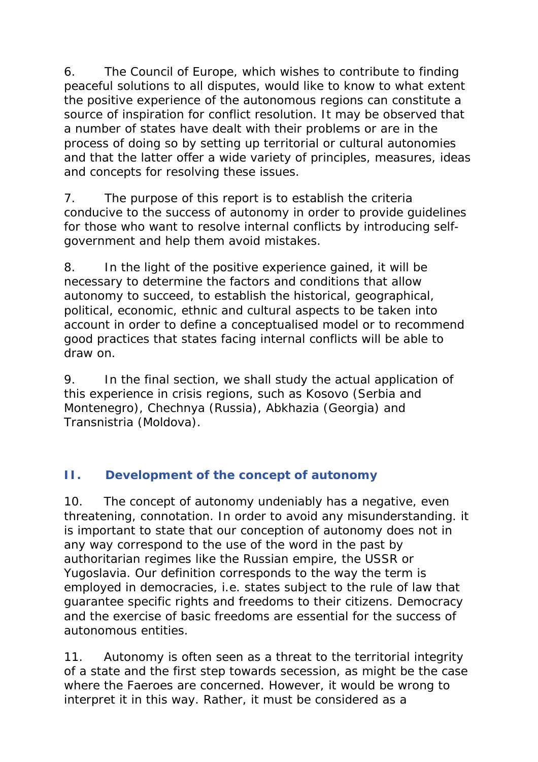6. The Council of Europe, which wishes to contribute to finding peaceful solutions to all disputes, would like to know to what extent the positive experience of the autonomous regions can constitute a source of inspiration for conflict resolution. It may be observed that a number of states have dealt with their problems or are in the process of doing so by setting up territorial or cultural autonomies and that the latter offer a wide variety of principles, measures, ideas and concepts for resolving these issues.

7. The purpose of this report is to establish the criteria conducive to the success of autonomy in order to provide guidelines for those who want to resolve internal conflicts by introducing self-government and help them avoid mistakes.

8. In the light of the positive experience gained, it will be necessary to determine the factors and conditions that allow autonomy to succeed, to establish the historical, geographical, political, economic, ethnic and cultural aspects to be taken into account in order to define a conceptualised model or to recommend good practices that states facing internal conflicts will be able to draw on.

9. In the final section, we shall study the actual application of this experience in crisis regions, such as Kosovo (Serbia and Montenegro), Chechnya (Russia), Abkhazia (Georgia) and Transnistria (Moldova).

## II. Development of the concept of autonomy

10. The concept of autonomy undeniably has a negative, even threatening, connotation. In order to avoid any misunderstanding. it is important to state that our conception of autonomy does not in any way correspond to the use of the word in the past by authoritarian regimes like the Russian empire, the USSR or Yugoslavia. Our definition corresponds to the way the term is employed in democracies, i.e. states subject to the rule of law that guarantee specific rights and freedoms to their citizens. Democracy and the exercise of basic freedoms are essential for the success of autonomous entities.

11. Autonomy is often seen as a threat to the territorial integrity of a state and the first step towards secession, as might be the case where the Faeroes are concerned. However, it would be wrong to interpret it in this way. Rather, it must be considered as a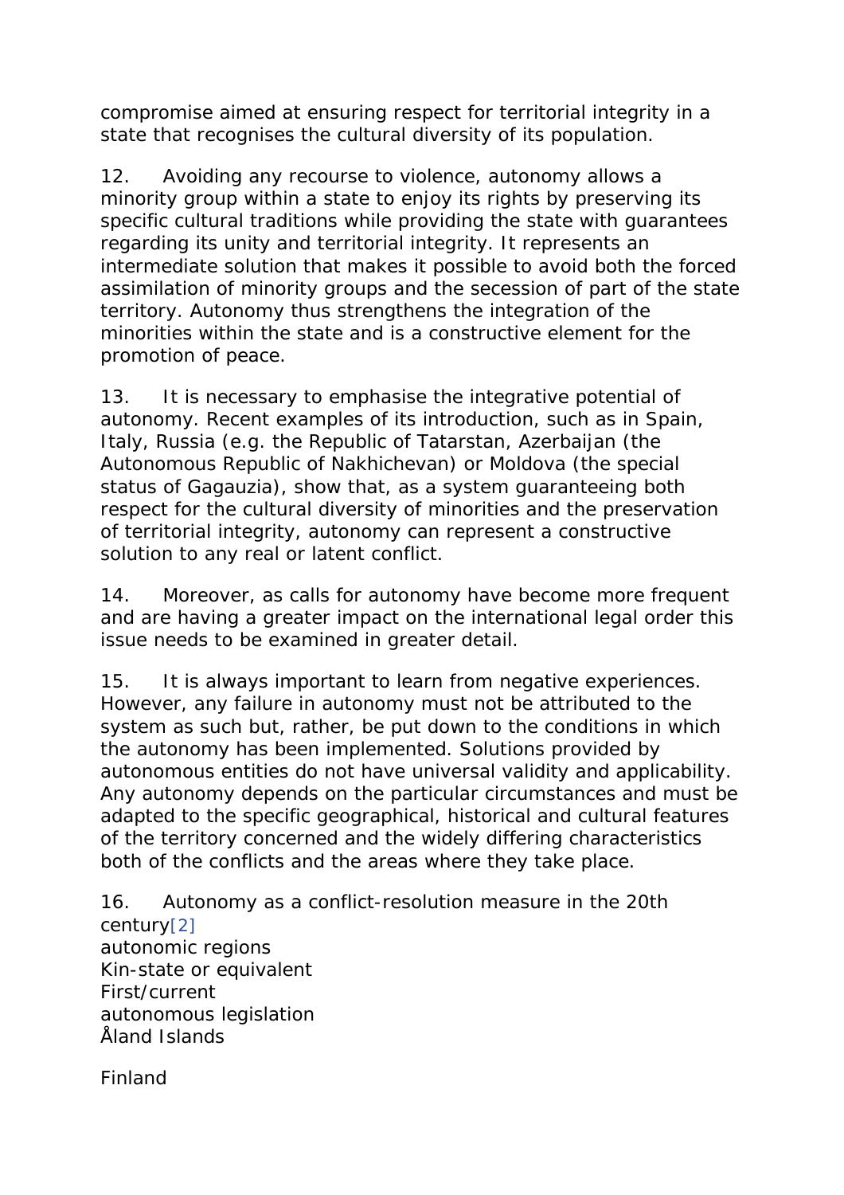compromise aimed at ensuring respect for territorial integrity in a state that recognises the cultural diversity of its population.

12. Avoiding any recourse to violence, autonomy allows a minority group within a state to enjoy its rights by preserving its specific cultural traditions while providing the state with guarantees regarding its unity and territorial integrity. It represents an intermediate solution that makes it possible to avoid both the forced assimilation of minority groups and the secession of part of the state territory. Autonomy thus strengthens the integration of the minorities within the state and is a constructive element for the promotion of peace.

13. It is necessary to emphasise the integrative potential of autonomy. Recent examples of its introduction, such as in Spain, Italy, Russia (e.g. the Republic of Tatarstan, Azerbaijan (the Autonomous Republic of Nakhichevan) or Moldova (the special status of Gagauzia), show that, as a system guaranteeing both respect for the cultural diversity of minorities and the preservation of territorial integrity, autonomy can represent a constructive solution to any real or latent conflict.

14. Moreover, as calls for autonomy have become more frequent and are having a greater impact on the international legal order this issue needs to be examined in greater detail.

15. It is always important to learn from negative experiences. However, any failure in autonomy must not be attributed to the system as such but, rather, be put down to the conditions in which the autonomy has been implemented. Solutions provided by autonomous entities do not have universal validity and applicability. Any autonomy depends on the particular circumstances and must be adapted to the specific geographical, historical and cultural features of the territory concerned and the widely differing characteristics both of the conflicts and the areas where they take place.

16. Autonomy as a conflict-resolution measure in the 20th century[2]

autonomic regions
Kin-state or equivalent
First/current
autonomous legislation
Åland Islands

Finland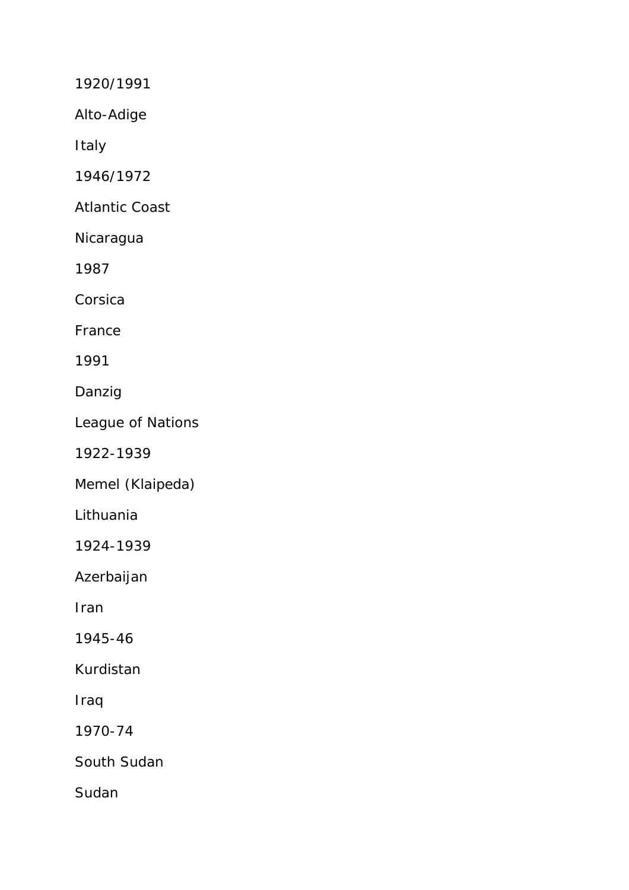1920/1991

Alto-Adige

Italy

1946/1972

Atlantic Coast

Nicaragua

1987

Corsica

France

1991

Danzig

League of Nations

1922-1939

Memel (Klaipeda)

Lithuania

1924-1939

Azerbaijan

Iran

1945-46

Kurdistan

Iraq

1970-74

South Sudan

Sudan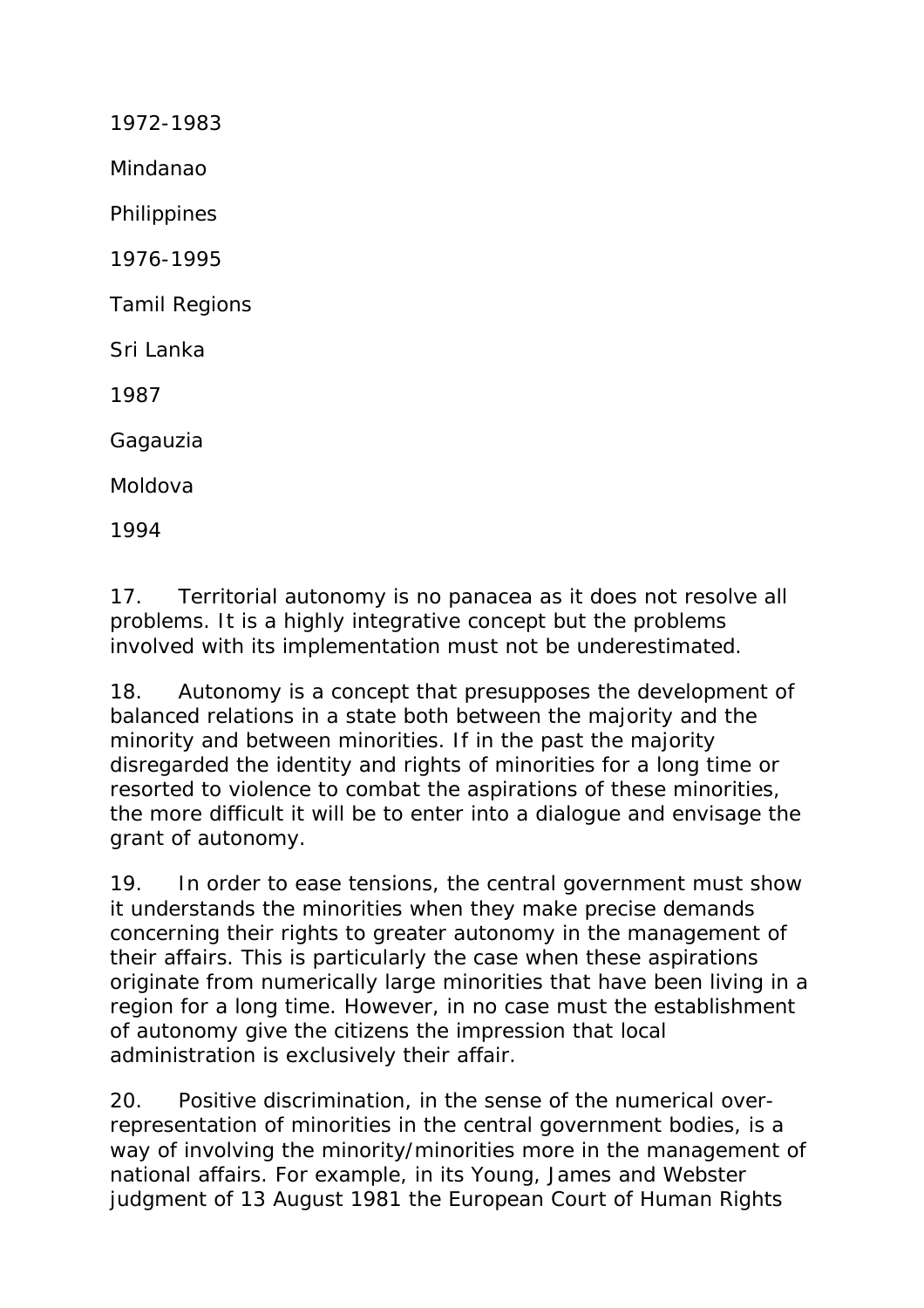1972-1983

Mindanao

Philippines

1976-1995

Tamil Regions

Sri Lanka

1987

Gagauzia

Moldova

1994

17. Territorial autonomy is no panacea as it does not resolve all problems. It is a highly integrative concept but the problems involved with its implementation must not be underestimated.

18. Autonomy is a concept that presupposes the development of balanced relations in a state both between the majority and the minority and between minorities. If in the past the majority disregarded the identity and rights of minorities for a long time or resorted to violence to combat the aspirations of these minorities, the more difficult it will be to enter into a dialogue and envisage the grant of autonomy.

19. In order to ease tensions, the central government must show it understands the minorities when they make precise demands concerning their rights to greater autonomy in the management of their affairs. This is particularly the case when these aspirations originate from numerically large minorities that have been living in a region for a long time. However, in no case must the establishment of autonomy give the citizens the impression that local administration is exclusively their affair.

20. Positive discrimination, in the sense of the numerical over-representation of minorities in the central government bodies, is a way of involving the minority/minorities more in the management of national affairs. For example, in its Young, James and Webster judgment of 13 August 1981 the European Court of Human Rights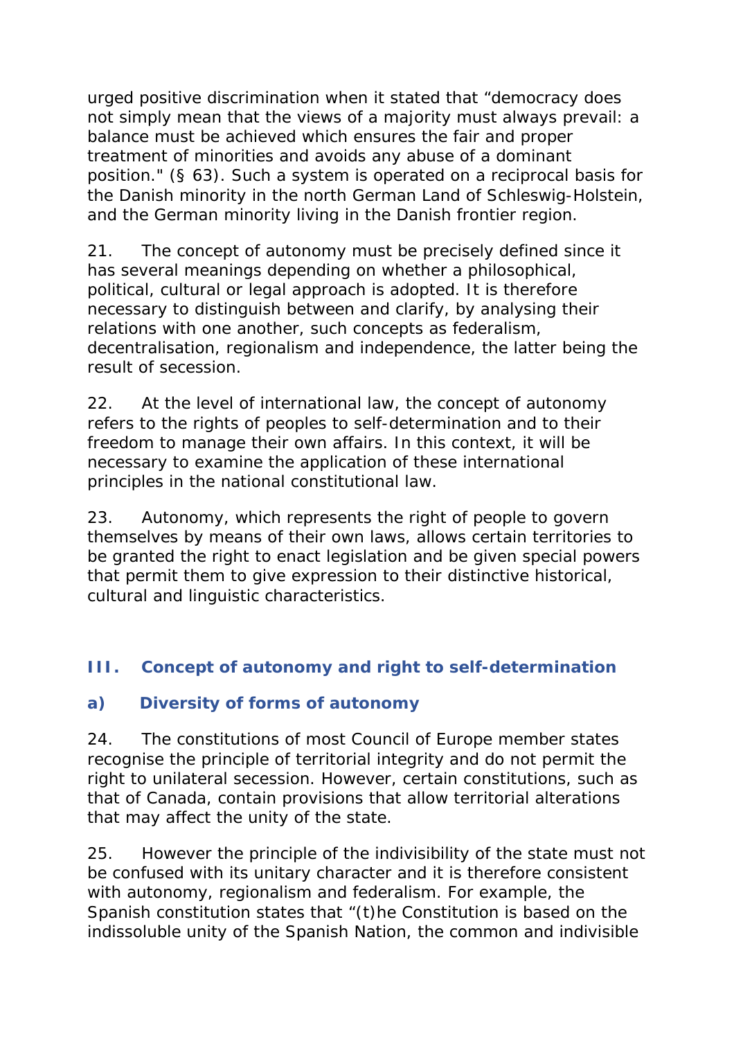urged positive discrimination when it stated that “democracy does not simply mean that the views of a majority must always prevail: a balance must be achieved which ensures the fair and proper treatment of minorities and avoids any abuse of a dominant position." (§ 63). Such a system is operated on a reciprocal basis for the Danish minority in the north German Land of Schleswig-Holstein, and the German minority living in the Danish frontier region.

21. The concept of autonomy must be precisely defined since it has several meanings depending on whether a philosophical, political, cultural or legal approach is adopted. It is therefore necessary to distinguish between and clarify, by analysing their relations with one another, such concepts as federalism, decentralisation, regionalism and independence, the latter being the result of secession.

22. At the level of international law, the concept of autonomy refers to the rights of peoples to self-determination and to their freedom to manage their own affairs. In this context, it will be necessary to examine the application of these international principles in the national constitutional law.

23. Autonomy, which represents the right of people to govern themselves by means of their own laws, allows certain territories to be granted the right to enact legislation and be given special powers that permit them to give expression to their distinctive historical, cultural and linguistic characteristics.

## III. Concept of autonomy and right to self-determination

### a) Diversity of forms of autonomy

24. The constitutions of most Council of Europe member states recognise the principle of territorial integrity and do not permit the right to unilateral secession. However, certain constitutions, such as that of Canada, contain provisions that allow territorial alterations that may affect the unity of the state.

25. However the principle of the indivisibility of the state must not be confused with its unitary character and it is therefore consistent with autonomy, regionalism and federalism. For example, the Spanish constitution states that “(t)he Constitution is based on the indissoluble unity of the Spanish Nation, the common and indivisible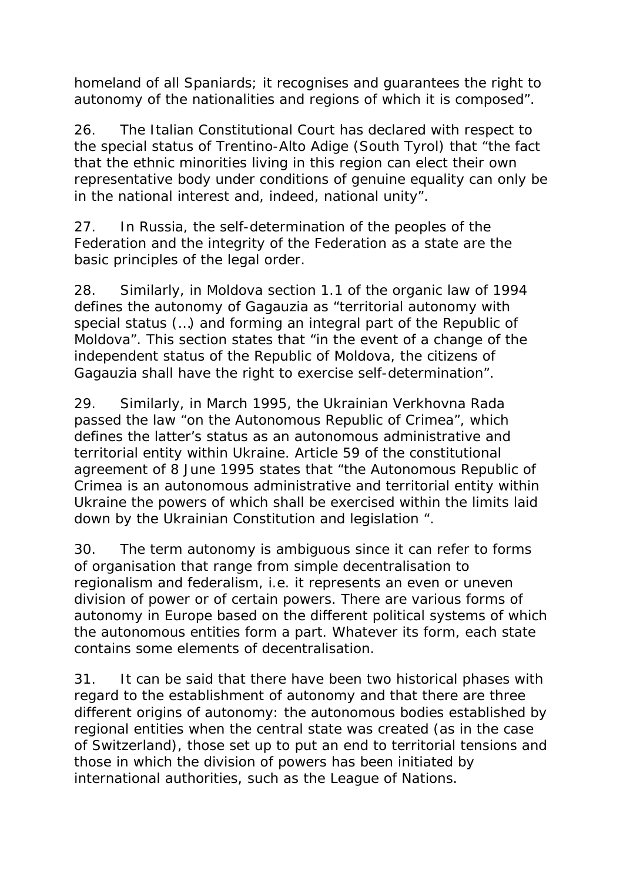homeland of all Spaniards; it recognises and guarantees the right to autonomy of the nationalities and regions of which it is composed".

26. The Italian Constitutional Court has declared with respect to the special status of Trentino-Alto Adige (South Tyrol) that "the fact that the ethnic minorities living in this region can elect their own representative body under conditions of genuine equality can only be in the national interest and, indeed, national unity".

27. In Russia, the self-determination of the peoples of the Federation and the integrity of the Federation as a state are the basic principles of the legal order.

28. Similarly, in Moldova section 1.1 of the organic law of 1994 defines the autonomy of Gagauzia as "territorial autonomy with special status (…) and forming an integral part of the Republic of Moldova". This section states that "in the event of a change of the independent status of the Republic of Moldova, the citizens of Gagauzia shall have the right to exercise self-determination".

29. Similarly, in March 1995, the Ukrainian Verkhovna Rada passed the law "on the Autonomous Republic of Crimea", which defines the latter's status as an autonomous administrative and territorial entity within Ukraine. Article 59 of the constitutional agreement of 8 June 1995 states that "the Autonomous Republic of Crimea is an autonomous administrative and territorial entity within Ukraine the powers of which shall be exercised within the limits laid down by the Ukrainian Constitution and legislation ".

30. The term autonomy is ambiguous since it can refer to forms of organisation that range from simple decentralisation to regionalism and federalism, i.e. it represents an even or uneven division of power or of certain powers. There are various forms of autonomy in Europe based on the different political systems of which the autonomous entities form a part. Whatever its form, each state contains some elements of decentralisation.

31. It can be said that there have been two historical phases with regard to the establishment of autonomy and that there are three different origins of autonomy: the autonomous bodies established by regional entities when the central state was created (as in the case of Switzerland), those set up to put an end to territorial tensions and those in which the division of powers has been initiated by international authorities, such as the League of Nations.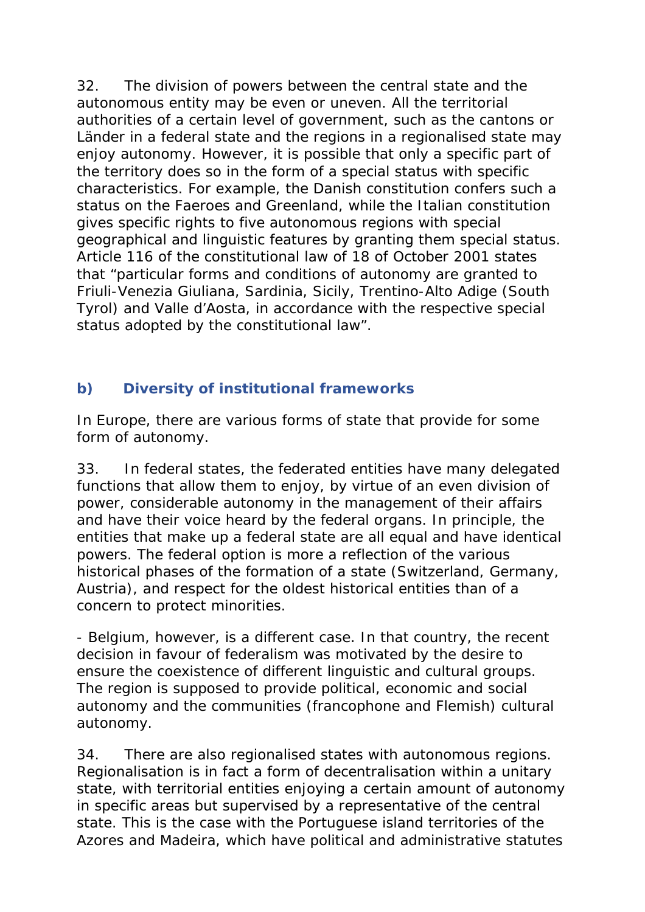32. The division of powers between the central state and the autonomous entity may be even or uneven. All the territorial authorities of a certain level of government, such as the cantons or Länder in a federal state and the regions in a regionalised state may enjoy autonomy. However, it is possible that only a specific part of the territory does so in the form of a special status with specific characteristics. For example, the Danish constitution confers such a status on the Faeroes and Greenland, while the Italian constitution gives specific rights to five autonomous regions with special geographical and linguistic features by granting them special status. Article 116 of the constitutional law of 18 of October 2001 states that "particular forms and conditions of autonomy are granted to Friuli-Venezia Giuliana, Sardinia, Sicily, Trentino-Alto Adige (South Tyrol) and Valle d'Aosta, in accordance with the respective special status adopted by the constitutional law".

### b) Diversity of institutional frameworks

*In Europe, there are various forms of state that provide for some form of autonomy.*

33. In federal states, the federated entities have many delegated functions that allow them to enjoy, by virtue of an even division of power, considerable autonomy in the management of their affairs and have their voice heard by the federal organs. In principle, the entities that make up a federal state are all equal and have identical powers. The federal option is more a reflection of the various historical phases of the formation of a state (Switzerland, Germany, Austria), and respect for the oldest historical entities than of a concern to protect minorities.

- Belgium, however, is a different case. In that country, the recent decision in favour of federalism was motivated by the desire to ensure the coexistence of different linguistic and cultural groups. The region is supposed to provide political, economic and social autonomy and the communities (francophone and Flemish) cultural autonomy.

34. There are also regionalised states with autonomous regions. Regionalisation is in fact a form of decentralisation within a unitary state, with territorial entities enjoying a certain amount of autonomy in specific areas but supervised by a representative of the central state. This is the case with the Portuguese island territories of the Azores and Madeira, which have political and administrative statutes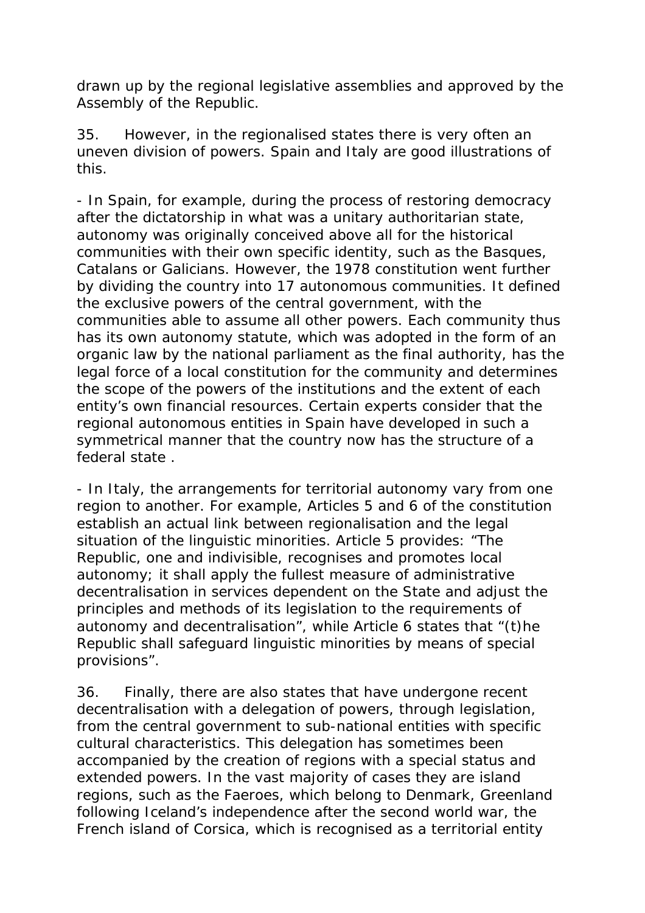drawn up by the regional legislative assemblies and approved by the Assembly of the Republic.

35. However, in the regionalised states there is very often an uneven division of powers. Spain and Italy are good illustrations of this.

- In Spain, for example, during the process of restoring democracy after the dictatorship in what was a unitary authoritarian state, autonomy was originally conceived above all for the historical communities with their own specific identity, such as the Basques, Catalans or Galicians. However, the 1978 constitution went further by dividing the country into 17 autonomous communities. It defined the exclusive powers of the central government, with the communities able to assume all other powers. Each community thus has its own autonomy statute, which was adopted in the form of an organic law by the national parliament as the final authority, has the legal force of a local constitution for the community and determines the scope of the powers of the institutions and the extent of each entity's own financial resources. Certain experts consider that the regional autonomous entities in Spain have developed in such a symmetrical manner that the country now has the structure of a federal state .

- In Italy, the arrangements for territorial autonomy vary from one region to another. For example, Articles 5 and 6 of the constitution establish an actual link between regionalisation and the legal situation of the linguistic minorities. Article 5 provides: "The Republic, one and indivisible, recognises and promotes local autonomy; it shall apply the fullest measure of administrative decentralisation in services dependent on the State and adjust the principles and methods of its legislation to the requirements of autonomy and decentralisation", while Article 6 states that "(t)he Republic shall safeguard linguistic minorities by means of special provisions".

36. Finally, there are also states that have undergone recent decentralisation with a delegation of powers, through legislation, from the central government to sub-national entities with specific cultural characteristics. This delegation has sometimes been accompanied by the creation of regions with a special status and extended powers. In the vast majority of cases they are island regions, such as the Faeroes, which belong to Denmark, Greenland following Iceland's independence after the second world war, the French island of Corsica, which is recognised as a territorial entity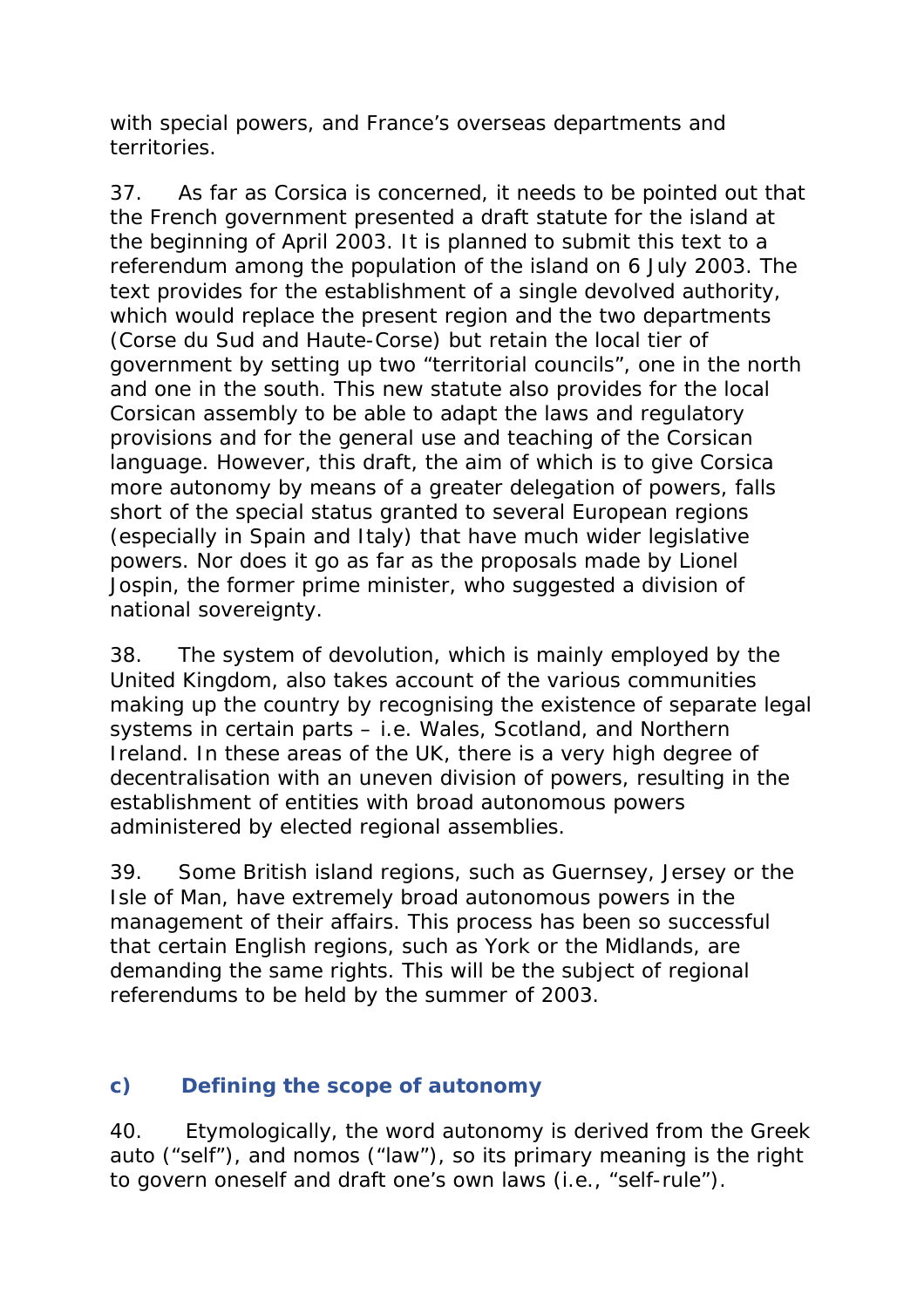with special powers, and France's overseas departments and territories.

37. As far as Corsica is concerned, it needs to be pointed out that the French government presented a draft statute for the island at the beginning of April 2003. It is planned to submit this text to a referendum among the population of the island on 6 July 2003. The text provides for the establishment of a single devolved authority, which would replace the present region and the two departments (Corse du Sud and Haute-Corse) but retain the local tier of government by setting up two "territorial councils", one in the north and one in the south. This new statute also provides for the local Corsican assembly to be able to adapt the laws and regulatory provisions and for the general use and teaching of the Corsican language. However, this draft, the aim of which is to give Corsica more autonomy by means of a greater delegation of powers, falls short of the special status granted to several European regions (especially in Spain and Italy) that have much wider legislative powers. Nor does it go as far as the proposals made by Lionel Jospin, the former prime minister, who suggested a division of national sovereignty.

38. The system of devolution, which is mainly employed by the United Kingdom, also takes account of the various communities making up the country by recognising the existence of separate legal systems in certain parts – i.e. Wales, Scotland, and Northern Ireland. In these areas of the UK, there is a very high degree of decentralisation with an uneven division of powers, resulting in the establishment of entities with broad autonomous powers administered by elected regional assemblies.

39. Some British island regions, such as Guernsey, Jersey or the Isle of Man, have extremely broad autonomous powers in the management of their affairs. This process has been so successful that certain English regions, such as York or the Midlands, are demanding the same rights. This will be the subject of regional referendums to be held by the summer of 2003.

### c) Defining the scope of autonomy

40. Etymologically, the word autonomy is derived from the Greek auto ("self"), and nomos ("law"), so its primary meaning is the right to govern oneself and draft one's own laws (i.e., "self-rule").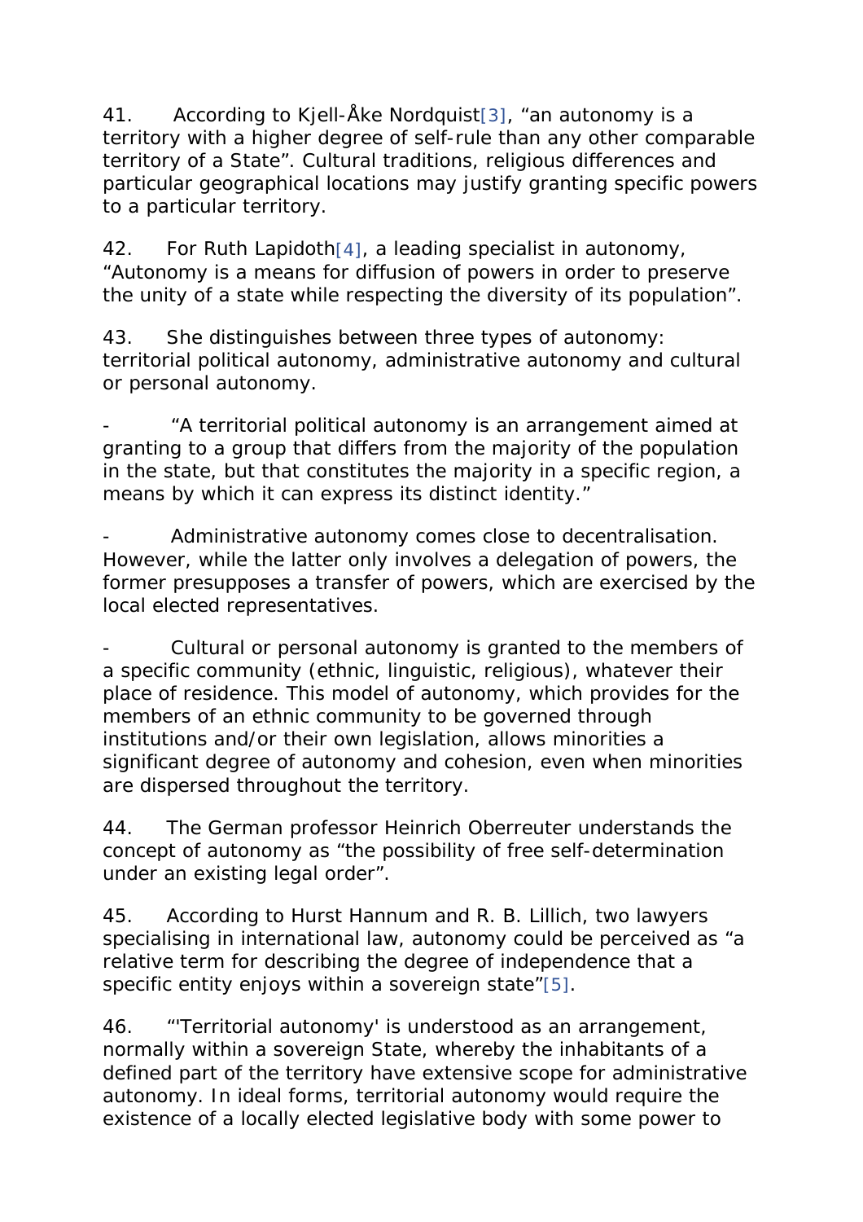41. According to Kjell-Åke Nordquist[3], "an autonomy is a territory with a higher degree of self-rule than any other comparable territory of a State". Cultural traditions, religious differences and particular geographical locations may justify granting specific powers to a particular territory.

42. For Ruth Lapidoth[4], a leading specialist in autonomy, "Autonomy is a means for diffusion of powers in order to preserve the unity of a state while respecting the diversity of its population".

43. She distinguishes between three types of autonomy: territorial political autonomy, administrative autonomy and cultural or personal autonomy.

- "A territorial political autonomy is an arrangement aimed at granting to a group that differs from the majority of the population in the state, but that constitutes the majority in a specific region, a means by which it can express its distinct identity."

- Administrative autonomy comes close to decentralisation. However, while the latter only involves a delegation of powers, the former presupposes a transfer of powers, which are exercised by the local elected representatives.

- Cultural or personal autonomy is granted to the members of a specific community (ethnic, linguistic, religious), whatever their place of residence. This model of autonomy, which provides for the members of an ethnic community to be governed through institutions and/or their own legislation, allows minorities a significant degree of autonomy and cohesion, even when minorities are dispersed throughout the territory.

44. The German professor Heinrich Oberreuter understands the concept of autonomy as "the possibility of free self-determination under an existing legal order".

45. According to Hurst Hannum and R. B. Lillich, two lawyers specialising in international law, autonomy could be perceived as "a relative term for describing the degree of independence that a specific entity enjoys within a sovereign state"[5].

46. "'Territorial autonomy' is understood as an arrangement, normally within a sovereign State, whereby the inhabitants of a defined part of the territory have extensive scope for administrative autonomy. In ideal forms, territorial autonomy would require the existence of a locally elected legislative body with some power to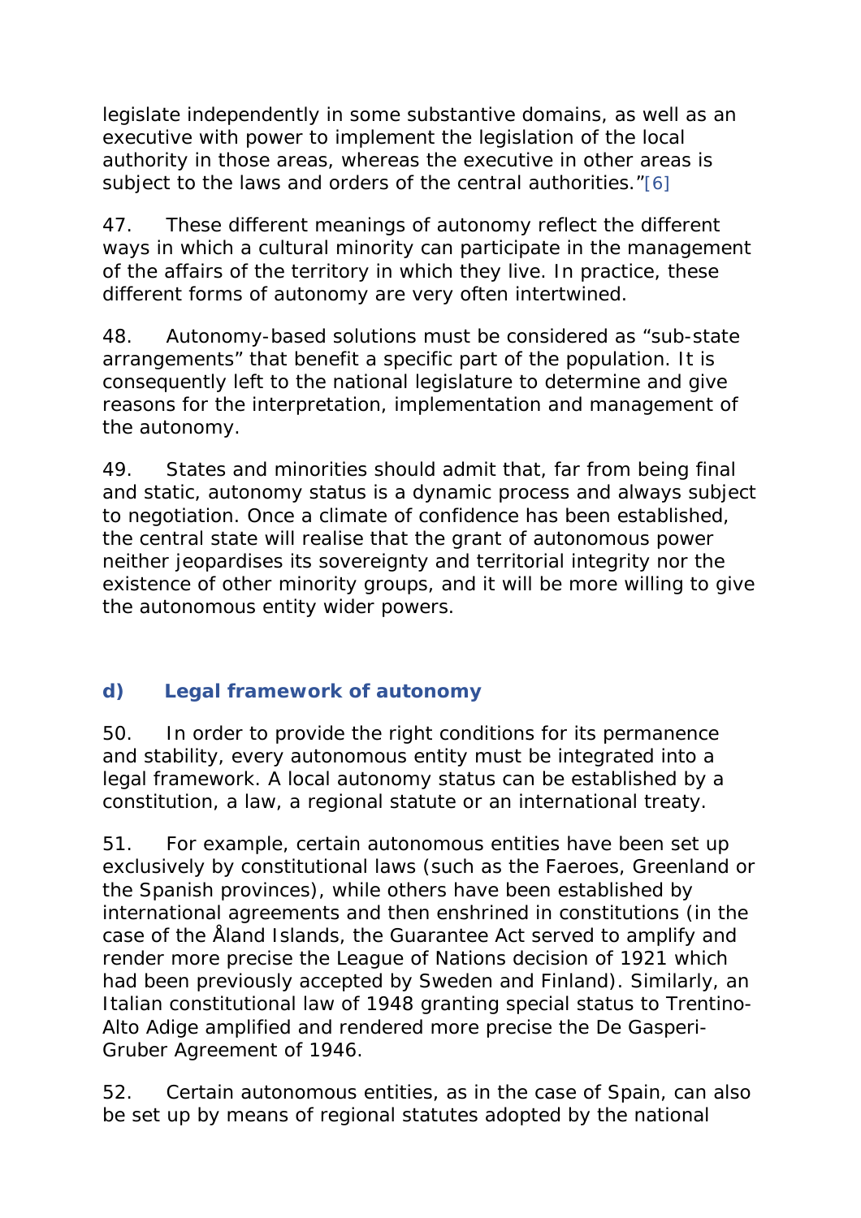legislate independently in some substantive domains, as well as an executive with power to implement the legislation of the local authority in those areas, whereas the executive in other areas is subject to the laws and orders of the central authorities."[6]

47. These different meanings of autonomy reflect the different ways in which a cultural minority can participate in the management of the affairs of the territory in which they live. In practice, these different forms of autonomy are very often intertwined.

48. Autonomy-based solutions must be considered as "sub-state arrangements" that benefit a specific part of the population. It is consequently left to the national legislature to determine and give reasons for the interpretation, implementation and management of the autonomy.

49. States and minorities should admit that, far from being final and static, autonomy status is a dynamic process and always subject to negotiation. Once a climate of confidence has been established, the central state will realise that the grant of autonomous power neither jeopardises its sovereignty and territorial integrity nor the existence of other minority groups, and it will be more willing to give the autonomous entity wider powers.

### d) Legal framework of autonomy

50. In order to provide the right conditions for its permanence and stability, every autonomous entity must be integrated into a legal framework. A local autonomy status can be established by a constitution, a law, a regional statute or an international treaty.

51. For example, certain autonomous entities have been set up exclusively by constitutional laws (such as the Faeroes, Greenland or the Spanish provinces), while others have been established by international agreements and then enshrined in constitutions (in the case of the Åland Islands, the Guarantee Act served to amplify and render more precise the League of Nations decision of 1921 which had been previously accepted by Sweden and Finland). Similarly, an Italian constitutional law of 1948 granting special status to Trentino-Alto Adige amplified and rendered more precise the De Gasperi-Gruber Agreement of 1946.

52. Certain autonomous entities, as in the case of Spain, can also be set up by means of regional statutes adopted by the national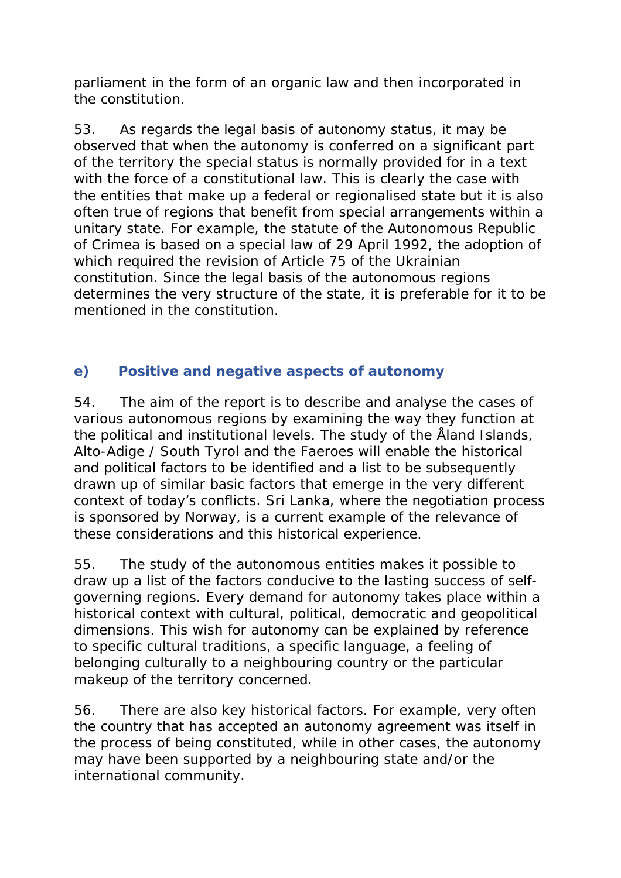parliament in the form of an organic law and then incorporated in the constitution.

53. As regards the legal basis of autonomy status, it may be observed that when the autonomy is conferred on a significant part of the territory the special status is normally provided for in a text with the force of a constitutional law. This is clearly the case with the entities that make up a federal or regionalised state but it is also often true of regions that benefit from special arrangements within a unitary state. For example, the statute of the Autonomous Republic of Crimea is based on a special law of 29 April 1992, the adoption of which required the revision of Article 75 of the Ukrainian constitution. Since the legal basis of the autonomous regions determines the very structure of the state, it is preferable for it to be mentioned in the constitution.

### e) Positive and negative aspects of autonomy

54. The aim of the report is to describe and analyse the cases of various autonomous regions by examining the way they function at the political and institutional levels. The study of the Åland Islands, Alto-Adige / South Tyrol and the Faeroes will enable the historical and political factors to be identified and a list to be subsequently drawn up of similar basic factors that emerge in the very different context of today's conflicts. Sri Lanka, where the negotiation process is sponsored by Norway, is a current example of the relevance of these considerations and this historical experience.

55. The study of the autonomous entities makes it possible to draw up a list of the factors conducive to the lasting success of self-governing regions. Every demand for autonomy takes place within a historical context with cultural, political, democratic and geopolitical dimensions. This wish for autonomy can be explained by reference to specific cultural traditions, a specific language, a feeling of belonging culturally to a neighbouring country or the particular makeup of the territory concerned.

56. There are also key historical factors. For example, very often the country that has accepted an autonomy agreement was itself in the process of being constituted, while in other cases, the autonomy may have been supported by a neighbouring state and/or the international community.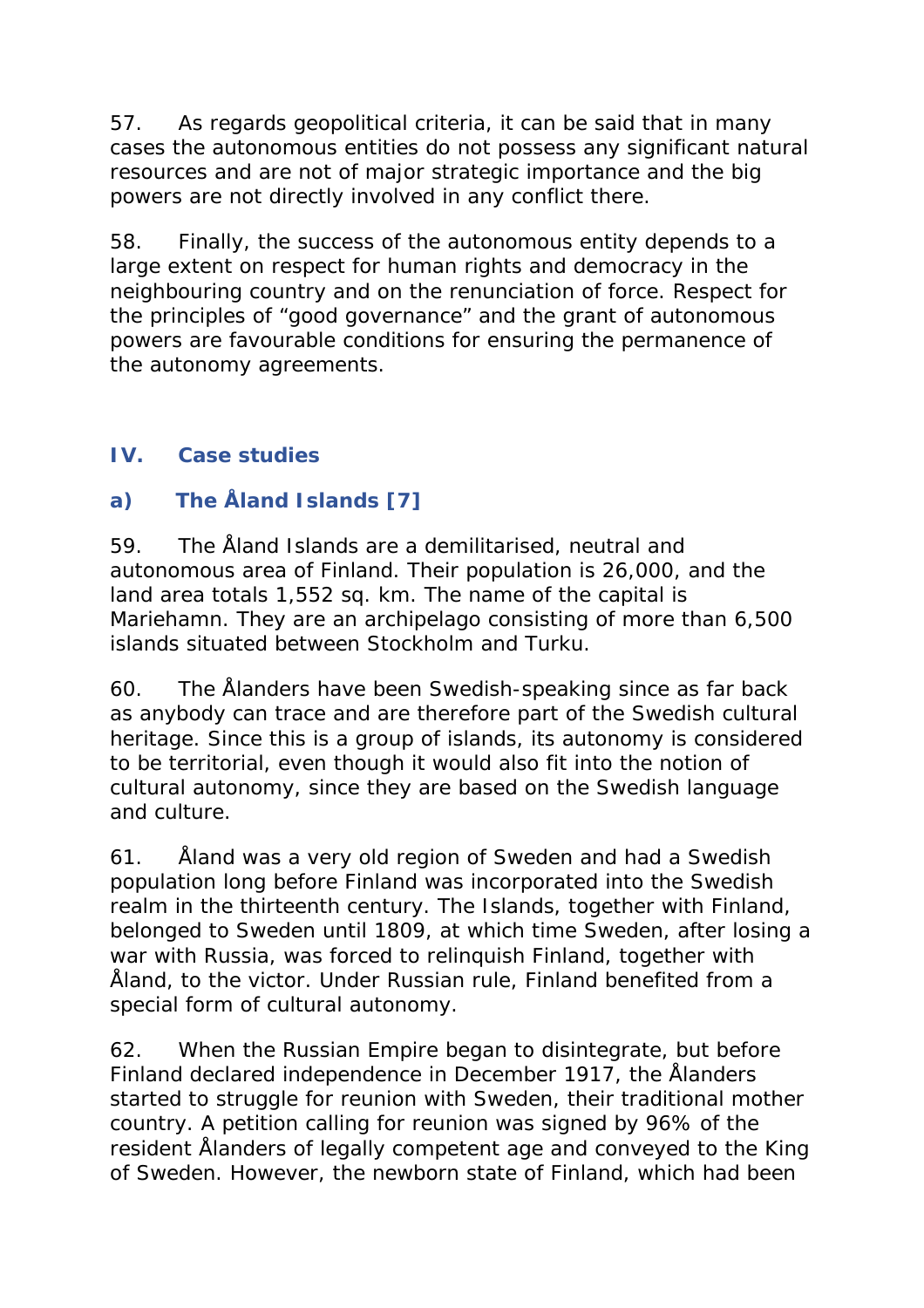57. As regards geopolitical criteria, it can be said that in many cases the autonomous entities do not possess any significant natural resources and are not of major strategic importance and the big powers are not directly involved in any conflict there.

58. Finally, the success of the autonomous entity depends to a large extent on respect for human rights and democracy in the neighbouring country and on the renunciation of force. Respect for the principles of "good governance" and the grant of autonomous powers are favourable conditions for ensuring the permanence of the autonomy agreements.

## IV. Case studies

### a) The Åland Islands [7]

59. The Åland Islands are a demilitarised, neutral and autonomous area of Finland. Their population is 26,000, and the land area totals 1,552 sq. km. The name of the capital is Mariehamn. They are an archipelago consisting of more than 6,500 islands situated between Stockholm and Turku.

60. The Ålanders have been Swedish-speaking since as far back as anybody can trace and are therefore part of the Swedish cultural heritage. Since this is a group of islands, its autonomy is considered to be territorial, even though it would also fit into the notion of cultural autonomy, since they are based on the Swedish language and culture.

61. Åland was a very old region of Sweden and had a Swedish population long before Finland was incorporated into the Swedish realm in the thirteenth century. The Islands, together with Finland, belonged to Sweden until 1809, at which time Sweden, after losing a war with Russia, was forced to relinquish Finland, together with Åland, to the victor. Under Russian rule, Finland benefited from a special form of cultural autonomy.

62. When the Russian Empire began to disintegrate, but before Finland declared independence in December 1917, the Ålanders started to struggle for reunion with Sweden, their traditional mother country. A petition calling for reunion was signed by 96% of the resident Ålanders of legally competent age and conveyed to the King of Sweden. However, the newborn state of Finland, which had been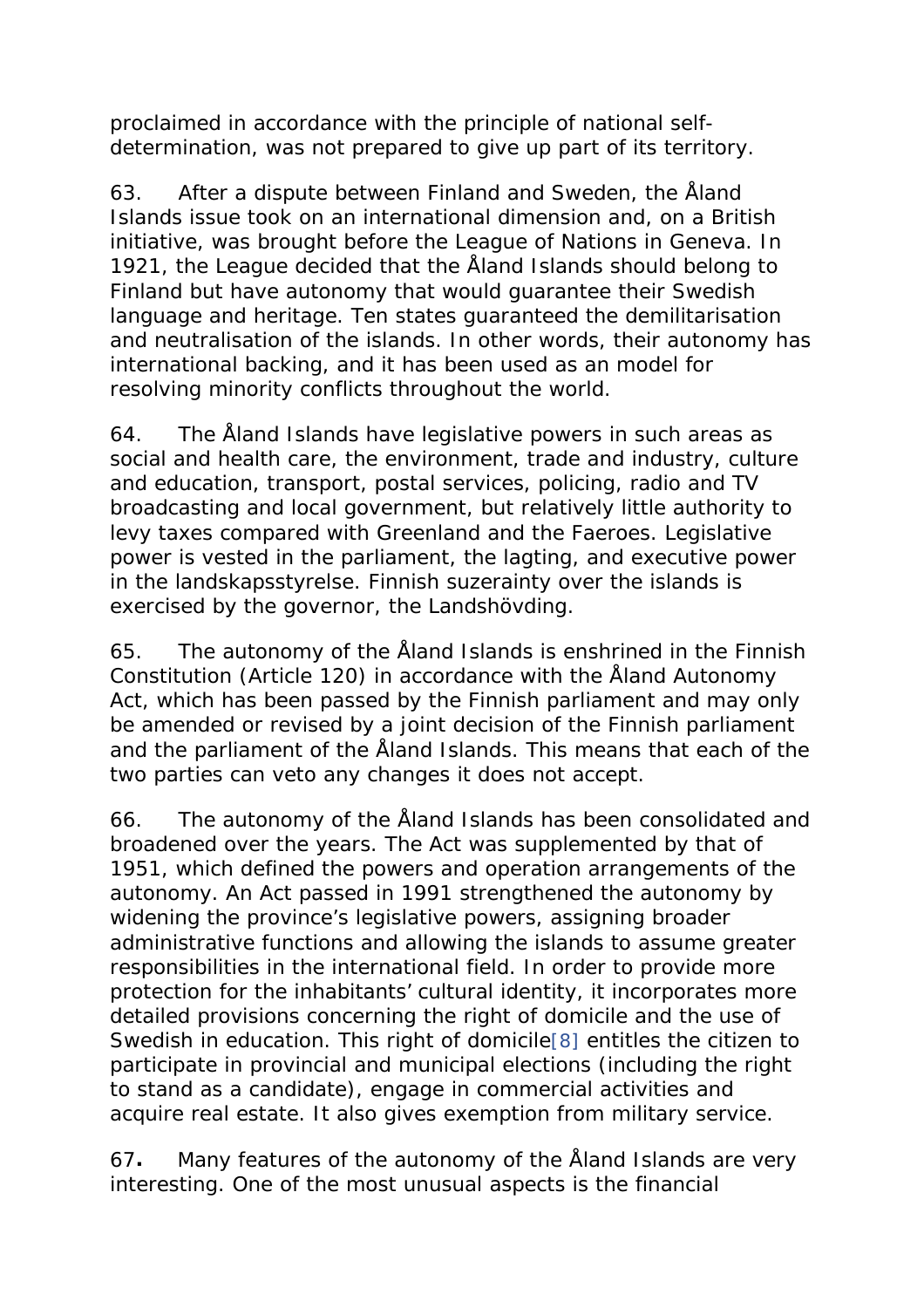proclaimed in accordance with the principle of national self-determination, was not prepared to give up part of its territory.

63. After a dispute between Finland and Sweden, the Åland Islands issue took on an international dimension and, on a British initiative, was brought before the League of Nations in Geneva. In 1921, the League decided that the Åland Islands should belong to Finland but have autonomy that would guarantee their Swedish language and heritage. Ten states guaranteed the demilitarisation and neutralisation of the islands. In other words, their autonomy has international backing, and it has been used as an model for resolving minority conflicts throughout the world.

64. The Åland Islands have legislative powers in such areas as social and health care, the environment, trade and industry, culture and education, transport, postal services, policing, radio and TV broadcasting and local government, but relatively little authority to levy taxes compared with Greenland and the Faeroes. Legislative power is vested in the parliament, the lagting, and executive power in the landskapsstyrelse. Finnish suzerainty over the islands is exercised by the governor, the Landshövding.

65. The autonomy of the Åland Islands is enshrined in the Finnish Constitution (Article 120) in accordance with the Åland Autonomy Act, which has been passed by the Finnish parliament and may only be amended or revised by a joint decision of the Finnish parliament and the parliament of the Åland Islands. This means that each of the two parties can veto any changes it does not accept.

66. The autonomy of the Åland Islands has been consolidated and broadened over the years. The Act was supplemented by that of 1951, which defined the powers and operation arrangements of the autonomy. An Act passed in 1991 strengthened the autonomy by widening the province's legislative powers, assigning broader administrative functions and allowing the islands to assume greater responsibilities in the international field. In order to provide more protection for the inhabitants' cultural identity, it incorporates more detailed provisions concerning the right of domicile and the use of Swedish in education. This right of domicile[8] entitles the citizen to participate in provincial and municipal elections (including the right to stand as a candidate), engage in commercial activities and acquire real estate. It also gives exemption from military service.

67**.** Many features of the autonomy of the Åland Islands are very interesting. One of the most unusual aspects is the financial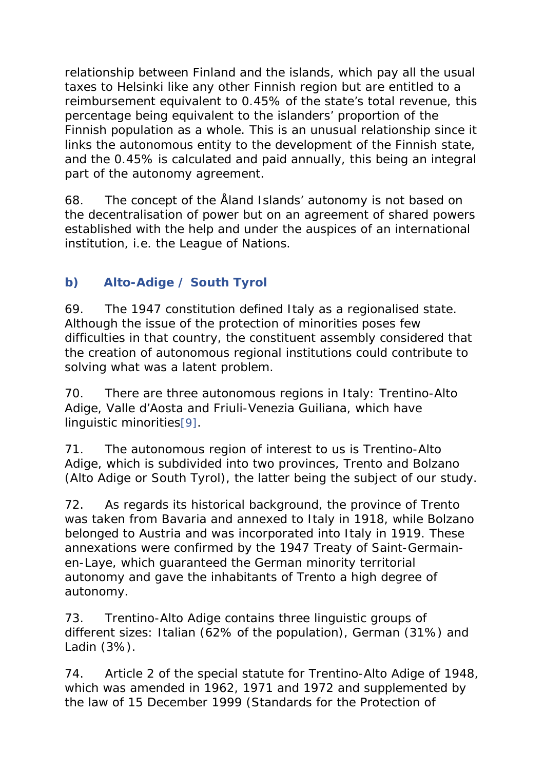relationship between Finland and the islands, which pay all the usual taxes to Helsinki like any other Finnish region but are entitled to a reimbursement equivalent to 0.45% of the state's total revenue, this percentage being equivalent to the islanders' proportion of the Finnish population as a whole. This is an unusual relationship since it links the autonomous entity to the development of the Finnish state, and the 0.45% is calculated and paid annually, this being an integral part of the autonomy agreement.

68. The concept of the Åland Islands' autonomy is not based on the decentralisation of power but on an agreement of shared powers established with the help and under the auspices of an international institution, i.e. the League of Nations.

### b) Alto-Adige / South Tyrol

69. The 1947 constitution defined Italy as a regionalised state. Although the issue of the protection of minorities poses few difficulties in that country, the constituent assembly considered that the creation of autonomous regional institutions could contribute to solving what was a latent problem.

70. There are three autonomous regions in Italy: Trentino-Alto Adige, Valle d'Aosta and Friuli-Venezia Guiliana, which have linguistic minorities[9].

71. The autonomous region of interest to us is Trentino-Alto Adige, which is subdivided into two provinces, Trento and Bolzano (Alto Adige or South Tyrol), the latter being the subject of our study.

72. As regards its historical background, the province of Trento was taken from Bavaria and annexed to Italy in 1918, while Bolzano belonged to Austria and was incorporated into Italy in 1919. These annexations were confirmed by the 1947 Treaty of Saint-Germain-en-Laye, which guaranteed the German minority territorial autonomy and gave the inhabitants of Trento a high degree of autonomy.

73. Trentino-Alto Adige contains three linguistic groups of different sizes: Italian (62% of the population), German (31%) and Ladin (3%).

74. Article 2 of the special statute for Trentino-Alto Adige of 1948, which was amended in 1962, 1971 and 1972 and supplemented by the law of 15 December 1999 (Standards for the Protection of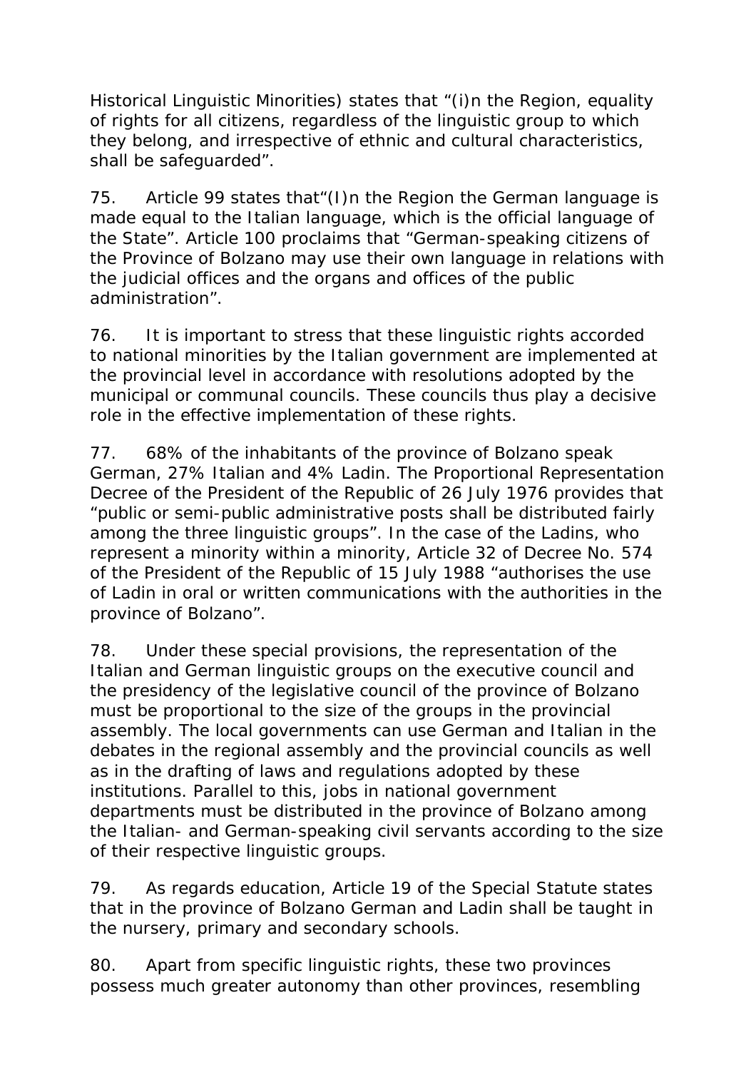Historical Linguistic Minorities) states that "(i)n the Region, equality of rights for all citizens, regardless of the linguistic group to which they belong, and irrespective of ethnic and cultural characteristics, shall be safeguarded".

75. Article 99 states that"(I)n the Region the German language is made equal to the Italian language, which is the official language of the State". Article 100 proclaims that "German-speaking citizens of the Province of Bolzano may use their own language in relations with the judicial offices and the organs and offices of the public administration".

76. It is important to stress that these linguistic rights accorded to national minorities by the Italian government are implemented at the provincial level in accordance with resolutions adopted by the municipal or communal councils. These councils thus play a decisive role in the effective implementation of these rights.

77. 68% of the inhabitants of the province of Bolzano speak German, 27% Italian and 4% Ladin. The Proportional Representation Decree of the President of the Republic of 26 July 1976 provides that "public or semi-public administrative posts shall be distributed fairly among the three linguistic groups". In the case of the Ladins, who represent a minority within a minority, Article 32 of Decree No. 574 of the President of the Republic of 15 July 1988 "authorises the use of Ladin in oral or written communications with the authorities in the province of Bolzano".

78. Under these special provisions, the representation of the Italian and German linguistic groups on the executive council and the presidency of the legislative council of the province of Bolzano must be proportional to the size of the groups in the provincial assembly. The local governments can use German and Italian in the debates in the regional assembly and the provincial councils as well as in the drafting of laws and regulations adopted by these institutions. Parallel to this, jobs in national government departments must be distributed in the province of Bolzano among the Italian- and German-speaking civil servants according to the size of their respective linguistic groups.

79. As regards education, Article 19 of the Special Statute states that in the province of Bolzano German and Ladin shall be taught in the nursery, primary and secondary schools.

80. Apart from specific linguistic rights, these two provinces possess much greater autonomy than other provinces, resembling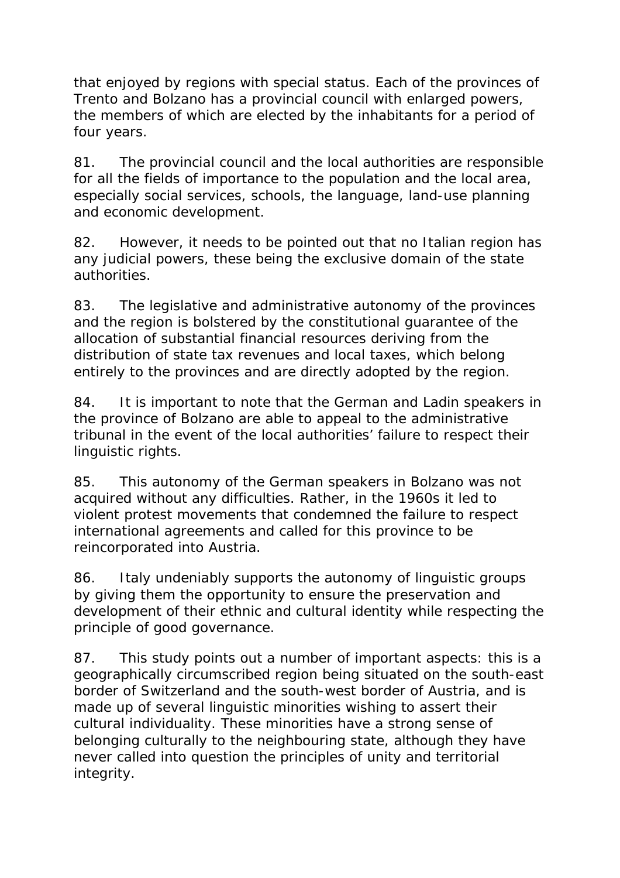that enjoyed by regions with special status. Each of the provinces of Trento and Bolzano has a provincial council with enlarged powers, the members of which are elected by the inhabitants for a period of four years.

81. The provincial council and the local authorities are responsible for all the fields of importance to the population and the local area, especially social services, schools, the language, land-use planning and economic development.

82. However, it needs to be pointed out that no Italian region has any judicial powers, these being the exclusive domain of the state authorities.

83. The legislative and administrative autonomy of the provinces and the region is bolstered by the constitutional guarantee of the allocation of substantial financial resources deriving from the distribution of state tax revenues and local taxes, which belong entirely to the provinces and are directly adopted by the region.

84. It is important to note that the German and Ladin speakers in the province of Bolzano are able to appeal to the administrative tribunal in the event of the local authorities' failure to respect their linguistic rights.

85. This autonomy of the German speakers in Bolzano was not acquired without any difficulties. Rather, in the 1960s it led to violent protest movements that condemned the failure to respect international agreements and called for this province to be reincorporated into Austria.

86. Italy undeniably supports the autonomy of linguistic groups by giving them the opportunity to ensure the preservation and development of their ethnic and cultural identity while respecting the principle of good governance.

87. This study points out a number of important aspects: this is a geographically circumscribed region being situated on the south-east border of Switzerland and the south-west border of Austria, and is made up of several linguistic minorities wishing to assert their cultural individuality. These minorities have a strong sense of belonging culturally to the neighbouring state, although they have never called into question the principles of unity and territorial integrity.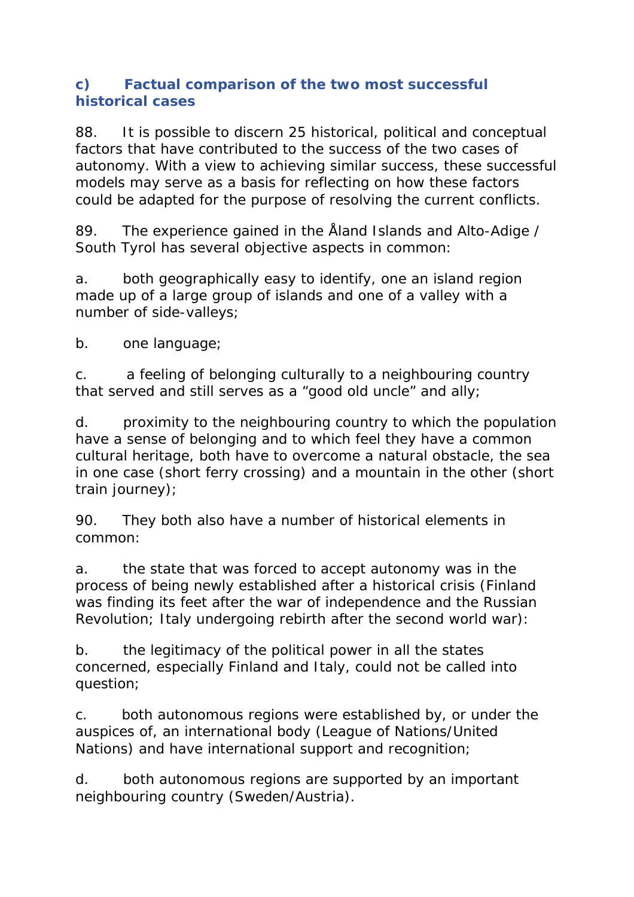### c) Factual comparison of the two most successful historical cases

88. It is possible to discern 25 historical, political and conceptual factors that have contributed to the success of the two cases of autonomy. With a view to achieving similar success, these successful models may serve as a basis for reflecting on how these factors could be adapted for the purpose of resolving the current conflicts.

89. The experience gained in the Åland Islands and Alto-Adige / South Tyrol has several objective aspects in common:

a. both geographically easy to identify, one an island region made up of a large group of islands and one of a valley with a number of side-valleys;

b. one language;

c. a feeling of belonging culturally to a neighbouring country that served and still serves as a “good old uncle” and ally;

d. proximity to the neighbouring country to which the population have a sense of belonging and to which feel they have a common cultural heritage, both have to overcome a natural obstacle, the sea in one case (short ferry crossing) and a mountain in the other (short train journey);

90. They both also have a number of historical elements in common:

a. the state that was forced to accept autonomy was in the process of being newly established after a historical crisis (Finland was finding its feet after the war of independence and the Russian Revolution; Italy undergoing rebirth after the second world war):

b. the legitimacy of the political power in all the states concerned, especially Finland and Italy, could not be called into question;

c. both autonomous regions were established by, or under the auspices of, an international body (League of Nations/United Nations) and have international support and recognition;

d. both autonomous regions are supported by an important neighbouring country (Sweden/Austria).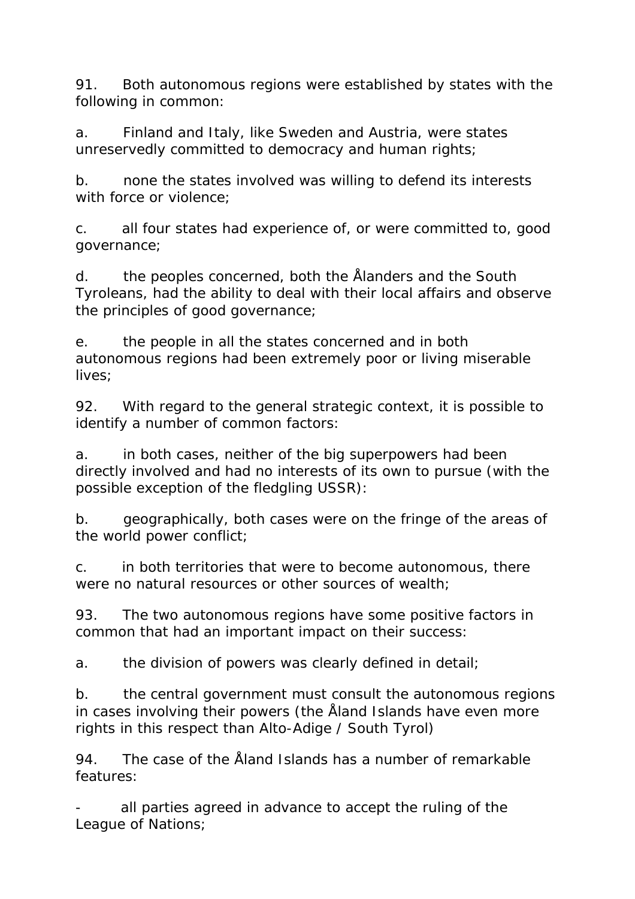91. Both autonomous regions were established by states with the following in common:

a. Finland and Italy, like Sweden and Austria, were states unreservedly committed to democracy and human rights;

b. none the states involved was willing to defend its interests with force or violence;

c. all four states had experience of, or were committed to, good governance;

d. the peoples concerned, both the Ålanders and the South Tyroleans, had the ability to deal with their local affairs and observe the principles of good governance;

e. the people in all the states concerned and in both autonomous regions had been extremely poor or living miserable lives;

92. With regard to the general strategic context, it is possible to identify a number of common factors:

a. in both cases, neither of the big superpowers had been directly involved and had no interests of its own to pursue (with the possible exception of the fledgling USSR):

b. geographically, both cases were on the fringe of the areas of the world power conflict;

c. in both territories that were to become autonomous, there were no natural resources or other sources of wealth;

93. The two autonomous regions have some positive factors in common that had an important impact on their success:

a. the division of powers was clearly defined in detail;

b. the central government must consult the autonomous regions in cases involving their powers (the Åland Islands have even more rights in this respect than Alto-Adige / South Tyrol)

94. The case of the Åland Islands has a number of remarkable features:

- all parties agreed in advance to accept the ruling of the League of Nations;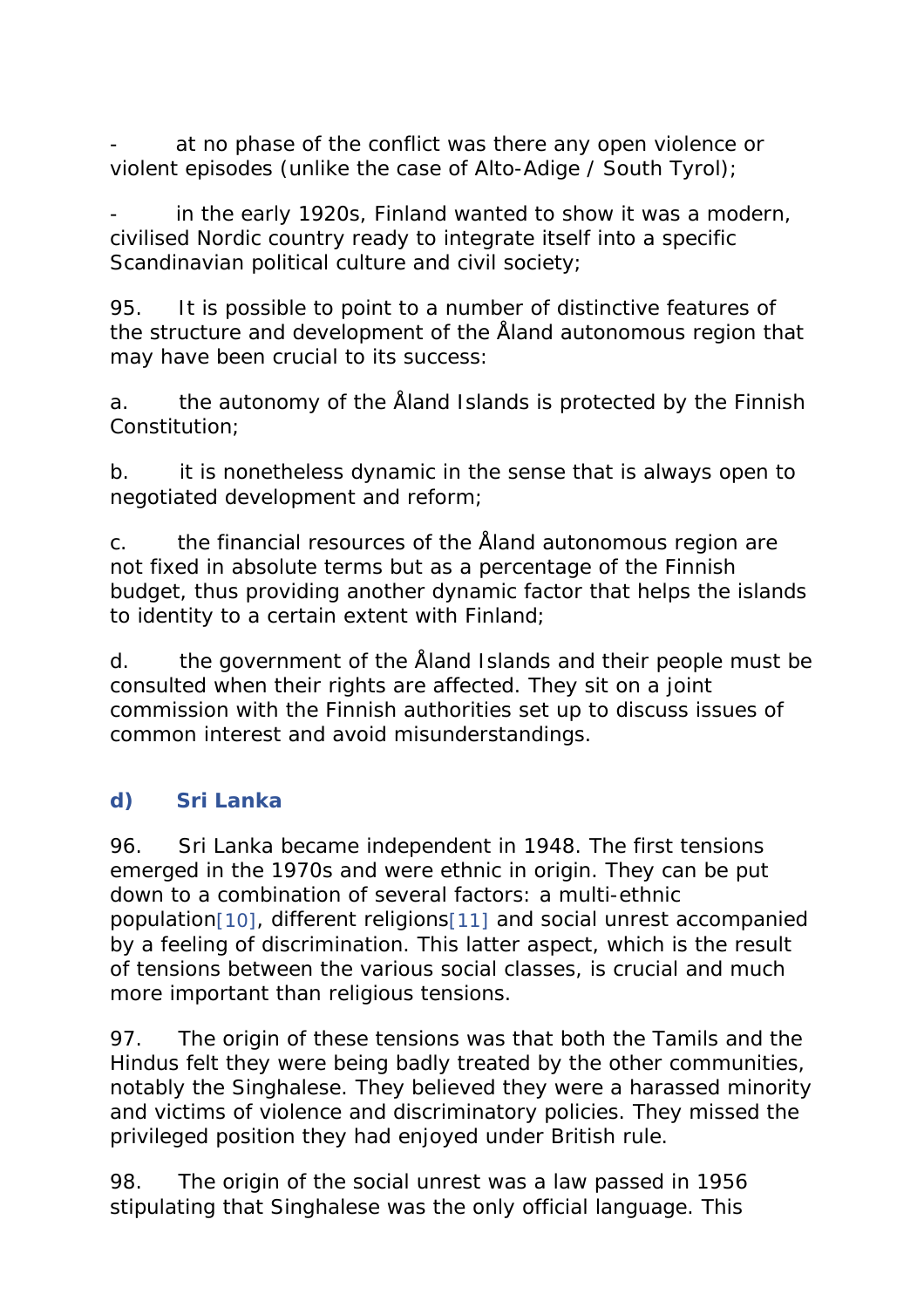- at no phase of the conflict was there any open violence or violent episodes (unlike the case of Alto-Adige / South Tyrol);

- in the early 1920s, Finland wanted to show it was a modern, civilised Nordic country ready to integrate itself into a specific Scandinavian political culture and civil society;

95. It is possible to point to a number of distinctive features of the structure and development of the Åland autonomous region that may have been crucial to its success:

a. the autonomy of the Åland Islands is protected by the Finnish Constitution;

b. it is nonetheless dynamic in the sense that is always open to negotiated development and reform;

c. the financial resources of the Åland autonomous region are not fixed in absolute terms but as a percentage of the Finnish budget, thus providing another dynamic factor that helps the islands to identity to a certain extent with Finland;

d. the government of the Åland Islands and their people must be consulted when their rights are affected. They sit on a joint commission with the Finnish authorities set up to discuss issues of common interest and avoid misunderstandings.

### d) Sri Lanka

96. Sri Lanka became independent in 1948. The first tensions emerged in the 1970s and were ethnic in origin. They can be put down to a combination of several factors: a multi-ethnic population[10], different religions[11] and social unrest accompanied by a feeling of discrimination. This latter aspect, which is the result of tensions between the various social classes, is crucial and much more important than religious tensions.

97. The origin of these tensions was that both the Tamils and the Hindus felt they were being badly treated by the other communities, notably the Singhalese. They believed they were a harassed minority and victims of violence and discriminatory policies. They missed the privileged position they had enjoyed under British rule.

98. The origin of the social unrest was a law passed in 1956 stipulating that Singhalese was the only official language. This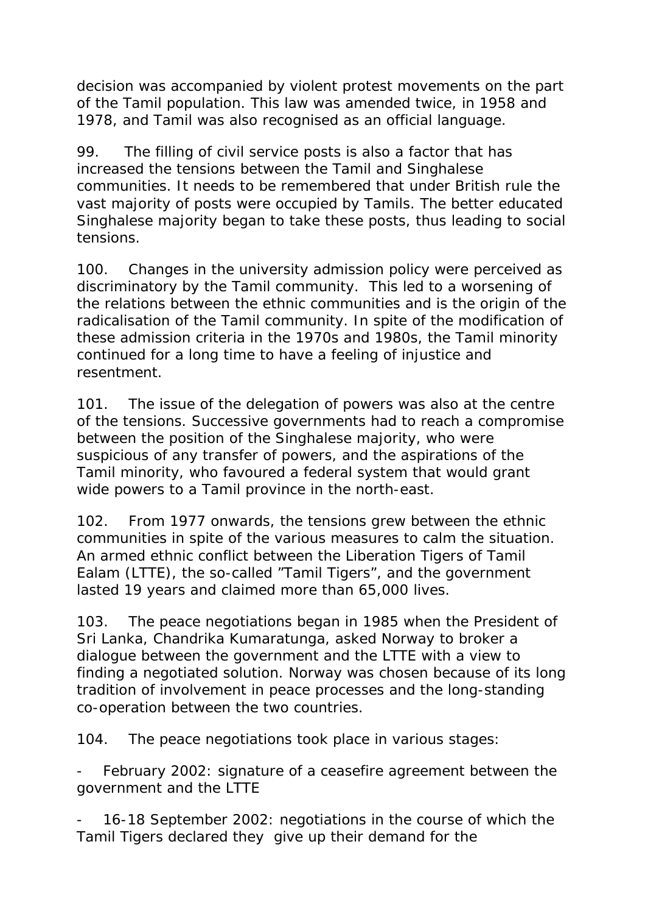decision was accompanied by violent protest movements on the part of the Tamil population. This law was amended twice, in 1958 and 1978, and Tamil was also recognised as an official language.

99. The filling of civil service posts is also a factor that has increased the tensions between the Tamil and Singhalese communities. It needs to be remembered that under British rule the vast majority of posts were occupied by Tamils. The better educated Singhalese majority began to take these posts, thus leading to social tensions.

100. Changes in the university admission policy were perceived as discriminatory by the Tamil community. This led to a worsening of the relations between the ethnic communities and is the origin of the radicalisation of the Tamil community. In spite of the modification of these admission criteria in the 1970s and 1980s, the Tamil minority continued for a long time to have a feeling of injustice and resentment.

101. The issue of the delegation of powers was also at the centre of the tensions. Successive governments had to reach a compromise between the position of the Singhalese majority, who were suspicious of any transfer of powers, and the aspirations of the Tamil minority, who favoured a federal system that would grant wide powers to a Tamil province in the north-east.

102. From 1977 onwards, the tensions grew between the ethnic communities in spite of the various measures to calm the situation. An armed ethnic conflict between the Liberation Tigers of Tamil Ealam (LTTE), the so-called "Tamil Tigers", and the government lasted 19 years and claimed more than 65,000 lives.

103. The peace negotiations began in 1985 when the President of Sri Lanka, Chandrika Kumaratunga, asked Norway to broker a dialogue between the government and the LTTE with a view to finding a negotiated solution. Norway was chosen because of its long tradition of involvement in peace processes and the long-standing co-operation between the two countries.

104. The peace negotiations took place in various stages:

- February 2002: signature of a ceasefire agreement between the government and the LTTE

- 16-18 September 2002: negotiations in the course of which the Tamil Tigers declared they give up their demand for the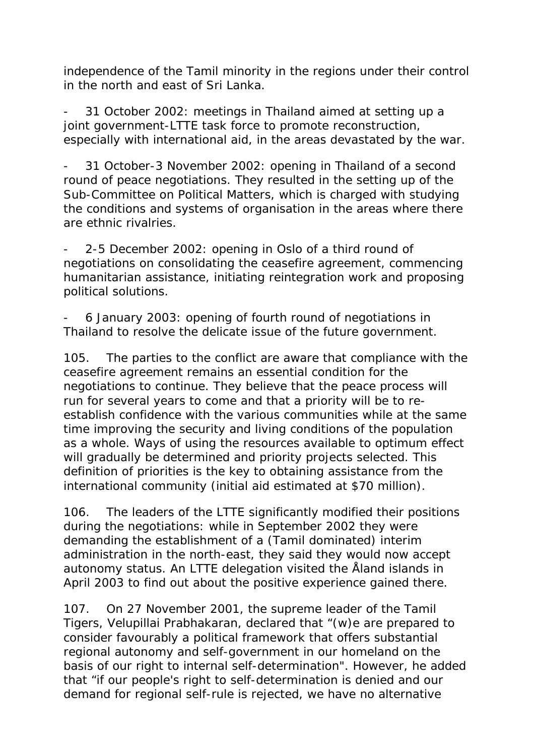independence of the Tamil minority in the regions under their control in the north and east of Sri Lanka.

- 31 October 2002: meetings in Thailand aimed at setting up a joint government-LTTE task force to promote reconstruction, especially with international aid, in the areas devastated by the war.

- 31 October-3 November 2002: opening in Thailand of a second round of peace negotiations. They resulted in the setting up of the Sub-Committee on Political Matters, which is charged with studying the conditions and systems of organisation in the areas where there are ethnic rivalries.

- 2-5 December 2002: opening in Oslo of a third round of negotiations on consolidating the ceasefire agreement, commencing humanitarian assistance, initiating reintegration work and proposing political solutions.

- 6 January 2003: opening of fourth round of negotiations in Thailand to resolve the delicate issue of the future government.

105. The parties to the conflict are aware that compliance with the ceasefire agreement remains an essential condition for the negotiations to continue. They believe that the peace process will run for several years to come and that a priority will be to re-establish confidence with the various communities while at the same time improving the security and living conditions of the population as a whole. Ways of using the resources available to optimum effect will gradually be determined and priority projects selected. This definition of priorities is the key to obtaining assistance from the international community (initial aid estimated at $70 million).

106. The leaders of the LTTE significantly modified their positions during the negotiations: while in September 2002 they were demanding the establishment of a (Tamil dominated) interim administration in the north-east, they said they would now accept autonomy status. An LTTE delegation visited the Åland islands in April 2003 to find out about the positive experience gained there.

107. On 27 November 2001, the supreme leader of the Tamil Tigers, Velupillai Prabhakaran, declared that "(w)e are prepared to consider favourably a political framework that offers substantial regional autonomy and self-government in our homeland on the basis of our right to internal self-determination". However, he added that "if our people's right to self-determination is denied and our demand for regional self-rule is rejected, we have no alternative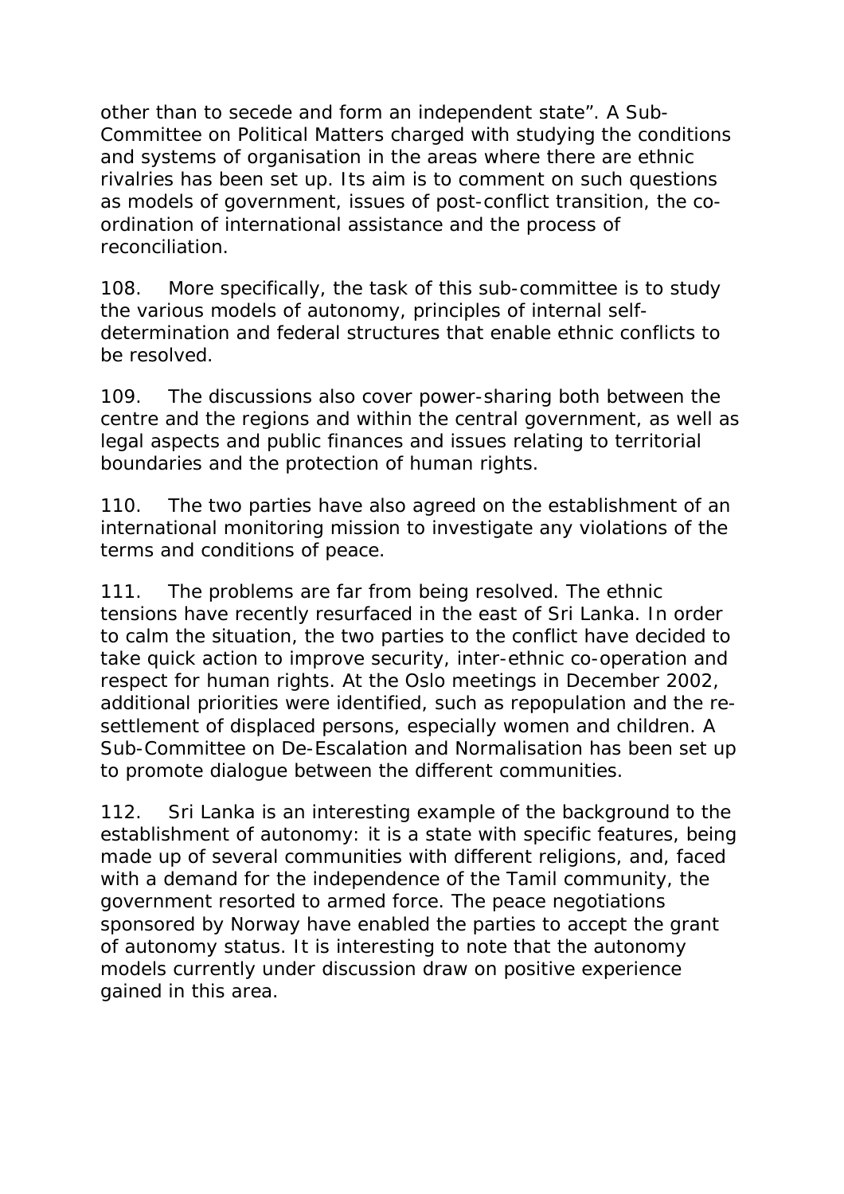other than to secede and form an independent state". A Sub-Committee on Political Matters charged with studying the conditions and systems of organisation in the areas where there are ethnic rivalries has been set up. Its aim is to comment on such questions as models of government, issues of post-conflict transition, the co-ordination of international assistance and the process of reconciliation.

108. More specifically, the task of this sub-committee is to study the various models of autonomy, principles of internal self-determination and federal structures that enable ethnic conflicts to be resolved.

109. The discussions also cover power-sharing both between the centre and the regions and within the central government, as well as legal aspects and public finances and issues relating to territorial boundaries and the protection of human rights.

110. The two parties have also agreed on the establishment of an international monitoring mission to investigate any violations of the terms and conditions of peace.

111. The problems are far from being resolved. The ethnic tensions have recently resurfaced in the east of Sri Lanka. In order to calm the situation, the two parties to the conflict have decided to take quick action to improve security, inter-ethnic co-operation and respect for human rights. At the Oslo meetings in December 2002, additional priorities were identified, such as repopulation and the re-settlement of displaced persons, especially women and children. A Sub-Committee on De-Escalation and Normalisation has been set up to promote dialogue between the different communities.

112. Sri Lanka is an interesting example of the background to the establishment of autonomy: it is a state with specific features, being made up of several communities with different religions, and, faced with a demand for the independence of the Tamil community, the government resorted to armed force. The peace negotiations sponsored by Norway have enabled the parties to accept the grant of autonomy status. It is interesting to note that the autonomy models currently under discussion draw on positive experience gained in this area.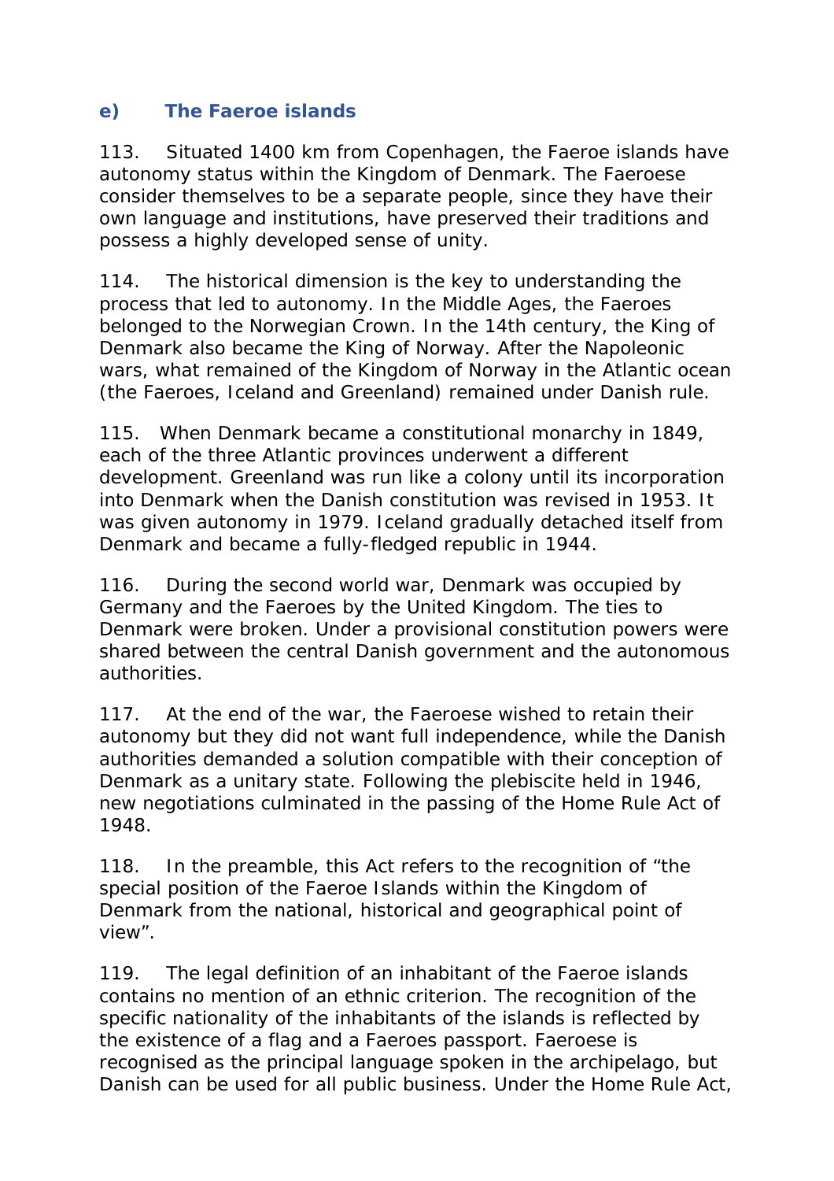### e) The Faeroe islands

113. Situated 1400 km from Copenhagen, the Faeroe islands have autonomy status within the Kingdom of Denmark. The Faeroese consider themselves to be a separate people, since they have their own language and institutions, have preserved their traditions and possess a highly developed sense of unity.

114. The historical dimension is the key to understanding the process that led to autonomy. In the Middle Ages, the Faeroes belonged to the Norwegian Crown. In the 14th century, the King of Denmark also became the King of Norway. After the Napoleonic wars, what remained of the Kingdom of Norway in the Atlantic ocean (the Faeroes, Iceland and Greenland) remained under Danish rule.

115. When Denmark became a constitutional monarchy in 1849, each of the three Atlantic provinces underwent a different development. Greenland was run like a colony until its incorporation into Denmark when the Danish constitution was revised in 1953. It was given autonomy in 1979. Iceland gradually detached itself from Denmark and became a fully-fledged republic in 1944.

116. During the second world war, Denmark was occupied by Germany and the Faeroes by the United Kingdom. The ties to Denmark were broken. Under a provisional constitution powers were shared between the central Danish government and the autonomous authorities.

117. At the end of the war, the Faeroese wished to retain their autonomy but they did not want full independence, while the Danish authorities demanded a solution compatible with their conception of Denmark as a unitary state. Following the plebiscite held in 1946, new negotiations culminated in the passing of the Home Rule Act of 1948.

118. In the preamble, this Act refers to the recognition of "the special position of the Faeroe Islands within the Kingdom of Denmark from the national, historical and geographical point of view".

119. The legal definition of an inhabitant of the Faeroe islands contains no mention of an ethnic criterion. The recognition of the specific nationality of the inhabitants of the islands is reflected by the existence of a flag and a Faeroes passport. Faeroese is recognised as the principal language spoken in the archipelago, but Danish can be used for all public business. Under the Home Rule Act,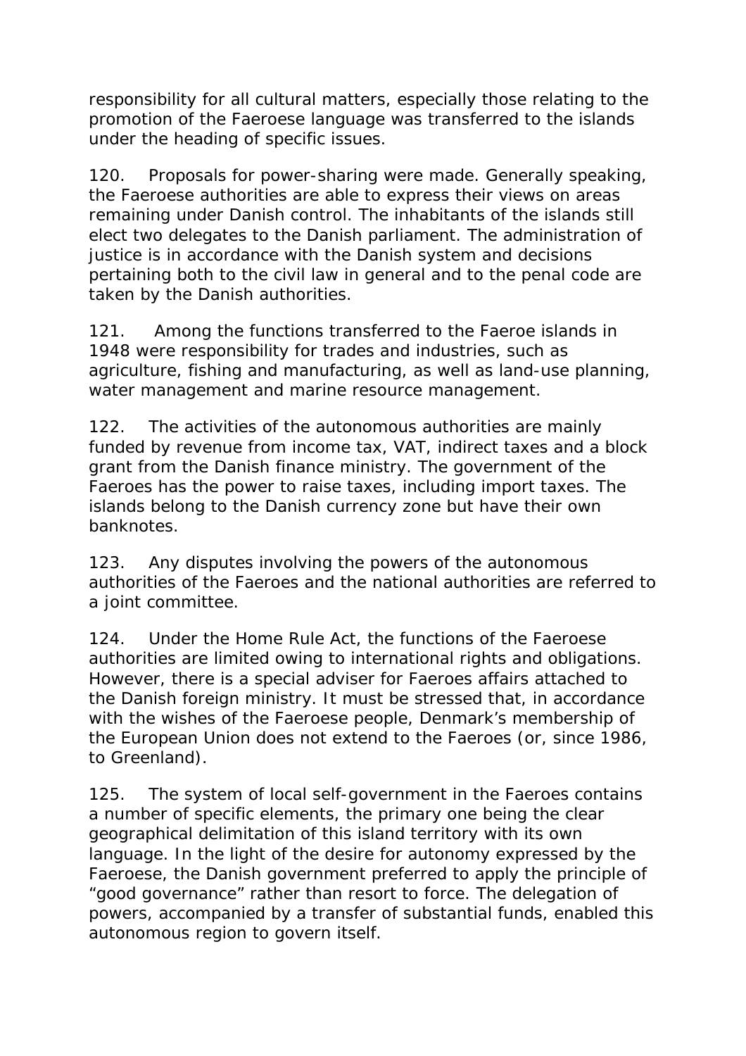responsibility for all cultural matters, especially those relating to the promotion of the Faeroese language was transferred to the islands under the heading of specific issues.

120. Proposals for power-sharing were made. Generally speaking, the Faeroese authorities are able to express their views on areas remaining under Danish control. The inhabitants of the islands still elect two delegates to the Danish parliament. The administration of justice is in accordance with the Danish system and decisions pertaining both to the civil law in general and to the penal code are taken by the Danish authorities.

121. Among the functions transferred to the Faeroe islands in 1948 were responsibility for trades and industries, such as agriculture, fishing and manufacturing, as well as land-use planning, water management and marine resource management.

122. The activities of the autonomous authorities are mainly funded by revenue from income tax, VAT, indirect taxes and a block grant from the Danish finance ministry. The government of the Faeroes has the power to raise taxes, including import taxes. The islands belong to the Danish currency zone but have their own banknotes.

123. Any disputes involving the powers of the autonomous authorities of the Faeroes and the national authorities are referred to a joint committee.

124. Under the Home Rule Act, the functions of the Faeroese authorities are limited owing to international rights and obligations. However, there is a special adviser for Faeroes affairs attached to the Danish foreign ministry. It must be stressed that, in accordance with the wishes of the Faeroese people, Denmark's membership of the European Union does not extend to the Faeroes (or, since 1986, to Greenland).

125. The system of local self-government in the Faeroes contains a number of specific elements, the primary one being the clear geographical delimitation of this island territory with its own language. In the light of the desire for autonomy expressed by the Faeroese, the Danish government preferred to apply the principle of "good governance" rather than resort to force. The delegation of powers, accompanied by a transfer of substantial funds, enabled this autonomous region to govern itself.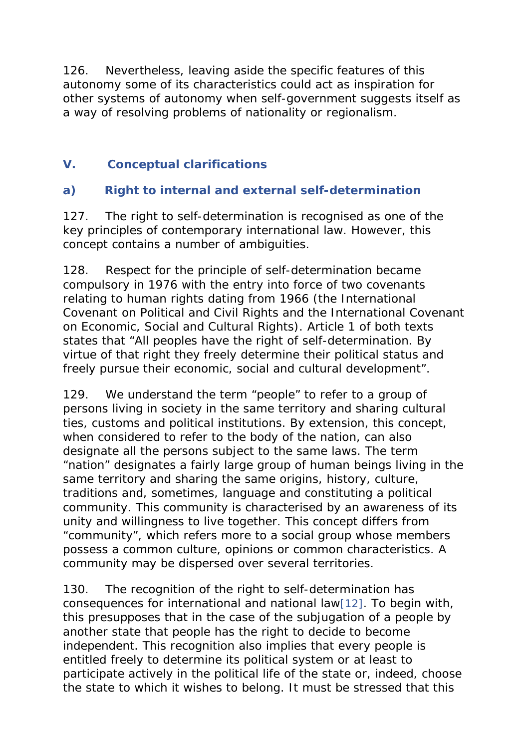126. Nevertheless, leaving aside the specific features of this autonomy some of its characteristics could act as inspiration for other systems of autonomy when self-government suggests itself as a way of resolving problems of nationality or regionalism.

## V. Conceptual clarifications

### a) Right to internal and external self-determination

127. The right to self-determination is recognised as one of the key principles of contemporary international law. However, this concept contains a number of ambiguities.

128. Respect for the principle of self-determination became compulsory in 1976 with the entry into force of two covenants relating to human rights dating from 1966 (the International Covenant on Political and Civil Rights and the International Covenant on Economic, Social and Cultural Rights). Article 1 of both texts states that "All peoples have the right of self-determination. By virtue of that right they freely determine their political status and freely pursue their economic, social and cultural development".

129. We understand the term "people" to refer to a group of persons living in society in the same territory and sharing cultural ties, customs and political institutions. By extension, this concept, when considered to refer to the body of the nation, can also designate all the persons subject to the same laws. The term "nation" designates a fairly large group of human beings living in the same territory and sharing the same origins, history, culture, traditions and, sometimes, language and constituting a political community. This community is characterised by an awareness of its unity and willingness to live together. This concept differs from "community", which refers more to a social group whose members possess a common culture, opinions or common characteristics. A community may be dispersed over several territories.

130. The recognition of the right to self-determination has consequences for international and national law[12]. To begin with, this presupposes that in the case of the subjugation of a people by another state that people has the right to decide to become independent. This recognition also implies that every people is entitled freely to determine its political system or at least to participate actively in the political life of the state or, indeed, choose the state to which it wishes to belong. It must be stressed that this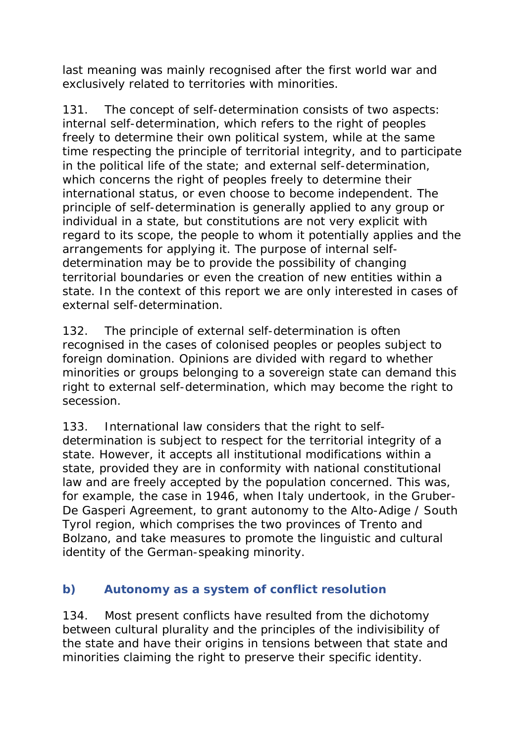last meaning was mainly recognised after the first world war and exclusively related to territories with minorities.

131. The concept of self-determination consists of two aspects: internal self-determination, which refers to the right of peoples freely to determine their own political system, while at the same time respecting the principle of territorial integrity, and to participate in the political life of the state; and external self-determination, which concerns the right of peoples freely to determine their international status, or even choose to become independent. The principle of self-determination is generally applied to any group or individual in a state, but constitutions are not very explicit with regard to its scope, the people to whom it potentially applies and the arrangements for applying it. The purpose of internal self-determination may be to provide the possibility of changing territorial boundaries or even the creation of new entities within a state. In the context of this report we are only interested in cases of external self-determination.

132. The principle of external self-determination is often recognised in the cases of colonised peoples or peoples subject to foreign domination. Opinions are divided with regard to whether minorities or groups belonging to a sovereign state can demand this right to external self-determination, which may become the right to secession.

133. International law considers that the right to self-determination is subject to respect for the territorial integrity of a state. However, it accepts all institutional modifications within a state, provided they are in conformity with national constitutional law and are freely accepted by the population concerned. This was, for example, the case in 1946, when Italy undertook, in the Gruber-De Gasperi Agreement, to grant autonomy to the Alto-Adige / South Tyrol region, which comprises the two provinces of Trento and Bolzano, and take measures to promote the linguistic and cultural identity of the German-speaking minority.

### b) Autonomy as a system of conflict resolution

134. Most present conflicts have resulted from the dichotomy between cultural plurality and the principles of the indivisibility of the state and have their origins in tensions between that state and minorities claiming the right to preserve their specific identity.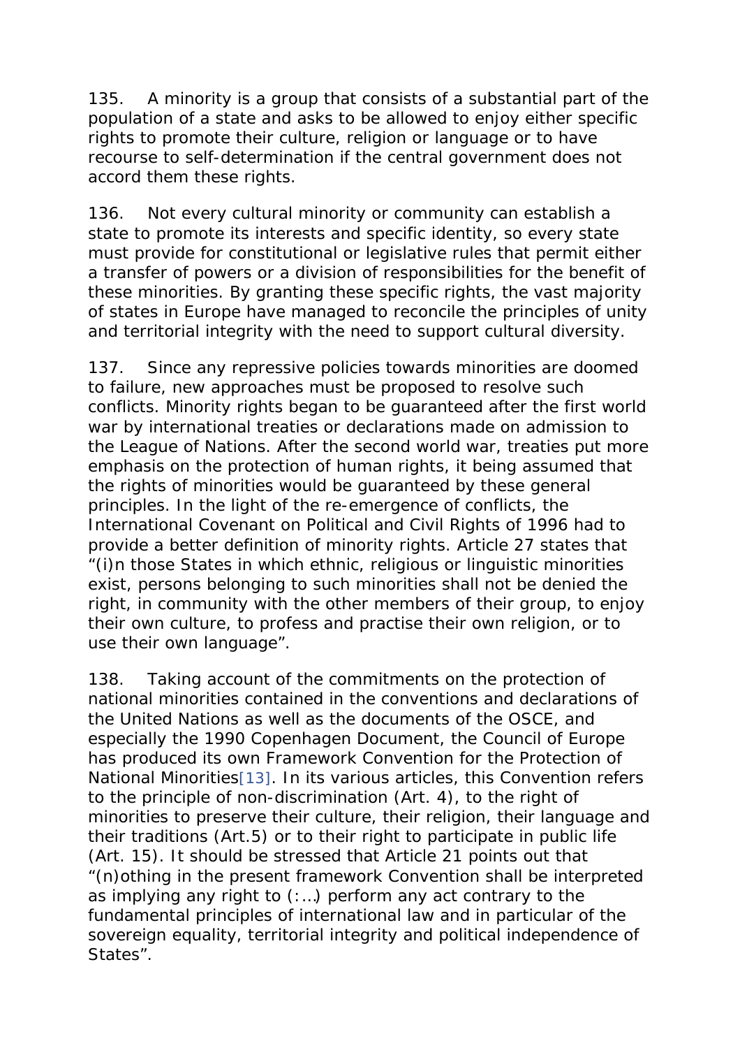135. A minority is a group that consists of a substantial part of the population of a state and asks to be allowed to enjoy either specific rights to promote their culture, religion or language or to have recourse to self-determination if the central government does not accord them these rights.

136. Not every cultural minority or community can establish a state to promote its interests and specific identity, so every state must provide for constitutional or legislative rules that permit either a transfer of powers or a division of responsibilities for the benefit of these minorities. By granting these specific rights, the vast majority of states in Europe have managed to reconcile the principles of unity and territorial integrity with the need to support cultural diversity.

137. Since any repressive policies towards minorities are doomed to failure, new approaches must be proposed to resolve such conflicts. Minority rights began to be guaranteed after the first world war by international treaties or declarations made on admission to the League of Nations. After the second world war, treaties put more emphasis on the protection of human rights, it being assumed that the rights of minorities would be guaranteed by these general principles. In the light of the re-emergence of conflicts, the International Covenant on Political and Civil Rights of 1996 had to provide a better definition of minority rights. Article 27 states that "(i)n those States in which ethnic, religious or linguistic minorities exist, persons belonging to such minorities shall not be denied the right, in community with the other members of their group, to enjoy their own culture, to profess and practise their own religion, or to use their own language".

138. Taking account of the commitments on the protection of national minorities contained in the conventions and declarations of the United Nations as well as the documents of the OSCE, and especially the 1990 Copenhagen Document, the Council of Europe has produced its own Framework Convention for the Protection of National Minorities[13]. In its various articles, this Convention refers to the principle of non-discrimination (Art. 4), to the right of minorities to preserve their culture, their religion, their language and their traditions (Art.5) or to their right to participate in public life (Art. 15). It should be stressed that Article 21 points out that "(n)othing in the present framework Convention shall be interpreted as implying any right to (:…) perform any act contrary to the fundamental principles of international law and in particular of the sovereign equality, territorial integrity and political independence of States".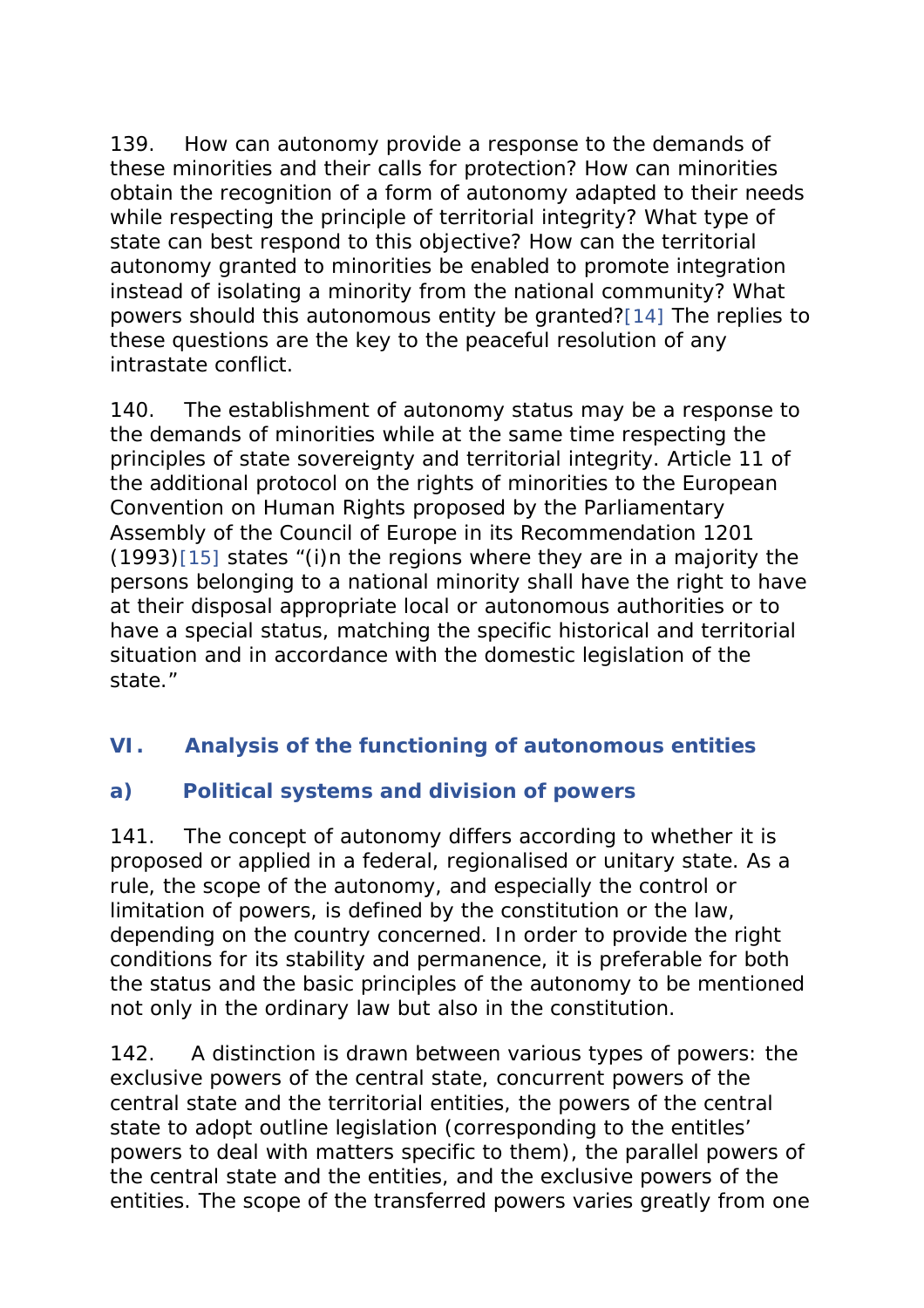139. How can autonomy provide a response to the demands of these minorities and their calls for protection? How can minorities obtain the recognition of a form of autonomy adapted to their needs while respecting the principle of territorial integrity? What type of state can best respond to this objective? How can the territorial autonomy granted to minorities be enabled to promote integration instead of isolating a minority from the national community? What powers should this autonomous entity be granted?[14] The replies to these questions are the key to the peaceful resolution of any intrastate conflict.

140. The establishment of autonomy status may be a response to the demands of minorities while at the same time respecting the principles of state sovereignty and territorial integrity. Article 11 of the additional protocol on the rights of minorities to the European Convention on Human Rights proposed by the Parliamentary Assembly of the Council of Europe in its Recommendation 1201 (1993)[15] states "(i)n the regions where they are in a majority the persons belonging to a national minority shall have the right to have at their disposal appropriate local or autonomous authorities or to have a special status, matching the specific historical and territorial situation and in accordance with the domestic legislation of the state."

## VI. Analysis of the functioning of autonomous entities

### a) Political systems and division of powers

141. The concept of autonomy differs according to whether it is proposed or applied in a federal, regionalised or unitary state. As a rule, the scope of the autonomy, and especially the control or limitation of powers, is defined by the constitution or the law, depending on the country concerned. In order to provide the right conditions for its stability and permanence, it is preferable for both the status and the basic principles of the autonomy to be mentioned not only in the ordinary law but also in the constitution.

142. A distinction is drawn between various types of powers: the exclusive powers of the central state, concurrent powers of the central state and the territorial entities, the powers of the central state to adopt outline legislation (corresponding to the entities' powers to deal with matters specific to them), the parallel powers of the central state and the entities, and the exclusive powers of the entities. The scope of the transferred powers varies greatly from one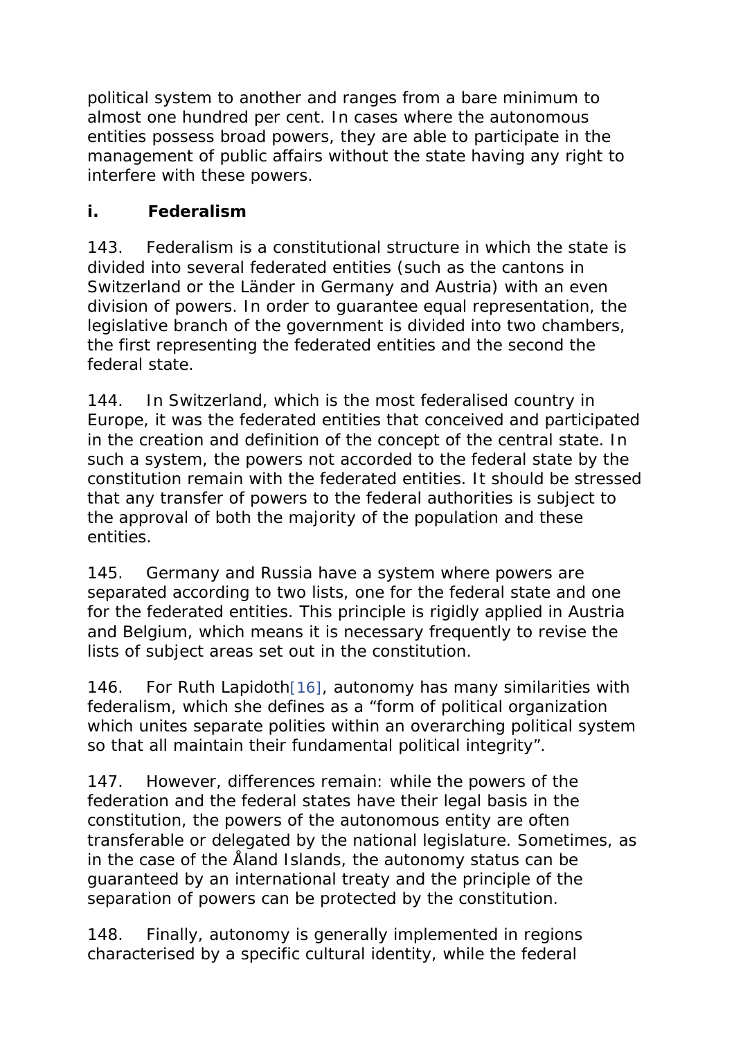political system to another and ranges from a bare minimum to almost one hundred per cent. In cases where the autonomous entities possess broad powers, they are able to participate in the management of public affairs without the state having any right to interfere with these powers.

### i. Federalism

143. Federalism is a constitutional structure in which the state is divided into several federated entities (such as the cantons in Switzerland or the Länder in Germany and Austria) with an even division of powers. In order to guarantee equal representation, the legislative branch of the government is divided into two chambers, the first representing the federated entities and the second the federal state.

144. In Switzerland, which is the most federalised country in Europe, it was the federated entities that conceived and participated in the creation and definition of the concept of the central state. In such a system, the powers not accorded to the federal state by the constitution remain with the federated entities. It should be stressed that any transfer of powers to the federal authorities is subject to the approval of both the majority of the population and these entities.

145. Germany and Russia have a system where powers are separated according to two lists, one for the federal state and one for the federated entities. This principle is rigidly applied in Austria and Belgium, which means it is necessary frequently to revise the lists of subject areas set out in the constitution.

146. For Ruth Lapidoth[16], autonomy has many similarities with federalism, which she defines as a "form of political organization which unites separate polities within an overarching political system so that all maintain their fundamental political integrity".

147. However, differences remain: while the powers of the federation and the federal states have their legal basis in the constitution, the powers of the autonomous entity are often transferable or delegated by the national legislature. Sometimes, as in the case of the Åland Islands, the autonomy status can be guaranteed by an international treaty and the principle of the separation of powers can be protected by the constitution.

148. Finally, autonomy is generally implemented in regions characterised by a specific cultural identity, while the federal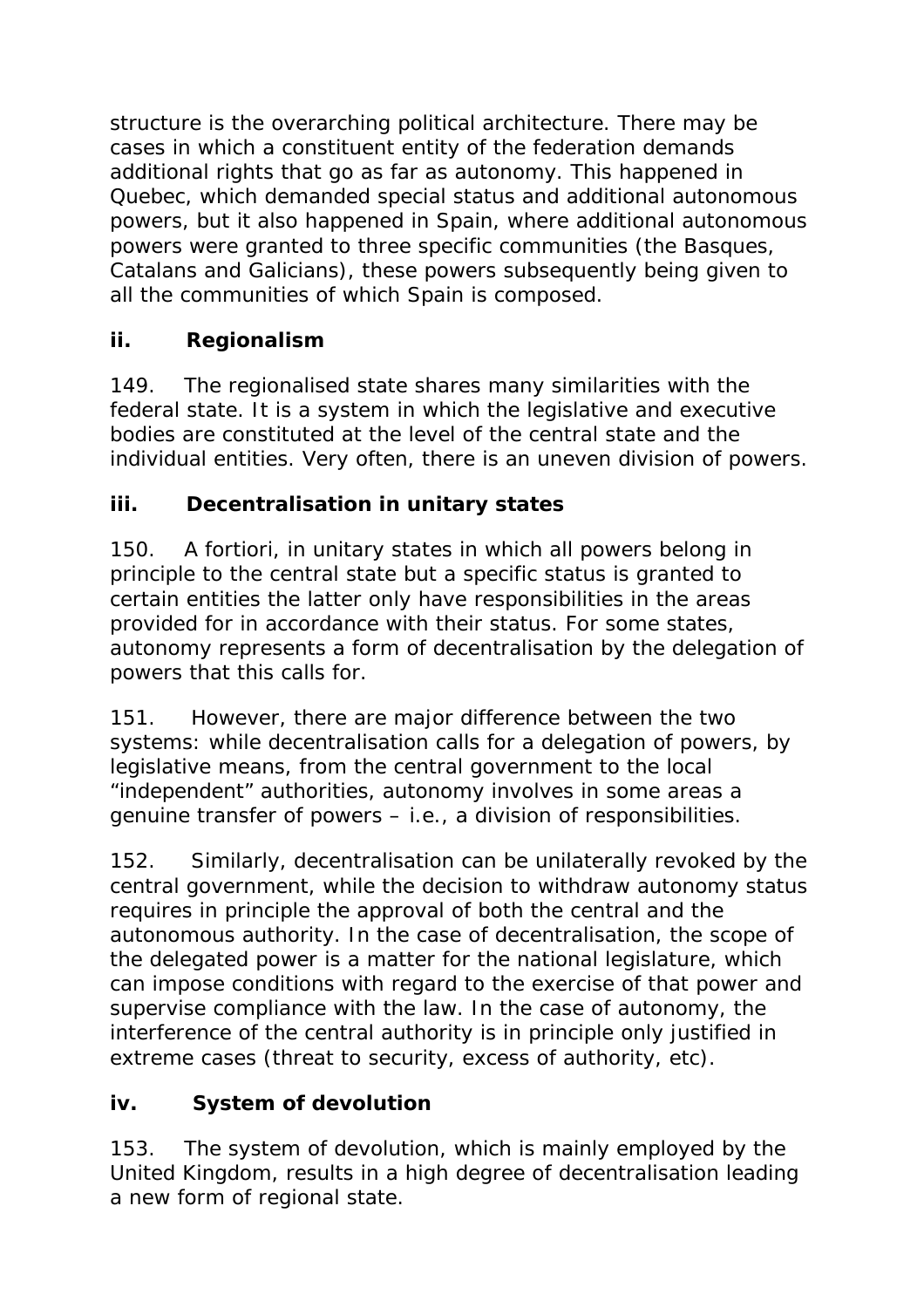structure is the overarching political architecture. There may be cases in which a constituent entity of the federation demands additional rights that go as far as autonomy. This happened in Quebec, which demanded special status and additional autonomous powers, but it also happened in Spain, where additional autonomous powers were granted to three specific communities (the Basques, Catalans and Galicians), these powers subsequently being given to all the communities of which Spain is composed.

### ii. Regionalism

149. The regionalised state shares many similarities with the federal state. It is a system in which the legislative and executive bodies are constituted at the level of the central state and the individual entities. Very often, there is an uneven division of powers.

### iii. Decentralisation in unitary states

150. A fortiori, in unitary states in which all powers belong in principle to the central state but a specific status is granted to certain entities the latter only have responsibilities in the areas provided for in accordance with their status. For some states, autonomy represents a form of decentralisation by the delegation of powers that this calls for.

151. However, there are major difference between the two systems: while decentralisation calls for a delegation of powers, by legislative means, from the central government to the local "independent" authorities, autonomy involves in some areas a genuine transfer of powers – i.e., a division of responsibilities.

152. Similarly, decentralisation can be unilaterally revoked by the central government, while the decision to withdraw autonomy status requires in principle the approval of both the central and the autonomous authority. In the case of decentralisation, the scope of the delegated power is a matter for the national legislature, which can impose conditions with regard to the exercise of that power and supervise compliance with the law. In the case of autonomy, the interference of the central authority is in principle only justified in extreme cases (threat to security, excess of authority, etc).

### iv. System of devolution

153. The system of devolution, which is mainly employed by the United Kingdom, results in a high degree of decentralisation leading a new form of regional state.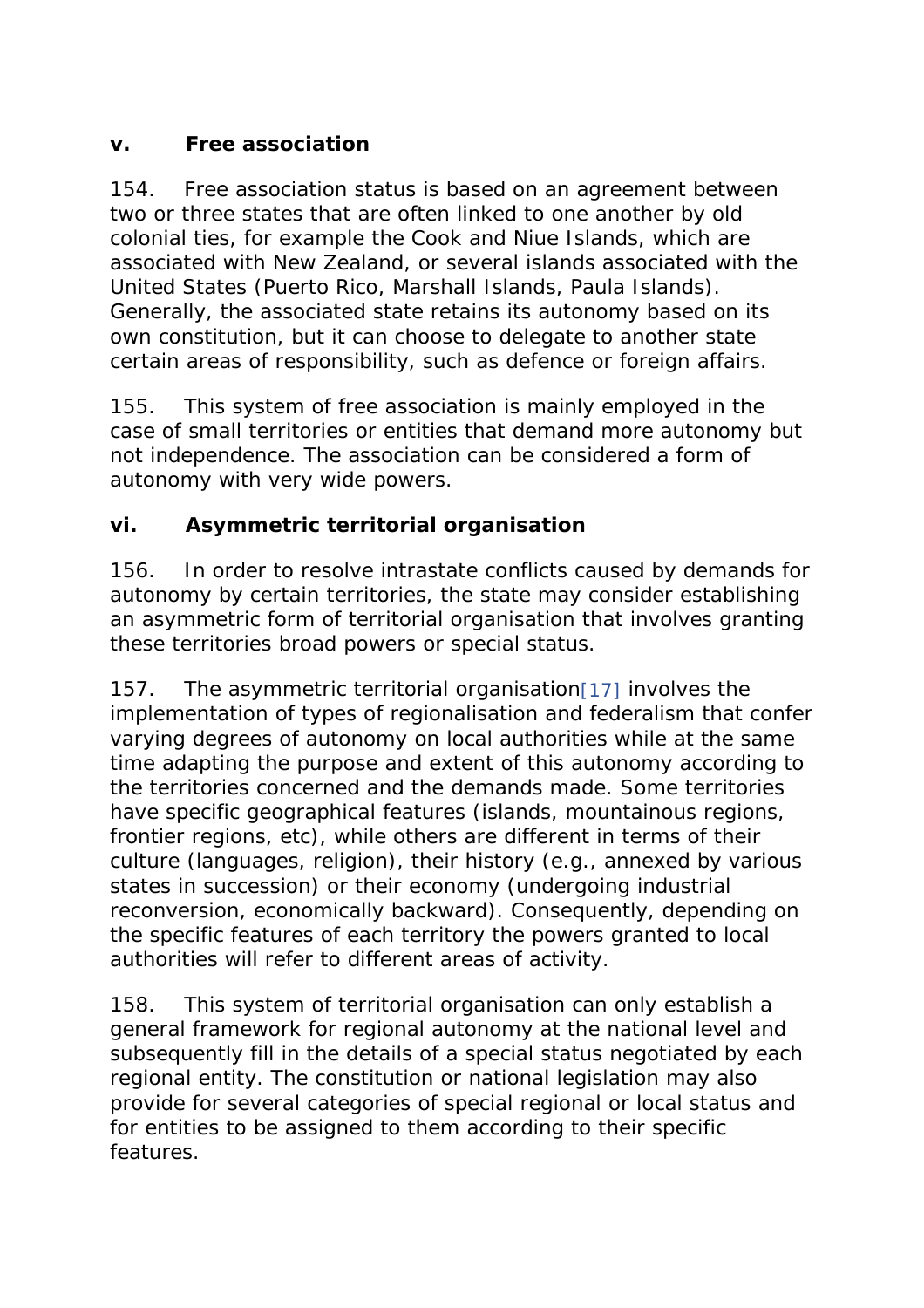### v. Free association

154. Free association status is based on an agreement between two or three states that are often linked to one another by old colonial ties, for example the Cook and Niue Islands, which are associated with New Zealand, or several islands associated with the United States (Puerto Rico, Marshall Islands, Paula Islands). Generally, the associated state retains its autonomy based on its own constitution, but it can choose to delegate to another state certain areas of responsibility, such as defence or foreign affairs.

155. This system of free association is mainly employed in the case of small territories or entities that demand more autonomy but not independence. The association can be considered a form of autonomy with very wide powers.

### vi. Asymmetric territorial organisation

156. In order to resolve intrastate conflicts caused by demands for autonomy by certain territories, the state may consider establishing an asymmetric form of territorial organisation that involves granting these territories broad powers or special status.

157. The asymmetric territorial organisation[17] involves the implementation of types of regionalisation and federalism that confer varying degrees of autonomy on local authorities while at the same time adapting the purpose and extent of this autonomy according to the territories concerned and the demands made. Some territories have specific geographical features (islands, mountainous regions, frontier regions, etc), while others are different in terms of their culture (languages, religion), their history (e.g., annexed by various states in succession) or their economy (undergoing industrial reconversion, economically backward). Consequently, depending on the specific features of each territory the powers granted to local authorities will refer to different areas of activity.

158. This system of territorial organisation can only establish a general framework for regional autonomy at the national level and subsequently fill in the details of a special status negotiated by each regional entity. The constitution or national legislation may also provide for several categories of special regional or local status and for entities to be assigned to them according to their specific features.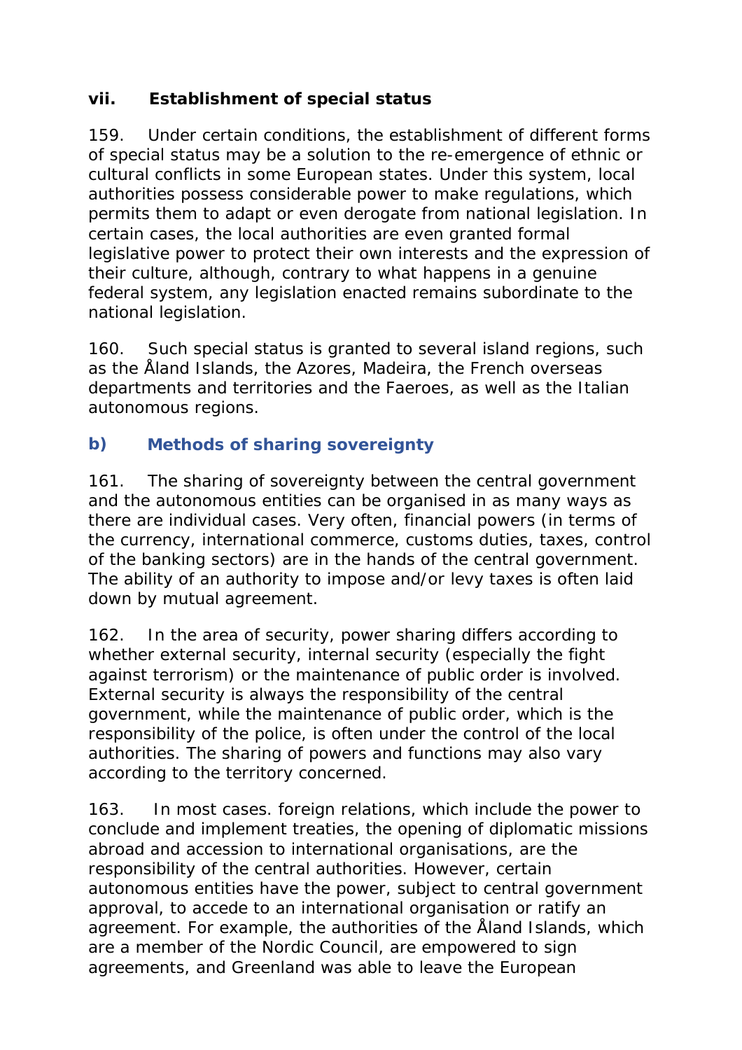#### vii. Establishment of special status

159. Under certain conditions, the establishment of different forms of special status may be a solution to the re-emergence of ethnic or cultural conflicts in some European states. Under this system, local authorities possess considerable power to make regulations, which permits them to adapt or even derogate from national legislation. In certain cases, the local authorities are even granted formal legislative power to protect their own interests and the expression of their culture, although, contrary to what happens in a genuine federal system, any legislation enacted remains subordinate to the national legislation.

160. Such special status is granted to several island regions, such as the Åland Islands, the Azores, Madeira, the French overseas departments and territories and the Faeroes, as well as the Italian autonomous regions.

### b) Methods of sharing sovereignty

161. The sharing of sovereignty between the central government and the autonomous entities can be organised in as many ways as there are individual cases. Very often, financial powers (in terms of the currency, international commerce, customs duties, taxes, control of the banking sectors) are in the hands of the central government. The ability of an authority to impose and/or levy taxes is often laid down by mutual agreement.

162. In the area of security, power sharing differs according to whether external security, internal security (especially the fight against terrorism) or the maintenance of public order is involved. External security is always the responsibility of the central government, while the maintenance of public order, which is the responsibility of the police, is often under the control of the local authorities. The sharing of powers and functions may also vary according to the territory concerned.

163. In most cases. foreign relations, which include the power to conclude and implement treaties, the opening of diplomatic missions abroad and accession to international organisations, are the responsibility of the central authorities. However, certain autonomous entities have the power, subject to central government approval, to accede to an international organisation or ratify an agreement. For example, the authorities of the Åland Islands, which are a member of the Nordic Council, are empowered to sign agreements, and Greenland was able to leave the European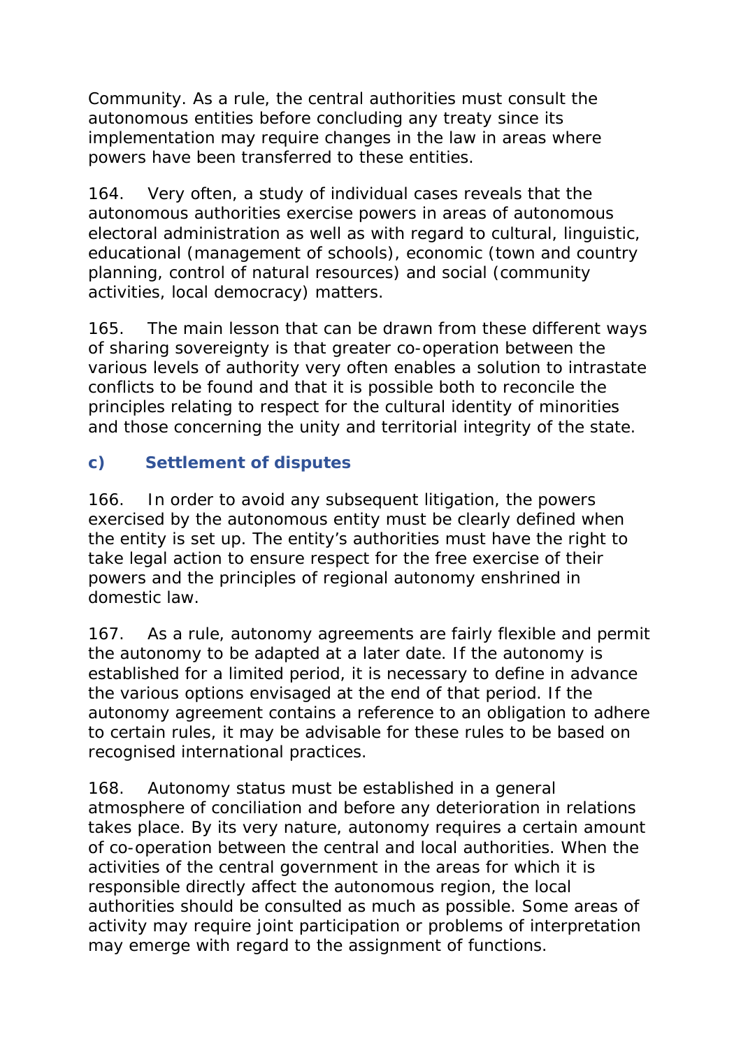Community. As a rule, the central authorities must consult the autonomous entities before concluding any treaty since its implementation may require changes in the law in areas where powers have been transferred to these entities.

164. Very often, a study of individual cases reveals that the autonomous authorities exercise powers in areas of autonomous electoral administration as well as with regard to cultural, linguistic, educational (management of schools), economic (town and country planning, control of natural resources) and social (community activities, local democracy) matters.

165. The main lesson that can be drawn from these different ways of sharing sovereignty is that greater co-operation between the various levels of authority very often enables a solution to intrastate conflicts to be found and that it is possible both to reconcile the principles relating to respect for the cultural identity of minorities and those concerning the unity and territorial integrity of the state.

### c) Settlement of disputes

166. In order to avoid any subsequent litigation, the powers exercised by the autonomous entity must be clearly defined when the entity is set up. The entity's authorities must have the right to take legal action to ensure respect for the free exercise of their powers and the principles of regional autonomy enshrined in domestic law.

167. As a rule, autonomy agreements are fairly flexible and permit the autonomy to be adapted at a later date. If the autonomy is established for a limited period, it is necessary to define in advance the various options envisaged at the end of that period. If the autonomy agreement contains a reference to an obligation to adhere to certain rules, it may be advisable for these rules to be based on recognised international practices.

168. Autonomy status must be established in a general atmosphere of conciliation and before any deterioration in relations takes place. By its very nature, autonomy requires a certain amount of co-operation between the central and local authorities. When the activities of the central government in the areas for which it is responsible directly affect the autonomous region, the local authorities should be consulted as much as possible. Some areas of activity may require joint participation or problems of interpretation may emerge with regard to the assignment of functions.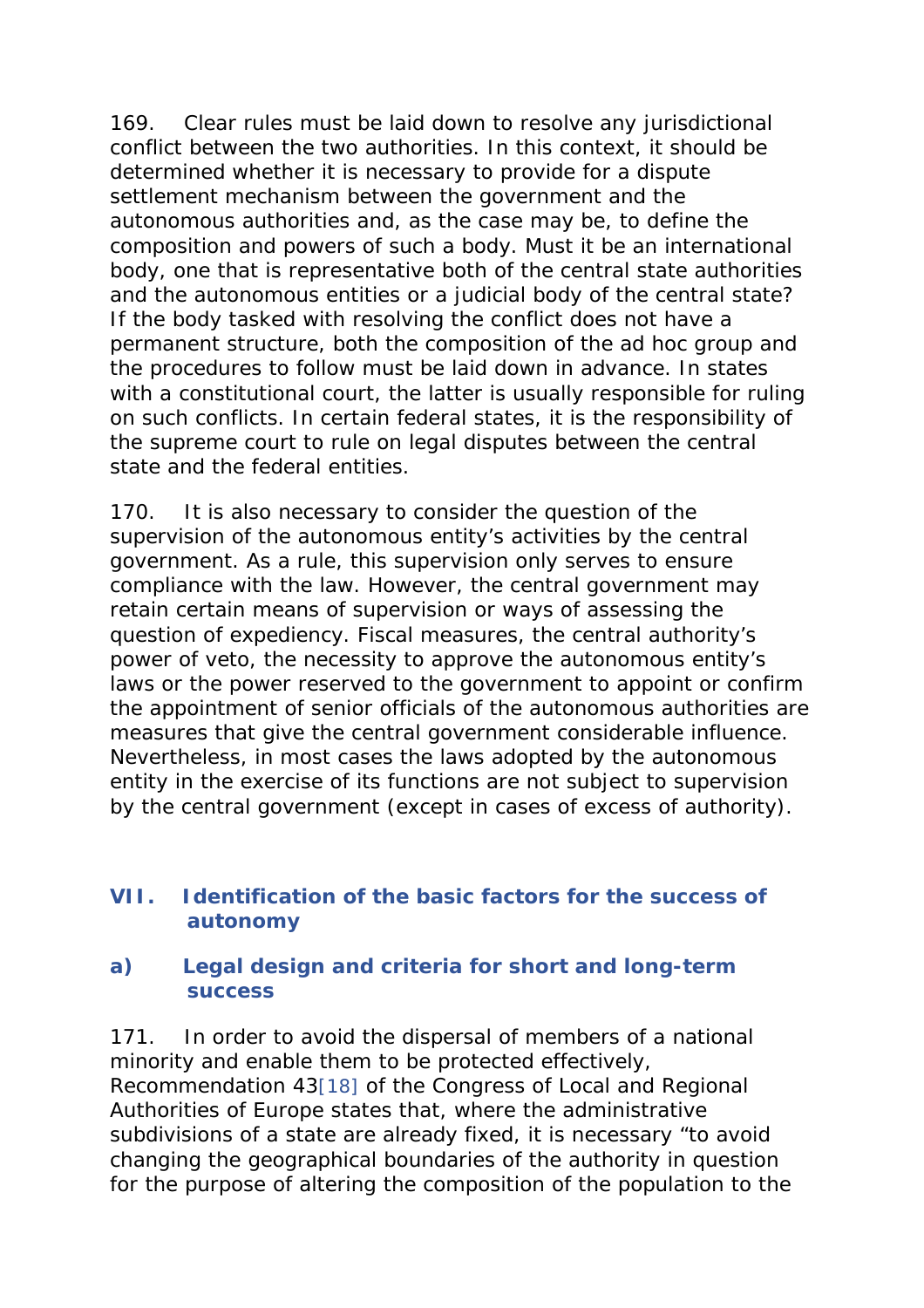169. Clear rules must be laid down to resolve any jurisdictional conflict between the two authorities. In this context, it should be determined whether it is necessary to provide for a dispute settlement mechanism between the government and the autonomous authorities and, as the case may be, to define the composition and powers of such a body. Must it be an international body, one that is representative both of the central state authorities and the autonomous entities or a judicial body of the central state? If the body tasked with resolving the conflict does not have a permanent structure, both the composition of the ad hoc group and the procedures to follow must be laid down in advance. In states with a constitutional court, the latter is usually responsible for ruling on such conflicts. In certain federal states, it is the responsibility of the supreme court to rule on legal disputes between the central state and the federal entities.

170. It is also necessary to consider the question of the supervision of the autonomous entity's activities by the central government. As a rule, this supervision only serves to ensure compliance with the law. However, the central government may retain certain means of supervision or ways of assessing the question of expediency. Fiscal measures, the central authority's power of veto, the necessity to approve the autonomous entity's laws or the power reserved to the government to appoint or confirm the appointment of senior officials of the autonomous authorities are measures that give the central government considerable influence. Nevertheless, in most cases the laws adopted by the autonomous entity in the exercise of its functions are not subject to supervision by the central government (except in cases of excess of authority).

## VII. Identification of the basic factors for the success of autonomy

### a) Legal design and criteria for short and long-term success

171. In order to avoid the dispersal of members of a national minority and enable them to be protected effectively, Recommendation 43[18] of the Congress of Local and Regional Authorities of Europe states that, where the administrative subdivisions of a state are already fixed, it is necessary "to avoid changing the geographical boundaries of the authority in question for the purpose of altering the composition of the population to the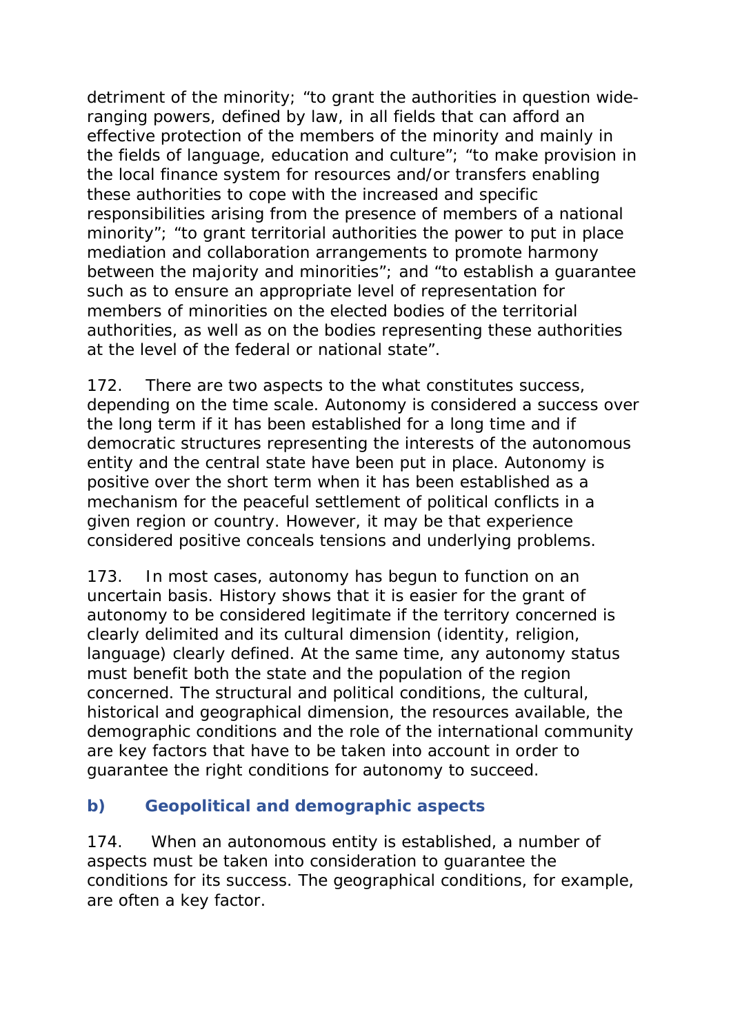detriment of the minority; "to grant the authorities in question wide-ranging powers, defined by law, in all fields that can afford an effective protection of the members of the minority and mainly in the fields of language, education and culture"; "to make provision in the local finance system for resources and/or transfers enabling these authorities to cope with the increased and specific responsibilities arising from the presence of members of a national minority"; "to grant territorial authorities the power to put in place mediation and collaboration arrangements to promote harmony between the majority and minorities"; and "to establish a guarantee such as to ensure an appropriate level of representation for members of minorities on the elected bodies of the territorial authorities, as well as on the bodies representing these authorities at the level of the federal or national state".

172. There are two aspects to the what constitutes success, depending on the time scale. Autonomy is considered a success over the long term if it has been established for a long time and if democratic structures representing the interests of the autonomous entity and the central state have been put in place. Autonomy is positive over the short term when it has been established as a mechanism for the peaceful settlement of political conflicts in a given region or country. However, it may be that experience considered positive conceals tensions and underlying problems.

173. In most cases, autonomy has begun to function on an uncertain basis. History shows that it is easier for the grant of autonomy to be considered legitimate if the territory concerned is clearly delimited and its cultural dimension (identity, religion, language) clearly defined. At the same time, any autonomy status must benefit both the state and the population of the region concerned. The structural and political conditions, the cultural, historical and geographical dimension, the resources available, the demographic conditions and the role of the international community are key factors that have to be taken into account in order to guarantee the right conditions for autonomy to succeed.

### b) Geopolitical and demographic aspects

174. When an autonomous entity is established, a number of aspects must be taken into consideration to guarantee the conditions for its success. The geographical conditions, for example, are often a key factor.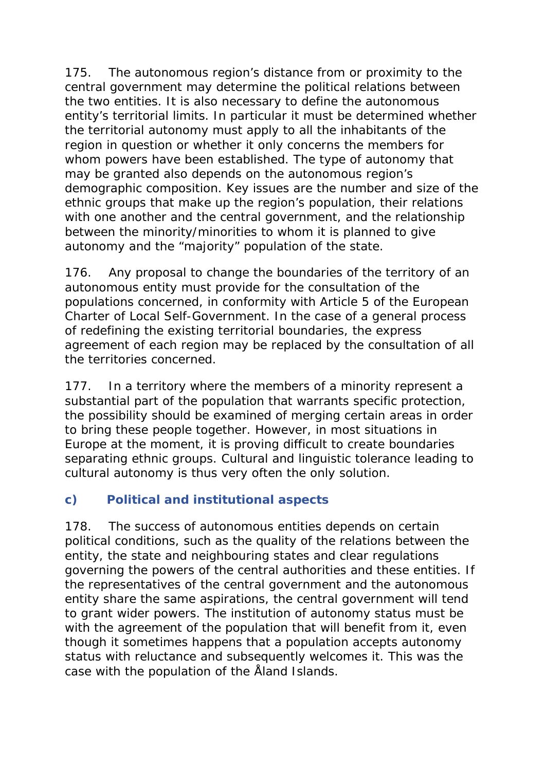175. The autonomous region's distance from or proximity to the central government may determine the political relations between the two entities. It is also necessary to define the autonomous entity's territorial limits. In particular it must be determined whether the territorial autonomy must apply to all the inhabitants of the region in question or whether it only concerns the members for whom powers have been established. The type of autonomy that may be granted also depends on the autonomous region's demographic composition. Key issues are the number and size of the ethnic groups that make up the region's population, their relations with one another and the central government, and the relationship between the minority/minorities to whom it is planned to give autonomy and the "majority" population of the state.

176. Any proposal to change the boundaries of the territory of an autonomous entity must provide for the consultation of the populations concerned, in conformity with Article 5 of the European Charter of Local Self-Government. In the case of a general process of redefining the existing territorial boundaries, the express agreement of each region may be replaced by the consultation of all the territories concerned.

177. In a territory where the members of a minority represent a substantial part of the population that warrants specific protection, the possibility should be examined of merging certain areas in order to bring these people together. However, in most situations in Europe at the moment, it is proving difficult to create boundaries separating ethnic groups. Cultural and linguistic tolerance leading to cultural autonomy is thus very often the only solution.

### c) Political and institutional aspects

178. The success of autonomous entities depends on certain political conditions, such as the quality of the relations between the entity, the state and neighbouring states and clear regulations governing the powers of the central authorities and these entities. If the representatives of the central government and the autonomous entity share the same aspirations, the central government will tend to grant wider powers. The institution of autonomy status must be with the agreement of the population that will benefit from it, even though it sometimes happens that a population accepts autonomy status with reluctance and subsequently welcomes it. This was the case with the population of the Åland Islands.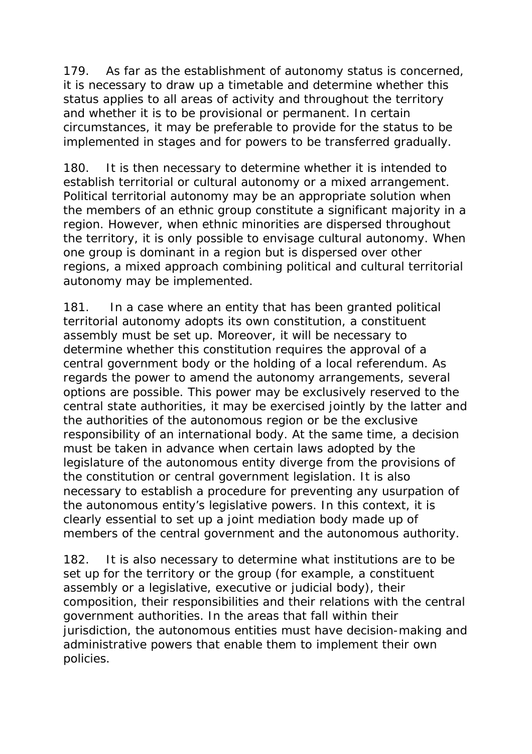179. As far as the establishment of autonomy status is concerned, it is necessary to draw up a timetable and determine whether this status applies to all areas of activity and throughout the territory and whether it is to be provisional or permanent. In certain circumstances, it may be preferable to provide for the status to be implemented in stages and for powers to be transferred gradually.

180. It is then necessary to determine whether it is intended to establish territorial or cultural autonomy or a mixed arrangement. Political territorial autonomy may be an appropriate solution when the members of an ethnic group constitute a significant majority in a region. However, when ethnic minorities are dispersed throughout the territory, it is only possible to envisage cultural autonomy. When one group is dominant in a region but is dispersed over other regions, a mixed approach combining political and cultural territorial autonomy may be implemented.

181. In a case where an entity that has been granted political territorial autonomy adopts its own constitution, a constituent assembly must be set up. Moreover, it will be necessary to determine whether this constitution requires the approval of a central government body or the holding of a local referendum. As regards the power to amend the autonomy arrangements, several options are possible. This power may be exclusively reserved to the central state authorities, it may be exercised jointly by the latter and the authorities of the autonomous region or be the exclusive responsibility of an international body. At the same time, a decision must be taken in advance when certain laws adopted by the legislature of the autonomous entity diverge from the provisions of the constitution or central government legislation. It is also necessary to establish a procedure for preventing any usurpation of the autonomous entity's legislative powers. In this context, it is clearly essential to set up a joint mediation body made up of members of the central government and the autonomous authority.

182. It is also necessary to determine what institutions are to be set up for the territory or the group (for example, a constituent assembly or a legislative, executive or judicial body), their composition, their responsibilities and their relations with the central government authorities. In the areas that fall within their jurisdiction, the autonomous entities must have decision-making and administrative powers that enable them to implement their own policies.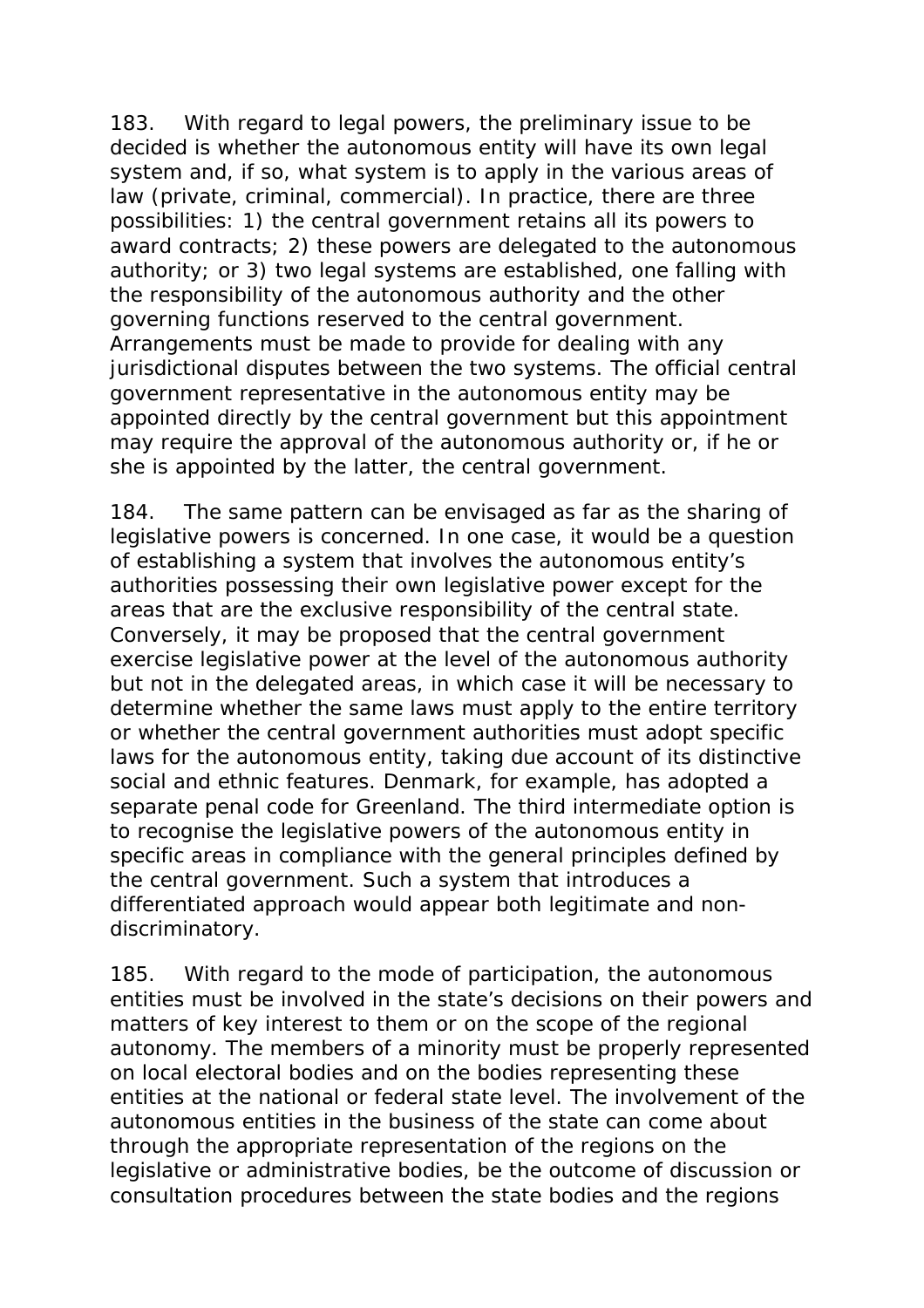183. With regard to legal powers, the preliminary issue to be decided is whether the autonomous entity will have its own legal system and, if so, what system is to apply in the various areas of law (private, criminal, commercial). In practice, there are three possibilities: 1) the central government retains all its powers to award contracts; 2) these powers are delegated to the autonomous authority; or 3) two legal systems are established, one falling with the responsibility of the autonomous authority and the other governing functions reserved to the central government. Arrangements must be made to provide for dealing with any jurisdictional disputes between the two systems. The official central government representative in the autonomous entity may be appointed directly by the central government but this appointment may require the approval of the autonomous authority or, if he or she is appointed by the latter, the central government.

184. The same pattern can be envisaged as far as the sharing of legislative powers is concerned. In one case, it would be a question of establishing a system that involves the autonomous entity's authorities possessing their own legislative power except for the areas that are the exclusive responsibility of the central state. Conversely, it may be proposed that the central government exercise legislative power at the level of the autonomous authority but not in the delegated areas, in which case it will be necessary to determine whether the same laws must apply to the entire territory or whether the central government authorities must adopt specific laws for the autonomous entity, taking due account of its distinctive social and ethnic features. Denmark, for example, has adopted a separate penal code for Greenland. The third intermediate option is to recognise the legislative powers of the autonomous entity in specific areas in compliance with the general principles defined by the central government. Such a system that introduces a differentiated approach would appear both legitimate and non-discriminatory.

185. With regard to the mode of participation, the autonomous entities must be involved in the state's decisions on their powers and matters of key interest to them or on the scope of the regional autonomy. The members of a minority must be properly represented on local electoral bodies and on the bodies representing these entities at the national or federal state level. The involvement of the autonomous entities in the business of the state can come about through the appropriate representation of the regions on the legislative or administrative bodies, be the outcome of discussion or consultation procedures between the state bodies and the regions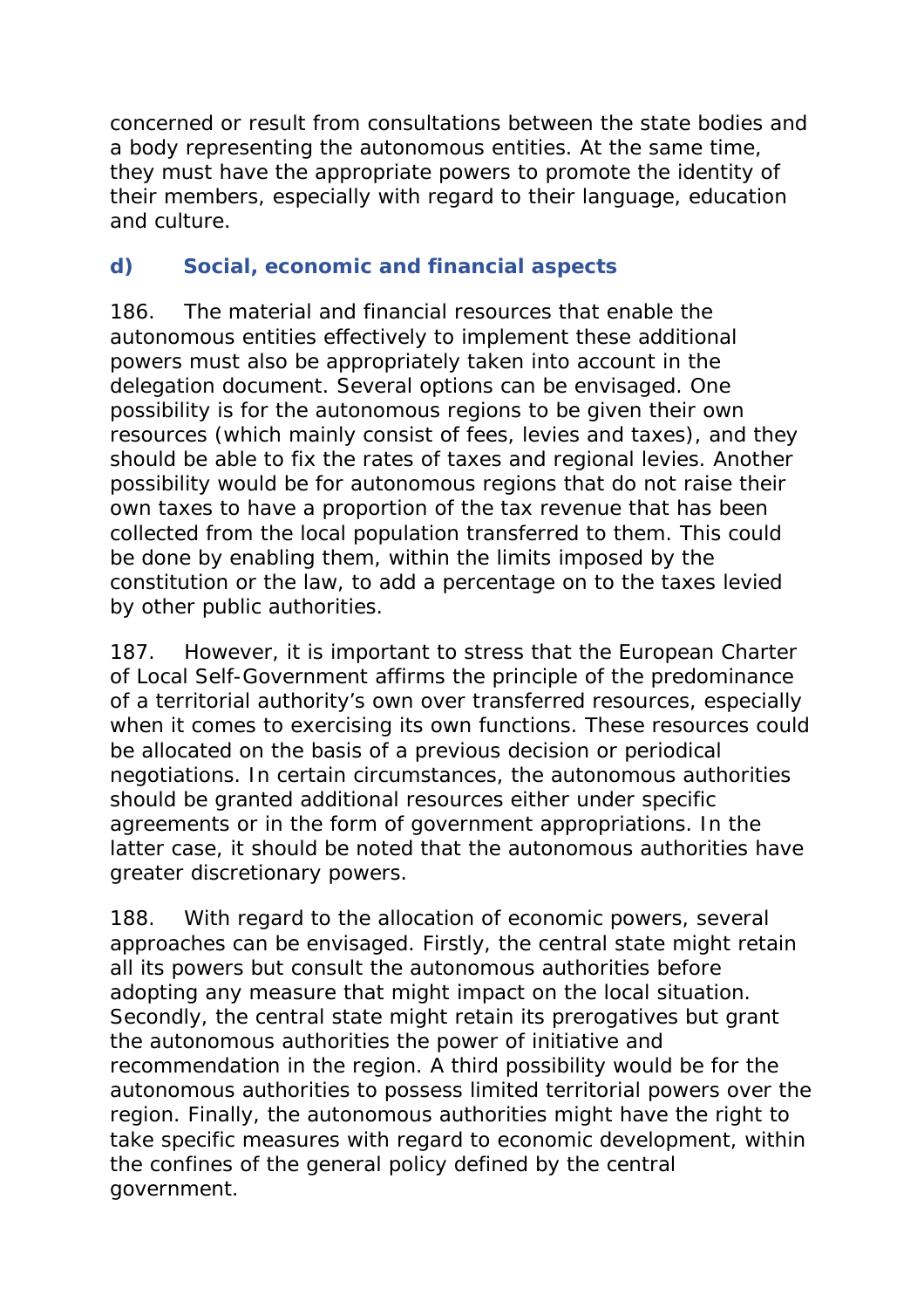concerned or result from consultations between the state bodies and a body representing the autonomous entities. At the same time, they must have the appropriate powers to promote the identity of their members, especially with regard to their language, education and culture.

### d) Social, economic and financial aspects

186. The material and financial resources that enable the autonomous entities effectively to implement these additional powers must also be appropriately taken into account in the delegation document. Several options can be envisaged. One possibility is for the autonomous regions to be given their own resources (which mainly consist of fees, levies and taxes), and they should be able to fix the rates of taxes and regional levies. Another possibility would be for autonomous regions that do not raise their own taxes to have a proportion of the tax revenue that has been collected from the local population transferred to them. This could be done by enabling them, within the limits imposed by the constitution or the law, to add a percentage on to the taxes levied by other public authorities.

187. However, it is important to stress that the European Charter of Local Self-Government affirms the principle of the predominance of a territorial authority's own over transferred resources, especially when it comes to exercising its own functions. These resources could be allocated on the basis of a previous decision or periodical negotiations. In certain circumstances, the autonomous authorities should be granted additional resources either under specific agreements or in the form of government appropriations. In the latter case, it should be noted that the autonomous authorities have greater discretionary powers.

188. With regard to the allocation of economic powers, several approaches can be envisaged. Firstly, the central state might retain all its powers but consult the autonomous authorities before adopting any measure that might impact on the local situation. Secondly, the central state might retain its prerogatives but grant the autonomous authorities the power of initiative and recommendation in the region. A third possibility would be for the autonomous authorities to possess limited territorial powers over the region. Finally, the autonomous authorities might have the right to take specific measures with regard to economic development, within the confines of the general policy defined by the central government.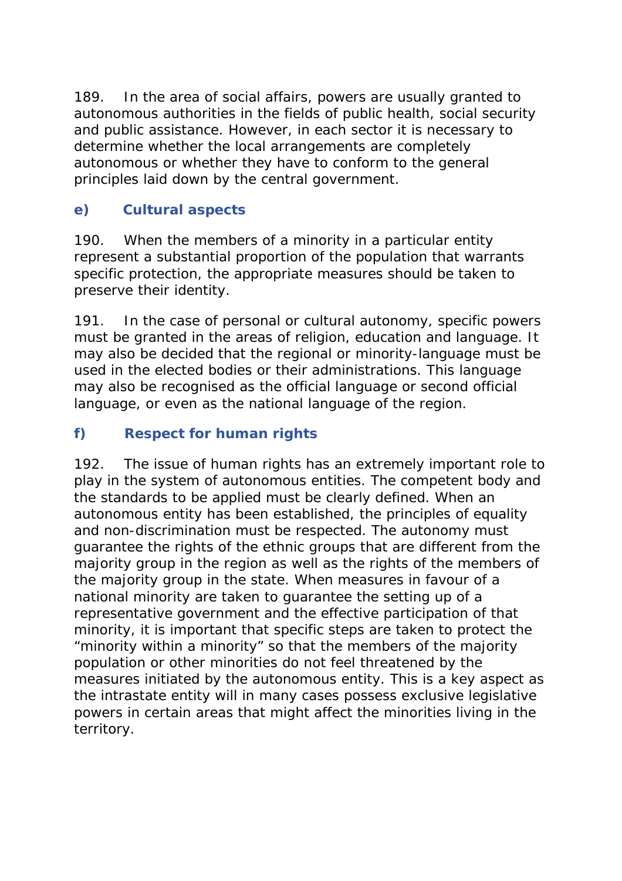189. In the area of social affairs, powers are usually granted to autonomous authorities in the fields of public health, social security and public assistance. However, in each sector it is necessary to determine whether the local arrangements are completely autonomous or whether they have to conform to the general principles laid down by the central government.

### e) Cultural aspects

190. When the members of a minority in a particular entity represent a substantial proportion of the population that warrants specific protection, the appropriate measures should be taken to preserve their identity.

191. In the case of personal or cultural autonomy, specific powers must be granted in the areas of religion, education and language. It may also be decided that the regional or minority-language must be used in the elected bodies or their administrations. This language may also be recognised as the official language or second official language, or even as the national language of the region.

### f) Respect for human rights

192. The issue of human rights has an extremely important role to play in the system of autonomous entities. The competent body and the standards to be applied must be clearly defined. When an autonomous entity has been established, the principles of equality and non-discrimination must be respected. The autonomy must guarantee the rights of the ethnic groups that are different from the majority group in the region as well as the rights of the members of the majority group in the state. When measures in favour of a national minority are taken to guarantee the setting up of a representative government and the effective participation of that minority, it is important that specific steps are taken to protect the "minority within a minority" so that the members of the majority population or other minorities do not feel threatened by the measures initiated by the autonomous entity. This is a key aspect as the intrastate entity will in many cases possess exclusive legislative powers in certain areas that might affect the minorities living in the territory.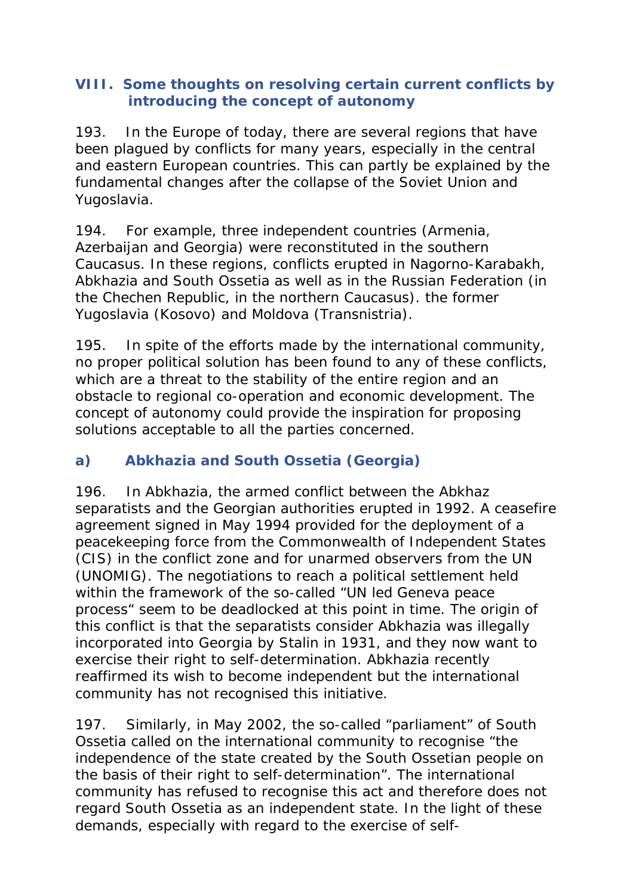## VIII. Some thoughts on resolving certain current conflicts by introducing the concept of autonomy

193. In the Europe of today, there are several regions that have been plagued by conflicts for many years, especially in the central and eastern European countries. This can partly be explained by the fundamental changes after the collapse of the Soviet Union and Yugoslavia.

194. For example, three independent countries (Armenia, Azerbaijan and Georgia) were reconstituted in the southern Caucasus. In these regions, conflicts erupted in Nagorno-Karabakh, Abkhazia and South Ossetia as well as in the Russian Federation (in the Chechen Republic, in the northern Caucasus). the former Yugoslavia (Kosovo) and Moldova (Transnistria).

195. In spite of the efforts made by the international community, no proper political solution has been found to any of these conflicts, which are a threat to the stability of the entire region and an obstacle to regional co-operation and economic development. The concept of autonomy could provide the inspiration for proposing solutions acceptable to all the parties concerned.

### a) Abkhazia and South Ossetia (Georgia)

196. In Abkhazia, the armed conflict between the Abkhaz separatists and the Georgian authorities erupted in 1992. A ceasefire agreement signed in May 1994 provided for the deployment of a peacekeeping force from the Commonwealth of Independent States (CIS) in the conflict zone and for unarmed observers from the UN (UNOMIG). The negotiations to reach a political settlement held within the framework of the so-called "UN led Geneva peace process" seem to be deadlocked at this point in time. The origin of this conflict is that the separatists consider Abkhazia was illegally incorporated into Georgia by Stalin in 1931, and they now want to exercise their right to self-determination. Abkhazia recently reaffirmed its wish to become independent but the international community has not recognised this initiative.

197. Similarly, in May 2002, the so-called "parliament" of South Ossetia called on the international community to recognise "the independence of the state created by the South Ossetian people on the basis of their right to self-determination". The international community has refused to recognise this act and therefore does not regard South Ossetia as an independent state. In the light of these demands, especially with regard to the exercise of self-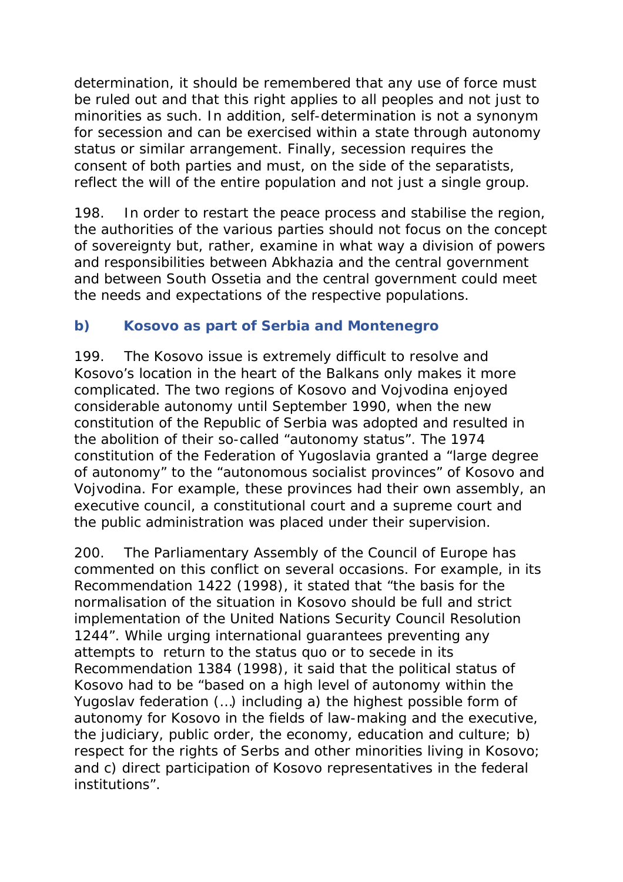determination, it should be remembered that any use of force must be ruled out and that this right applies to all peoples and not just to minorities as such. In addition, self-determination is not a synonym for secession and can be exercised within a state through autonomy status or similar arrangement. Finally, secession requires the consent of both parties and must, on the side of the separatists, reflect the will of the entire population and not just a single group.

198. In order to restart the peace process and stabilise the region, the authorities of the various parties should not focus on the concept of sovereignty but, rather, examine in what way a division of powers and responsibilities between Abkhazia and the central government and between South Ossetia and the central government could meet the needs and expectations of the respective populations.

### b) Kosovo as part of Serbia and Montenegro

199. The Kosovo issue is extremely difficult to resolve and Kosovo's location in the heart of the Balkans only makes it more complicated. The two regions of Kosovo and Vojvodina enjoyed considerable autonomy until September 1990, when the new constitution of the Republic of Serbia was adopted and resulted in the abolition of their so-called "autonomy status". The 1974 constitution of the Federation of Yugoslavia granted a "large degree of autonomy" to the "autonomous socialist provinces" of Kosovo and Vojvodina. For example, these provinces had their own assembly, an executive council, a constitutional court and a supreme court and the public administration was placed under their supervision.

200. The Parliamentary Assembly of the Council of Europe has commented on this conflict on several occasions. For example, in its Recommendation 1422 (1998), it stated that "the basis for the normalisation of the situation in Kosovo should be full and strict implementation of the United Nations Security Council Resolution 1244". While urging international guarantees preventing any attempts to return to the status quo or to secede in its Recommendation 1384 (1998), it said that the political status of Kosovo had to be "based on a high level of autonomy within the Yugoslav federation (…) including a) the highest possible form of autonomy for Kosovo in the fields of law-making and the executive, the judiciary, public order, the economy, education and culture; b) respect for the rights of Serbs and other minorities living in Kosovo; and c) direct participation of Kosovo representatives in the federal institutions".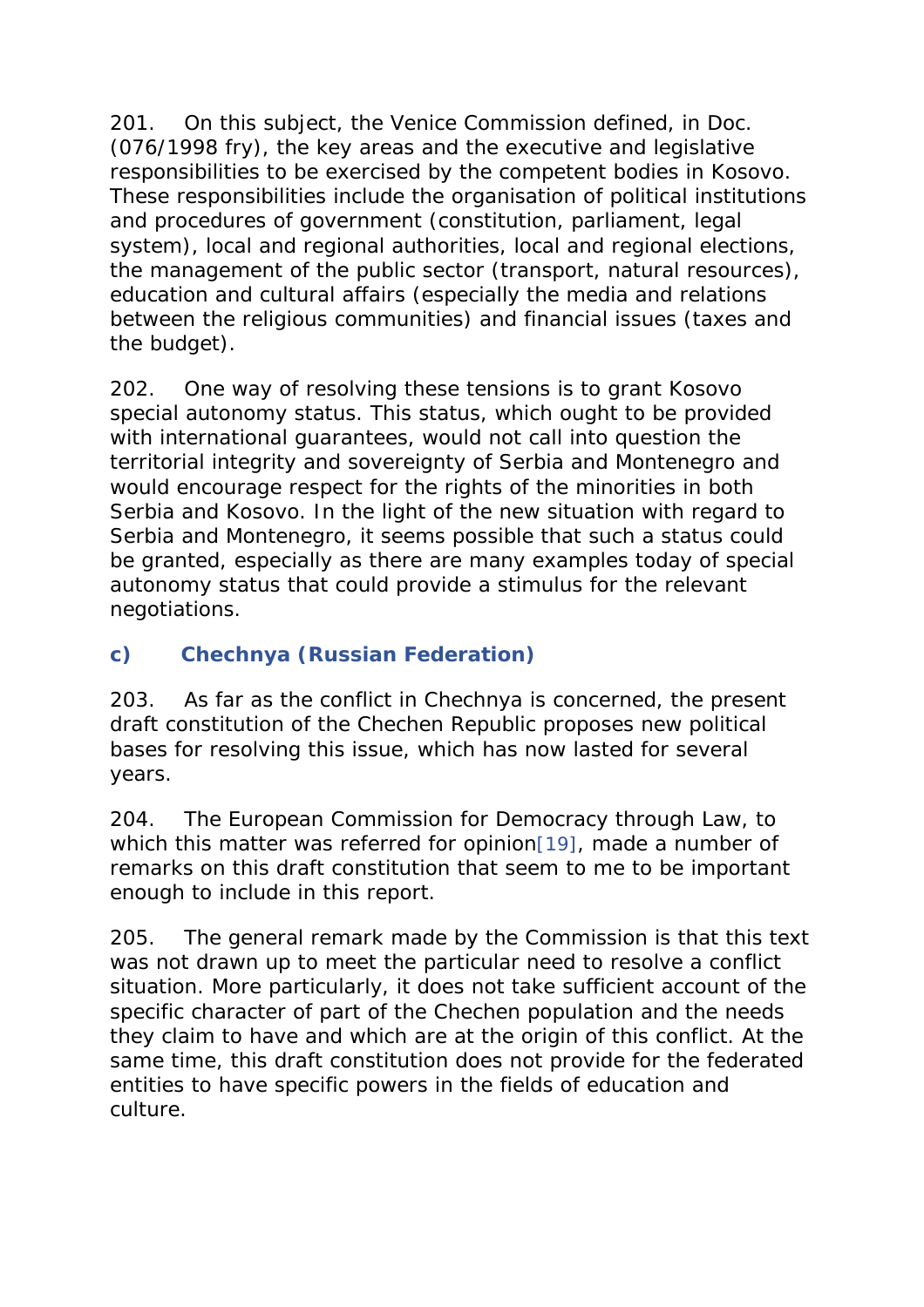201. On this subject, the Venice Commission defined, in Doc. (076/1998 fry), the key areas and the executive and legislative responsibilities to be exercised by the competent bodies in Kosovo. These responsibilities include the organisation of political institutions and procedures of government (constitution, parliament, legal system), local and regional authorities, local and regional elections, the management of the public sector (transport, natural resources), education and cultural affairs (especially the media and relations between the religious communities) and financial issues (taxes and the budget).

202. One way of resolving these tensions is to grant Kosovo special autonomy status. This status, which ought to be provided with international guarantees, would not call into question the territorial integrity and sovereignty of Serbia and Montenegro and would encourage respect for the rights of the minorities in both Serbia and Kosovo. In the light of the new situation with regard to Serbia and Montenegro, it seems possible that such a status could be granted, especially as there are many examples today of special autonomy status that could provide a stimulus for the relevant negotiations.

### c) Chechnya (Russian Federation)

203. As far as the conflict in Chechnya is concerned, the present draft constitution of the Chechen Republic proposes new political bases for resolving this issue, which has now lasted for several years.

204. The European Commission for Democracy through Law, to which this matter was referred for opinion[19], made a number of remarks on this draft constitution that seem to me to be important enough to include in this report.

205. The general remark made by the Commission is that this text was not drawn up to meet the particular need to resolve a conflict situation. More particularly, it does not take sufficient account of the specific character of part of the Chechen population and the needs they claim to have and which are at the origin of this conflict. At the same time, this draft constitution does not provide for the federated entities to have specific powers in the fields of education and culture.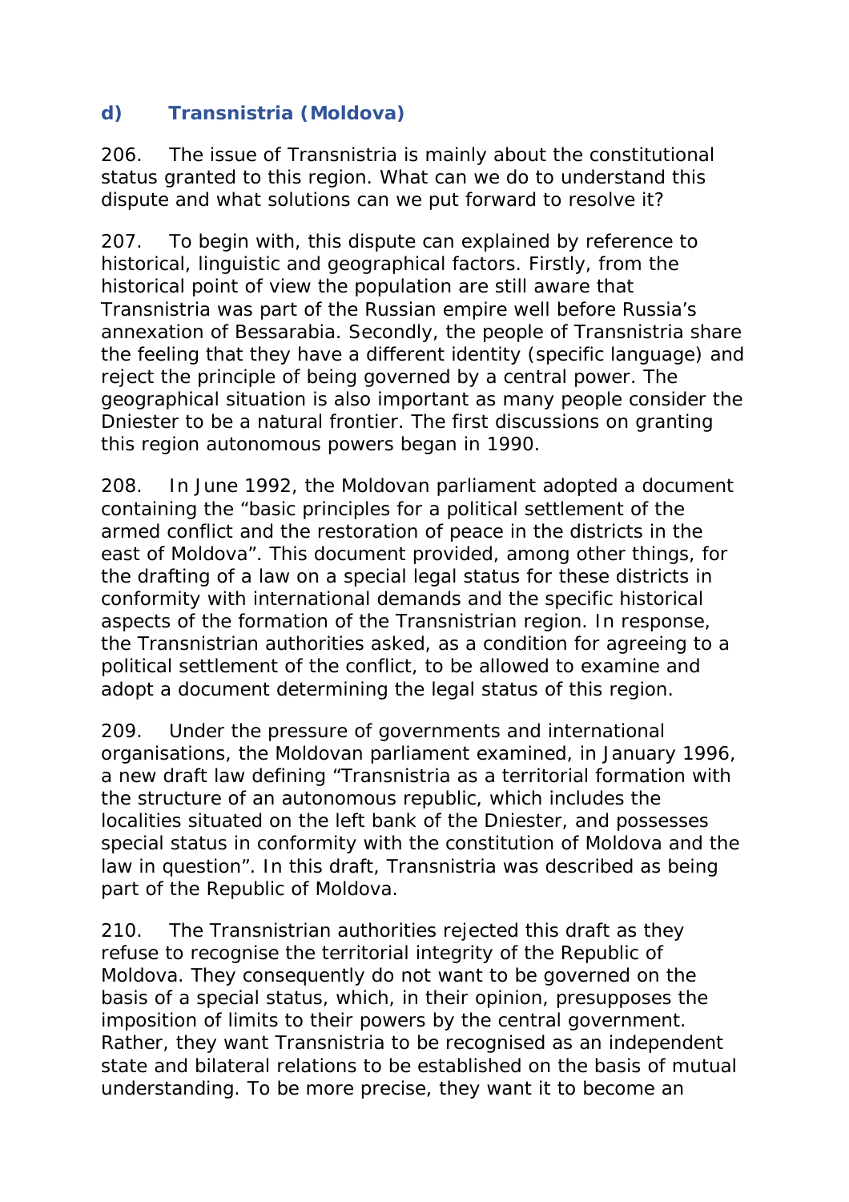### d) Transnistria (Moldova)

206. The issue of Transnistria is mainly about the constitutional status granted to this region. What can we do to understand this dispute and what solutions can we put forward to resolve it?

207. To begin with, this dispute can explained by reference to historical, linguistic and geographical factors. Firstly, from the historical point of view the population are still aware that Transnistria was part of the Russian empire well before Russia's annexation of Bessarabia. Secondly, the people of Transnistria share the feeling that they have a different identity (specific language) and reject the principle of being governed by a central power. The geographical situation is also important as many people consider the Dniester to be a natural frontier. The first discussions on granting this region autonomous powers began in 1990.

208. In June 1992, the Moldovan parliament adopted a document containing the "basic principles for a political settlement of the armed conflict and the restoration of peace in the districts in the east of Moldova". This document provided, among other things, for the drafting of a law on a special legal status for these districts in conformity with international demands and the specific historical aspects of the formation of the Transnistrian region. In response, the Transnistrian authorities asked, as a condition for agreeing to a political settlement of the conflict, to be allowed to examine and adopt a document determining the legal status of this region.

209. Under the pressure of governments and international organisations, the Moldovan parliament examined, in January 1996, a new draft law defining "Transnistria as a territorial formation with the structure of an autonomous republic, which includes the localities situated on the left bank of the Dniester, and possesses special status in conformity with the constitution of Moldova and the law in question". In this draft, Transnistria was described as being part of the Republic of Moldova.

210. The Transnistrian authorities rejected this draft as they refuse to recognise the territorial integrity of the Republic of Moldova. They consequently do not want to be governed on the basis of a special status, which, in their opinion, presupposes the imposition of limits to their powers by the central government. Rather, they want Transnistria to be recognised as an independent state and bilateral relations to be established on the basis of mutual understanding. To be more precise, they want it to become an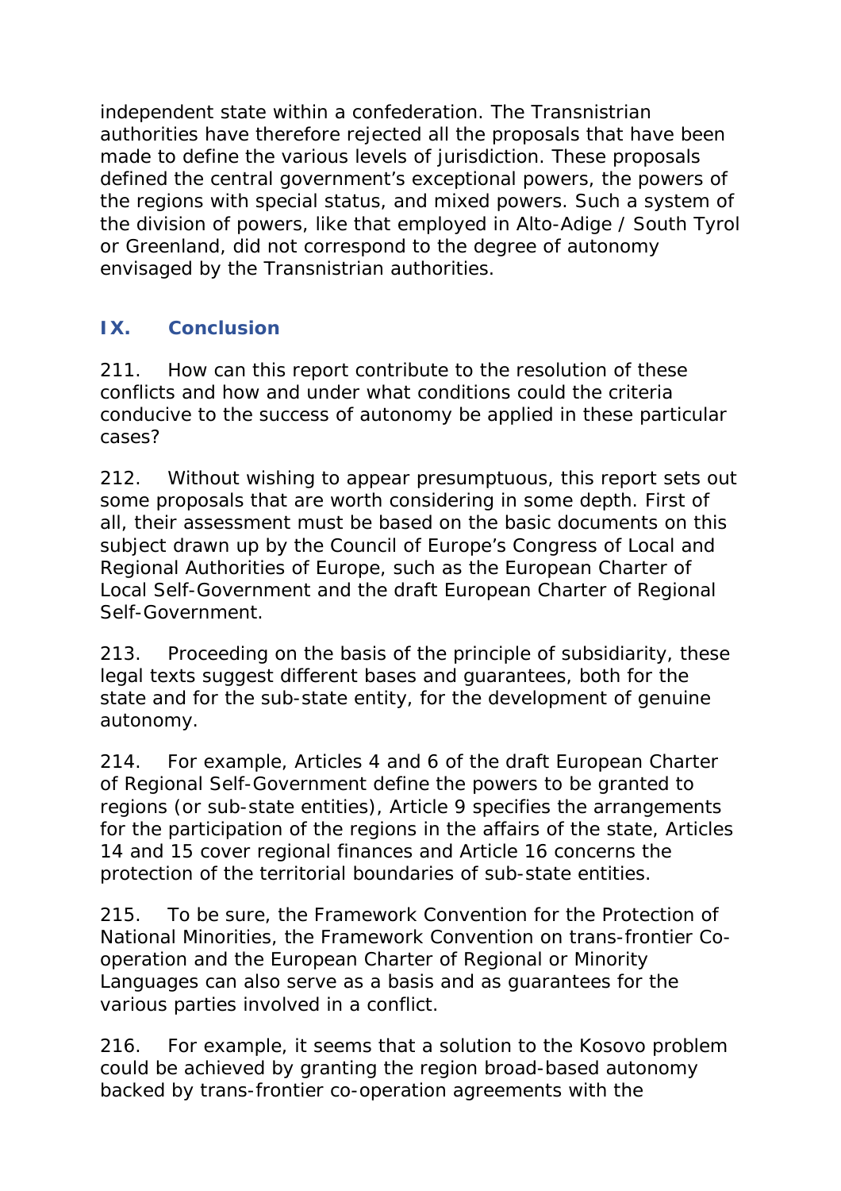independent state within a confederation. The Transnistrian authorities have therefore rejected all the proposals that have been made to define the various levels of jurisdiction. These proposals defined the central government's exceptional powers, the powers of the regions with special status, and mixed powers. Such a system of the division of powers, like that employed in Alto-Adige / South Tyrol or Greenland, did not correspond to the degree of autonomy envisaged by the Transnistrian authorities.

## IX. Conclusion

211. How can this report contribute to the resolution of these conflicts and how and under what conditions could the criteria conducive to the success of autonomy be applied in these particular cases?

212. Without wishing to appear presumptuous, this report sets out some proposals that are worth considering in some depth. First of all, their assessment must be based on the basic documents on this subject drawn up by the Council of Europe's Congress of Local and Regional Authorities of Europe, such as the European Charter of Local Self-Government and the draft European Charter of Regional Self-Government.

213. Proceeding on the basis of the principle of subsidiarity, these legal texts suggest different bases and guarantees, both for the state and for the sub-state entity, for the development of genuine autonomy.

214. For example, Articles 4 and 6 of the draft European Charter of Regional Self-Government define the powers to be granted to regions (or sub-state entities), Article 9 specifies the arrangements for the participation of the regions in the affairs of the state, Articles 14 and 15 cover regional finances and Article 16 concerns the protection of the territorial boundaries of sub-state entities.

215. To be sure, the Framework Convention for the Protection of National Minorities, the Framework Convention on trans-frontier Co-operation and the European Charter of Regional or Minority Languages can also serve as a basis and as guarantees for the various parties involved in a conflict.

216. For example, it seems that a solution to the Kosovo problem could be achieved by granting the region broad-based autonomy backed by trans-frontier co-operation agreements with the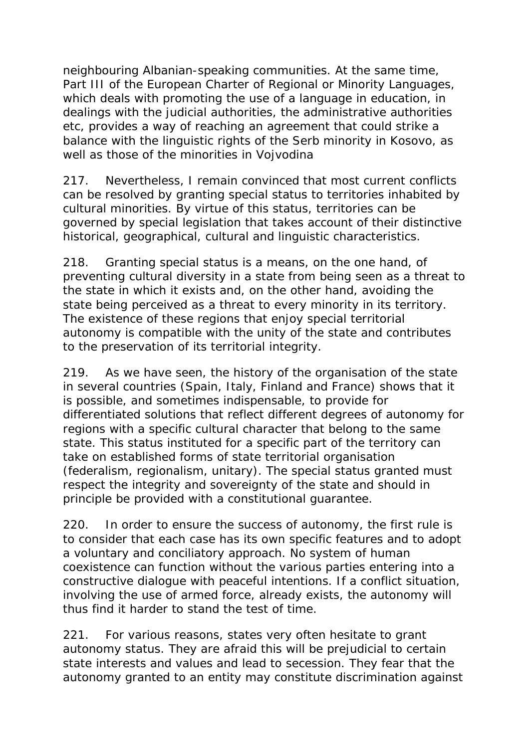neighbouring Albanian-speaking communities. At the same time, Part III of the European Charter of Regional or Minority Languages, which deals with promoting the use of a language in education, in dealings with the judicial authorities, the administrative authorities etc, provides a way of reaching an agreement that could strike a balance with the linguistic rights of the Serb minority in Kosovo, as well as those of the minorities in Vojvodina

217. Nevertheless, I remain convinced that most current conflicts can be resolved by granting special status to territories inhabited by cultural minorities. By virtue of this status, territories can be governed by special legislation that takes account of their distinctive historical, geographical, cultural and linguistic characteristics.

218. Granting special status is a means, on the one hand, of preventing cultural diversity in a state from being seen as a threat to the state in which it exists and, on the other hand, avoiding the state being perceived as a threat to every minority in its territory. The existence of these regions that enjoy special territorial autonomy is compatible with the unity of the state and contributes to the preservation of its territorial integrity.

219. As we have seen, the history of the organisation of the state in several countries (Spain, Italy, Finland and France) shows that it is possible, and sometimes indispensable, to provide for differentiated solutions that reflect different degrees of autonomy for regions with a specific cultural character that belong to the same state. This status instituted for a specific part of the territory can take on established forms of state territorial organisation (federalism, regionalism, unitary). The special status granted must respect the integrity and sovereignty of the state and should in principle be provided with a constitutional guarantee.

220. In order to ensure the success of autonomy, the first rule is to consider that each case has its own specific features and to adopt a voluntary and conciliatory approach. No system of human coexistence can function without the various parties entering into a constructive dialogue with peaceful intentions. If a conflict situation, involving the use of armed force, already exists, the autonomy will thus find it harder to stand the test of time.

221. For various reasons, states very often hesitate to grant autonomy status. They are afraid this will be prejudicial to certain state interests and values and lead to secession. They fear that the autonomy granted to an entity may constitute discrimination against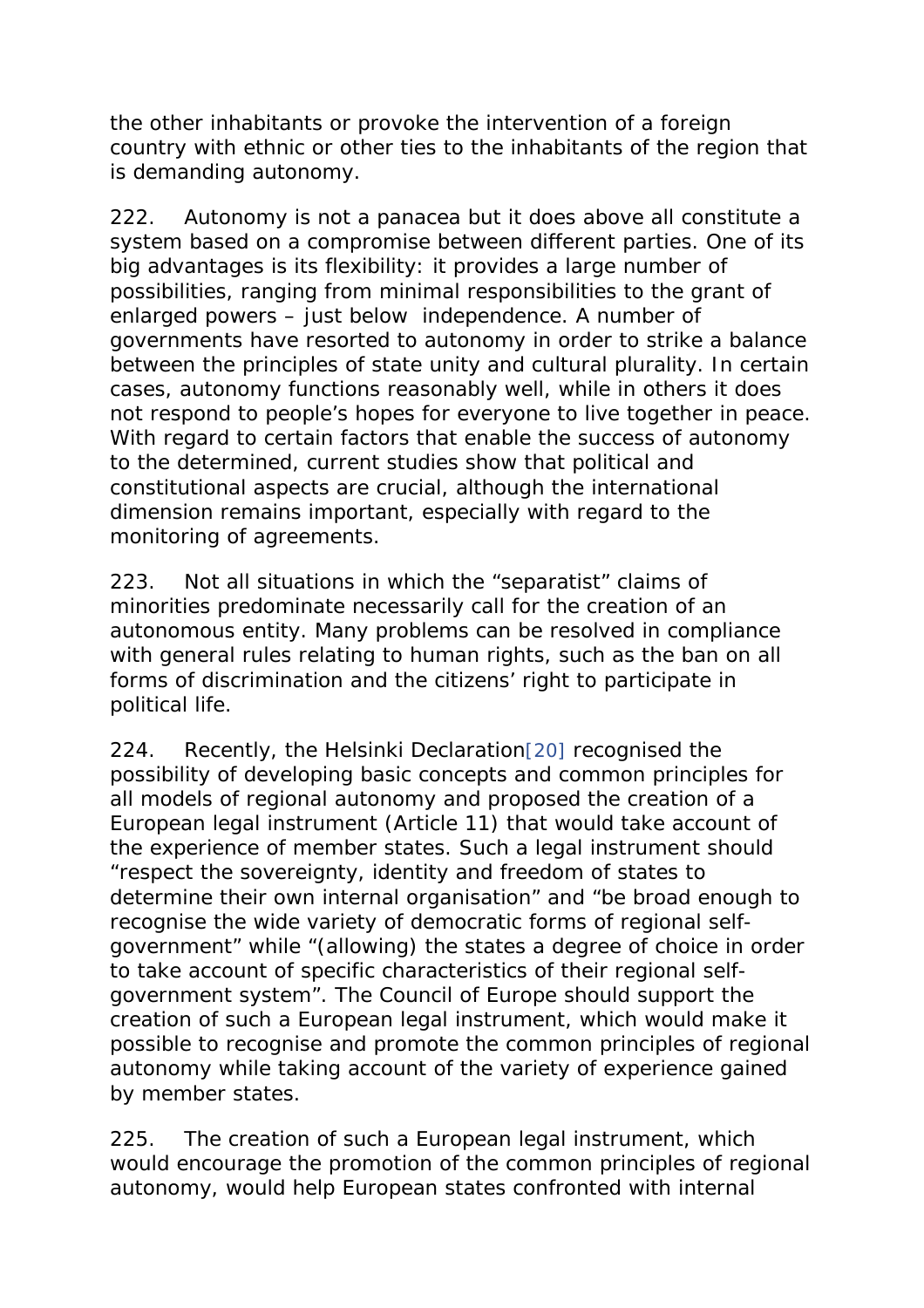the other inhabitants or provoke the intervention of a foreign country with ethnic or other ties to the inhabitants of the region that is demanding autonomy.

222. Autonomy is not a panacea but it does above all constitute a system based on a compromise between different parties. One of its big advantages is its flexibility: it provides a large number of possibilities, ranging from minimal responsibilities to the grant of enlarged powers – just below independence. A number of governments have resorted to autonomy in order to strike a balance between the principles of state unity and cultural plurality. In certain cases, autonomy functions reasonably well, while in others it does not respond to people's hopes for everyone to live together in peace. With regard to certain factors that enable the success of autonomy to the determined, current studies show that political and constitutional aspects are crucial, although the international dimension remains important, especially with regard to the monitoring of agreements.

223. Not all situations in which the "separatist" claims of minorities predominate necessarily call for the creation of an autonomous entity. Many problems can be resolved in compliance with general rules relating to human rights, such as the ban on all forms of discrimination and the citizens' right to participate in political life.

224. Recently, the Helsinki Declaration[20] recognised the possibility of developing basic concepts and common principles for all models of regional autonomy and proposed the creation of a European legal instrument (Article 11) that would take account of the experience of member states. Such a legal instrument should "respect the sovereignty, identity and freedom of states to determine their own internal organisation" and "be broad enough to recognise the wide variety of democratic forms of regional self-government" while "(allowing) the states a degree of choice in order to take account of specific characteristics of their regional self-government system". The Council of Europe should support the creation of such a European legal instrument, which would make it possible to recognise and promote the common principles of regional autonomy while taking account of the variety of experience gained by member states.

225. The creation of such a European legal instrument, which would encourage the promotion of the common principles of regional autonomy, would help European states confronted with internal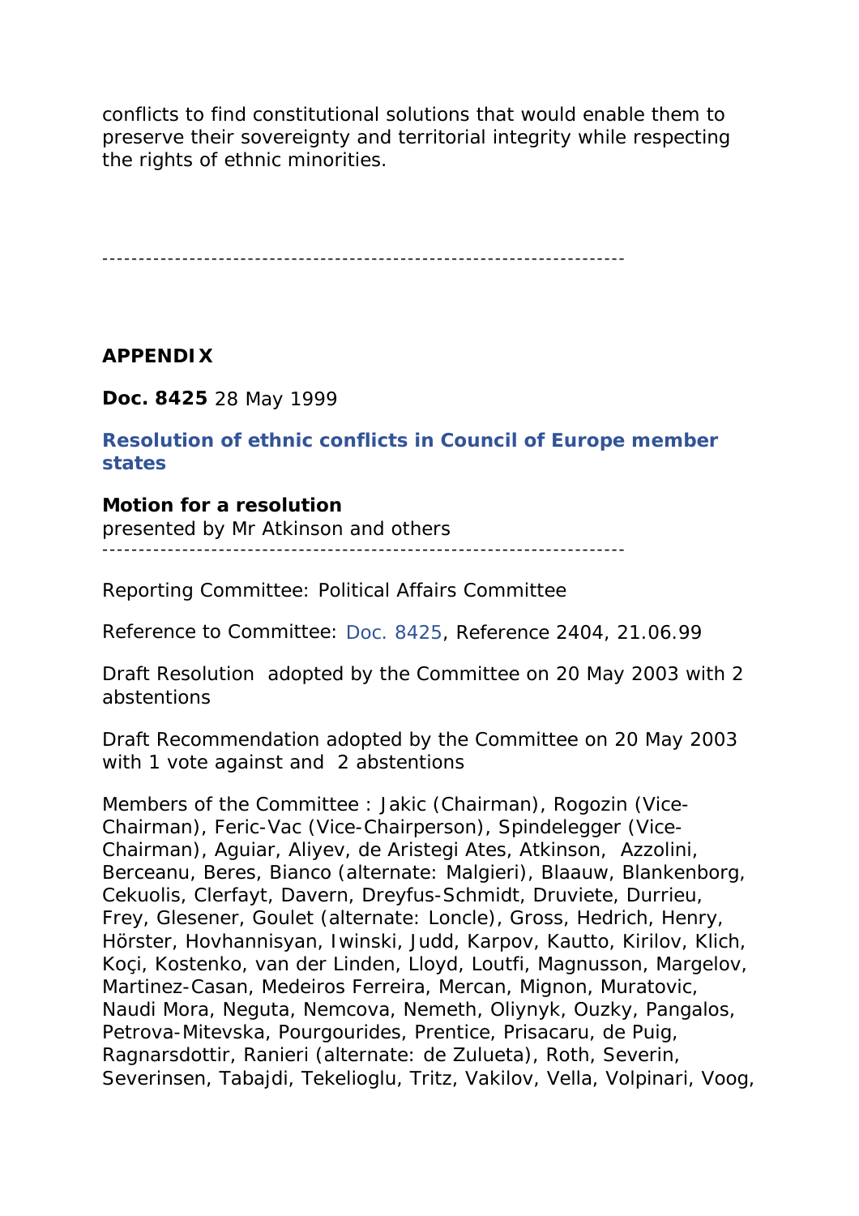conflicts to find constitutional solutions that would enable them to preserve their sovereignty and territorial integrity while respecting the rights of ethnic minorities.

---

**APPENDIX**

**Doc. 8425** 28 May 1999

**Resolution of ethnic conflicts in Council of Europe member states**

**Motion for a resolution**
presented by Mr Atkinson and others

---

Reporting Committee: Political Affairs Committee

Reference to Committee: Doc. 8425, Reference 2404, 21.06.99

Draft Resolution adopted by the Committee on 20 May 2003 with 2 abstentions

Draft Recommendation adopted by the Committee on 20 May 2003 with 1 vote against and 2 abstentions

Members of the Committee : Jakic (Chairman), Rogozin (Vice-Chairman), Feric-Vac (Vice-Chairperson), Spindelegger (Vice-Chairman), Aguiar, Aliyev, de Aristegi Ates, Atkinson, Azzolini, Berceanu, Beres, Bianco (alternate: Malgieri), Blaauw, Blankenborg, Cekuolis, Clerfayt, Davern, Dreyfus-Schmidt, Druviete, Durrieu, Frey, Glesener, Goulet (alternate: Loncle), Gross, Hedrich, Henry, Hörster, Hovhannisyan, Iwinski, Judd, Karpov, Kautto, Kirilov, Klich, Koçi, Kostenko, van der Linden, Lloyd, Loutfi, Magnusson, Margelov, Martinez-Casan, Medeiros Ferreira, Mercan, Mignon, Muratovic, Naudi Mora, Neguta, Nemcova, Nemeth, Oliynyk, Ouzky, Pangalos, Petrova-Mitevska, Pourgourides, Prentice, Prisacaru, de Puig, Ragnarsdottir, Ranieri (alternate: de Zulueta), Roth, Severin, Severinsen, Tabajdi, Tekelioglu, Tritz, Vakilov, Vella, Volpinari, Voog,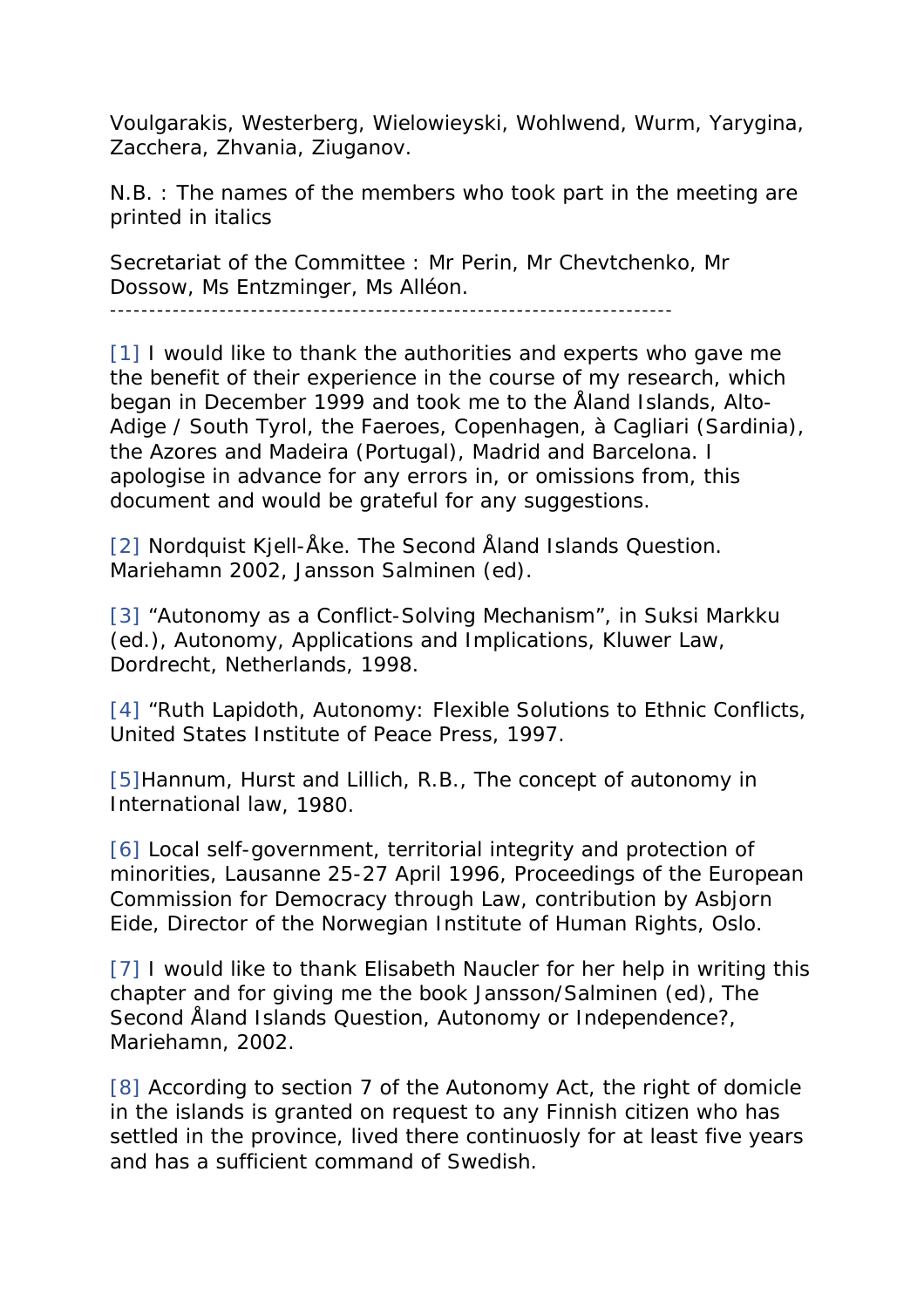Voulgarakis, Westerberg, Wielowieyski, Wohlwend, Wurm, Yarygina, Zacchera, Zhvania, Ziuganov.

N.B. : The names of the members who took part in the meeting are printed in italics

Secretariat of the Committee : Mr Perin, Mr Chevtchenko, Mr Dossow, Ms Entzminger, Ms Alléon.

---

[1] I would like to thank the authorities and experts who gave me the benefit of their experience in the course of my research, which began in December 1999 and took me to the Åland Islands, Alto-Adige / South Tyrol, the Faeroes, Copenhagen, à Cagliari (Sardinia), the Azores and Madeira (Portugal), Madrid and Barcelona. I apologise in advance for any errors in, or omissions from, this document and would be grateful for any suggestions.

[2] Nordquist Kjell-Åke. The Second Åland Islands Question. Mariehamn 2002, Jansson Salminen (ed).

[3] "Autonomy as a Conflict-Solving Mechanism", in Suksi Markku (ed.), Autonomy, Applications and Implications, Kluwer Law, Dordrecht, Netherlands, 1998.

[4] "Ruth Lapidoth, Autonomy: Flexible Solutions to Ethnic Conflicts, United States Institute of Peace Press, 1997.

[5]Hannum, Hurst and Lillich, R.B., The concept of autonomy in International law, 1980.

[6] Local self-government, territorial integrity and protection of minorities, Lausanne 25-27 April 1996, Proceedings of the European Commission for Democracy through Law, contribution by Asbjorn Eide, Director of the Norwegian Institute of Human Rights, Oslo.

[7] I would like to thank Elisabeth Naucler for her help in writing this chapter and for giving me the book Jansson/Salminen (ed), The Second Åland Islands Question, Autonomy or Independence?, Mariehamn, 2002.

[8] According to section 7 of the Autonomy Act, the right of domicle in the islands is granted on request to any Finnish citizen who has settled in the province, lived there continuosly for at least five years and has a sufficient command of Swedish.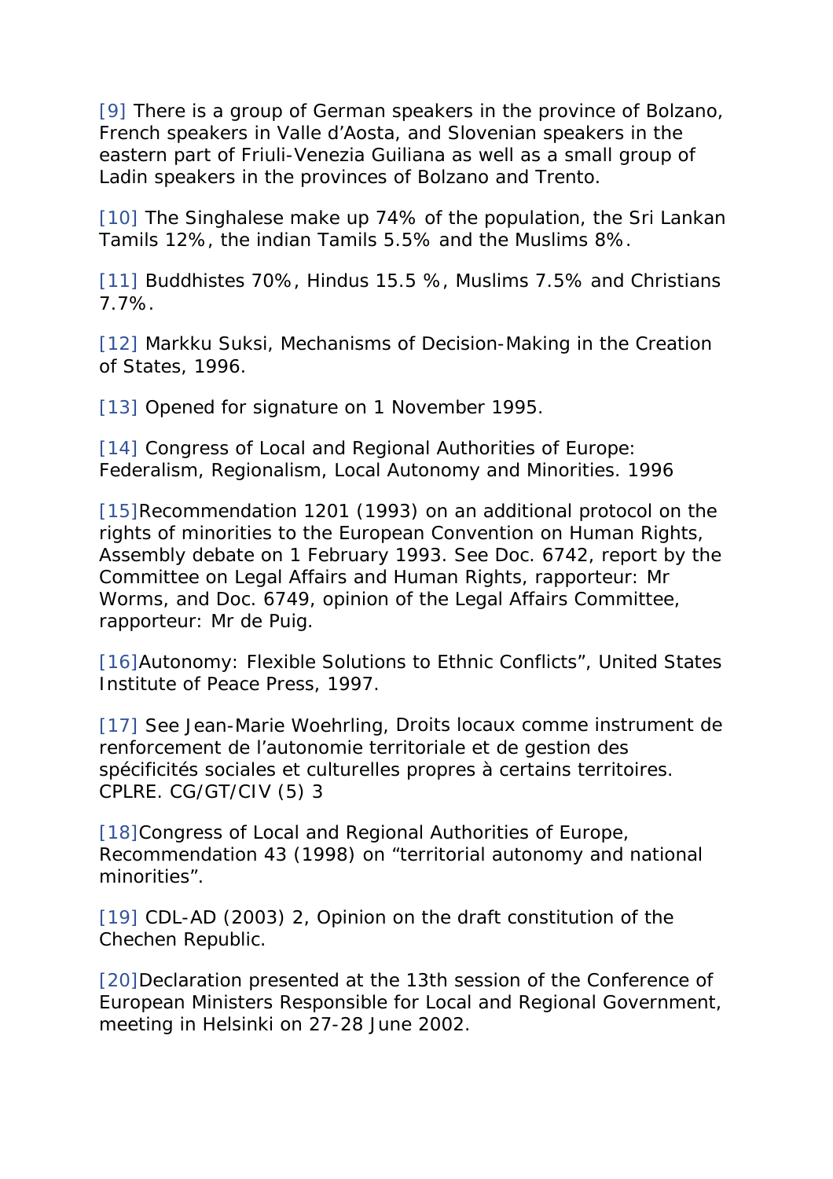[9] There is a group of German speakers in the province of Bolzano, French speakers in Valle d'Aosta, and Slovenian speakers in the eastern part of Friuli-Venezia Guiliana as well as a small group of Ladin speakers in the provinces of Bolzano and Trento.

[10] The Singhalese make up 74% of the population, the Sri Lankan Tamils 12%, the indian Tamils 5.5% and the Muslims 8%.

[11] Buddhistes 70%, Hindus 15.5 %, Muslims 7.5% and Christians 7.7%.

[12] Markku Suksi, Mechanisms of Decision-Making in the Creation of States, 1996.

[13] Opened for signature on 1 November 1995.

[14] Congress of Local and Regional Authorities of Europe: Federalism, Regionalism, Local Autonomy and Minorities. 1996

[15]Recommendation 1201 (1993) on an additional protocol on the rights of minorities to the European Convention on Human Rights, Assembly debate on 1 February 1993. See Doc. 6742, report by the Committee on Legal Affairs and Human Rights, rapporteur: Mr Worms, and Doc. 6749, opinion of the Legal Affairs Committee, rapporteur: Mr de Puig.

[16]Autonomy: Flexible Solutions to Ethnic Conflicts", United States Institute of Peace Press, 1997.

[17] See Jean-Marie Woehrling, Droits locaux comme instrument de renforcement de l'autonomie territoriale et de gestion des spécificités sociales et culturelles propres à certains territoires. CPLRE. CG/GT/CIV (5) 3

[18]Congress of Local and Regional Authorities of Europe, Recommendation 43 (1998) on "territorial autonomy and national minorities".

[19] CDL-AD (2003) 2, Opinion on the draft constitution of the Chechen Republic.

[20]Declaration presented at the 13th session of the Conference of European Ministers Responsible for Local and Regional Government, meeting in Helsinki on 27-28 June 2002.